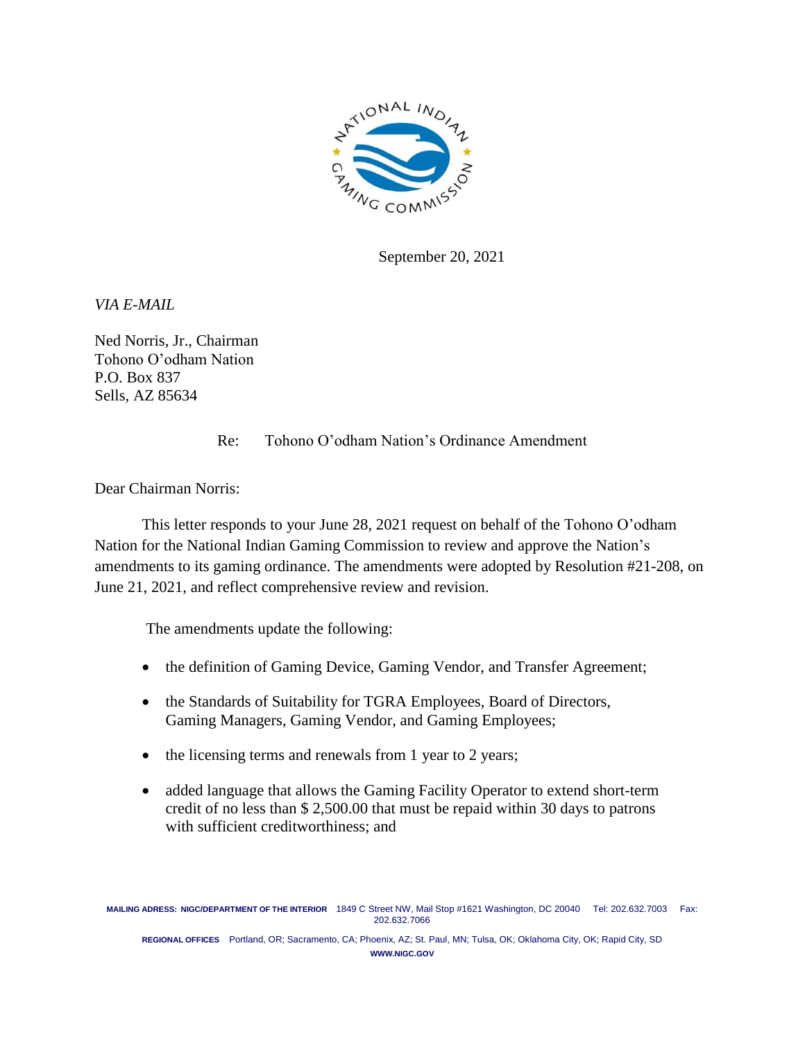September 20, 2021

*VIA E-MAIL*

Ned Norris, Jr., Chairman
Tohono O'odham Nation
P.O. Box 837
Sells, AZ 85634

Re: Tohono O'odham Nation's Ordinance Amendment

Dear Chairman Norris:

This letter responds to your June 28, 2021 request on behalf of the Tohono O'odham Nation for the National Indian Gaming Commission to review and approve the Nation's amendments to its gaming ordinance. The amendments were adopted by Resolution #21-208, on June 21, 2021, and reflect comprehensive review and revision.

The amendments update the following:

- the definition of Gaming Device, Gaming Vendor, and Transfer Agreement;
- the Standards of Suitability for TGRA Employees, Board of Directors, Gaming Managers, Gaming Vendor, and Gaming Employees;
- the licensing terms and renewals from 1 year to 2 years;
- added language that allows the Gaming Facility Operator to extend short-term credit of no less than $ 2,500.00 that must be repaid within 30 days to patrons with sufficient creditworthiness; and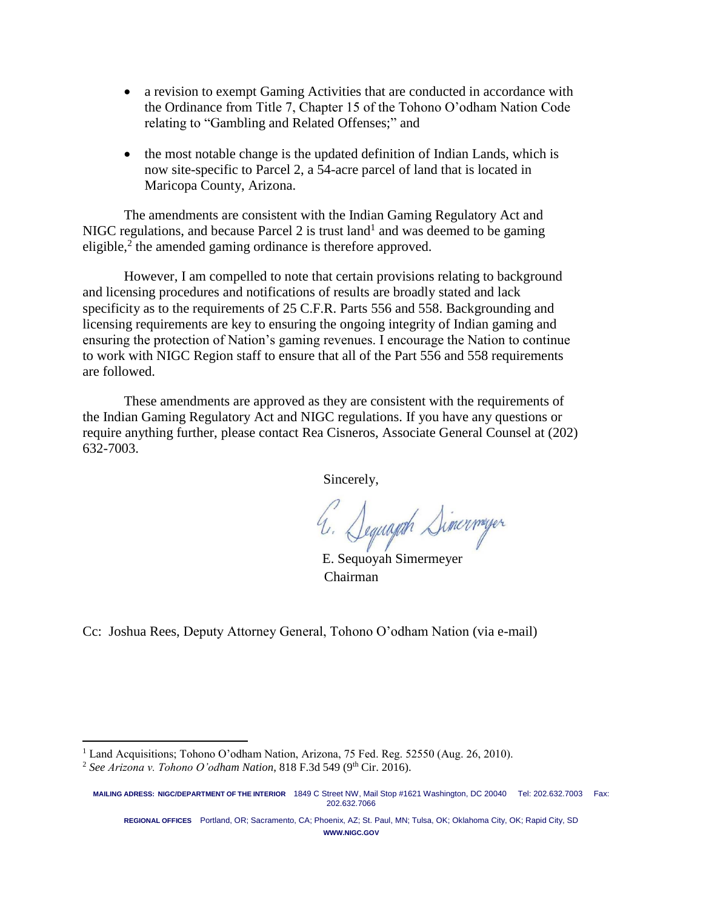- a revision to exempt Gaming Activities that are conducted in accordance with the Ordinance from Title 7, Chapter 15 of the Tohono O'odham Nation Code relating to "Gambling and Related Offenses;" and

- the most notable change is the updated definition of Indian Lands, which is now site-specific to Parcel 2, a 54-acre parcel of land that is located in Maricopa County, Arizona.

The amendments are consistent with the Indian Gaming Regulatory Act and NIGC regulations, and because Parcel 2 is trust land[1] and was deemed to be gaming eligible,[2] the amended gaming ordinance is therefore approved.

However, I am compelled to note that certain provisions relating to background and licensing procedures and notifications of results are broadly stated and lack specificity as to the requirements of 25 C.F.R. Parts 556 and 558. Backgrounding and licensing requirements are key to ensuring the ongoing integrity of Indian gaming and ensuring the protection of Nation's gaming revenues. I encourage the Nation to continue to work with NIGC Region staff to ensure that all of the Part 556 and 558 requirements are followed.

These amendments are approved as they are consistent with the requirements of the Indian Gaming Regulatory Act and NIGC regulations. If you have any questions or require anything further, please contact Rea Cisneros, Associate General Counsel at (202) 632-7003.

Sincerely,

E. Sequoyah Simermeyer
Chairman

Cc: Joshua Rees, Deputy Attorney General, Tohono O'odham Nation (via e-mail)

---

[1] Land Acquisitions; Tohono O'odham Nation, Arizona, 75 Fed. Reg. 52550 (Aug. 26, 2010).

[2] *See Arizona v. Tohono O'odham Nation*, 818 F.3d 549 (9th Cir. 2016).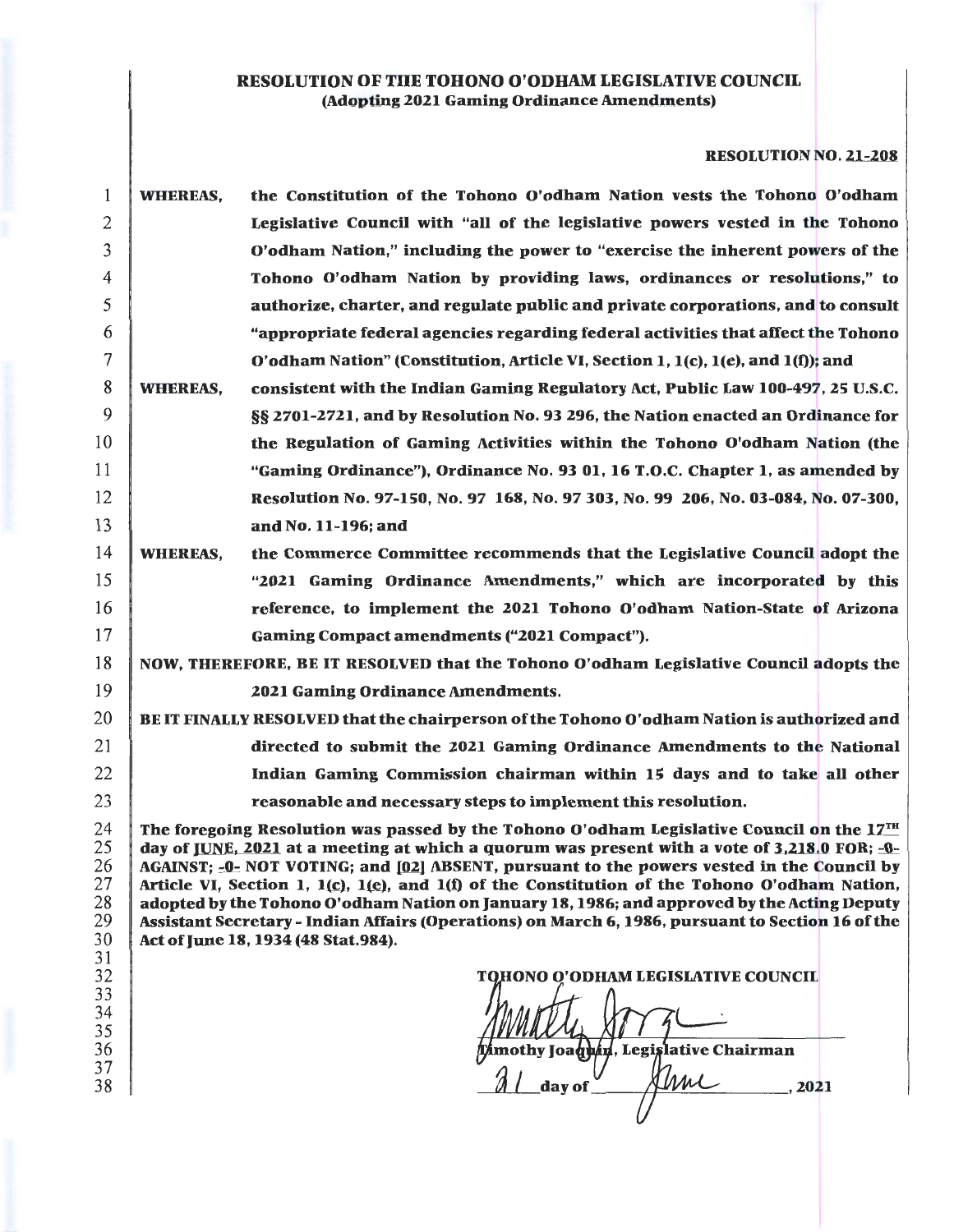**RESOLUTION OF THE TOHONO O'ODHAM LEGISLATIVE COUNCIL**
**(Adopting 2021 Gaming Ordinance Amendments)**

**RESOLUTION NO. 21-208**

**WHEREAS,** the Constitution of the Tohono O'odham Nation vests the Tohono O'odham Legislative Council with "all of the legislative powers vested in the Tohono O'odham Nation," including the power to "exercise the inherent powers of the Tohono O'odham Nation by providing laws, ordinances or resolutions," to authorize, charter, and regulate public and private corporations, and to consult "appropriate federal agencies regarding federal activities that affect the Tohono O'odham Nation" (Constitution, Article VI, Section 1, 1(c), 1(e), and 1(f)); and

**WHEREAS,** consistent with the Indian Gaming Regulatory Act, Public Law 100-497, 25 U.S.C. §§ 2701-2721, and by Resolution No. 93 296, the Nation enacted an Ordinance for the Regulation of Gaming Activities within the Tohono O'odham Nation (the "Gaming Ordinance"), Ordinance No. 93 01, 16 T.O.C. Chapter 1, as amended by Resolution No. 97-150, No. 97 168, No. 97 303, No. 99 206, No. 03-084, No. 07-300, and No. 11-196; and

**WHEREAS,** the Commerce Committee recommends that the Legislative Council adopt the "2021 Gaming Ordinance Amendments," which are incorporated by this reference, to implement the 2021 Tohono O'odham Nation-State of Arizona Gaming Compact amendments ("2021 Compact").

**NOW, THEREFORE, BE IT RESOLVED** that the Tohono O'odham Legislative Council adopts the 2021 Gaming Ordinance Amendments.

**BE IT FINALLY RESOLVED** that the chairperson of the Tohono O'odham Nation is authorized and directed to submit the 2021 Gaming Ordinance Amendments to the National Indian Gaming Commission chairman within 15 days and to take all other reasonable and necessary steps to implement this resolution.

**The foregoing Resolution was passed by the Tohono O'odham Legislative Council on the 17TH day of JUNE, 2021 at a meeting at which a quorum was present with a vote of 3,218.0 FOR; -0- AGAINST; -0- NOT VOTING; and [02] ABSENT, pursuant to the powers vested in the Council by Article VI, Section 1, 1(c), 1(e), and 1(f) of the Constitution of the Tohono O'odham Nation, adopted by the Tohono O'odham Nation on January 18, 1986; and approved by the Acting Deputy Assistant Secretary - Indian Affairs (Operations) on March 6, 1986, pursuant to Section 16 of the Act of June 18, 1934 (48 Stat.984).**

**TOHONO O'ODHAM LEGISLATIVE COUNCIL**

[Signature]

**Timothy Joaquin, Legislative Chairman**

21 day of June, 2021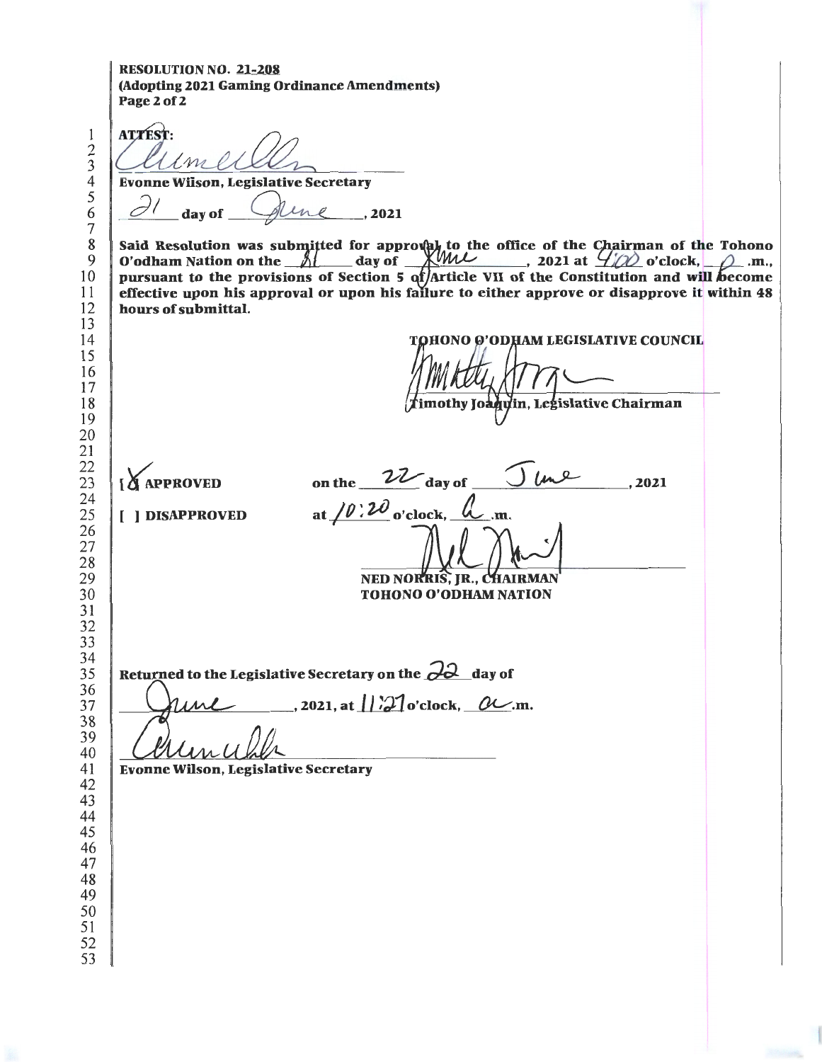**RESOLUTION NO. 21-208**
**(Adopting 2021 Gaming Ordinance Amendments)**
**Page 2 of 2**

**ATTEST:**

[signature]

**Evonne Wilson, Legislative Secretary**

21 **day of** June **, 2021**

**Said Resolution was submitted for approval to the office of the Chairman of the Tohono O'odham Nation on the** 21 **day of** June **, 2021 at** 4:00 **o'clock,** p **.m., pursuant to the provisions of Section 5 of Article VII of the Constitution and will become effective upon his approval or upon his failure to either approve or disapprove it within 48 hours of submittal.**

**TOHONO O'ODHAM LEGISLATIVE COUNCIL**

[signature]

**Timothy Joaquin, Legislative Chairman**

[X] **APPROVED** on the 22 day of June , 2021

[ ] **DISAPPROVED** at 10:20 o'clock, a .m.

[signature]

**NED NORRIS, JR., CHAIRMAN**
**TOHONO O'ODHAM NATION**

**Returned to the Legislative Secretary on the** 22 **day of** June **, 2021, at** 11:27 **o'clock,** a **.m.**

[signature]

**Evonne Wilson, Legislative Secretary**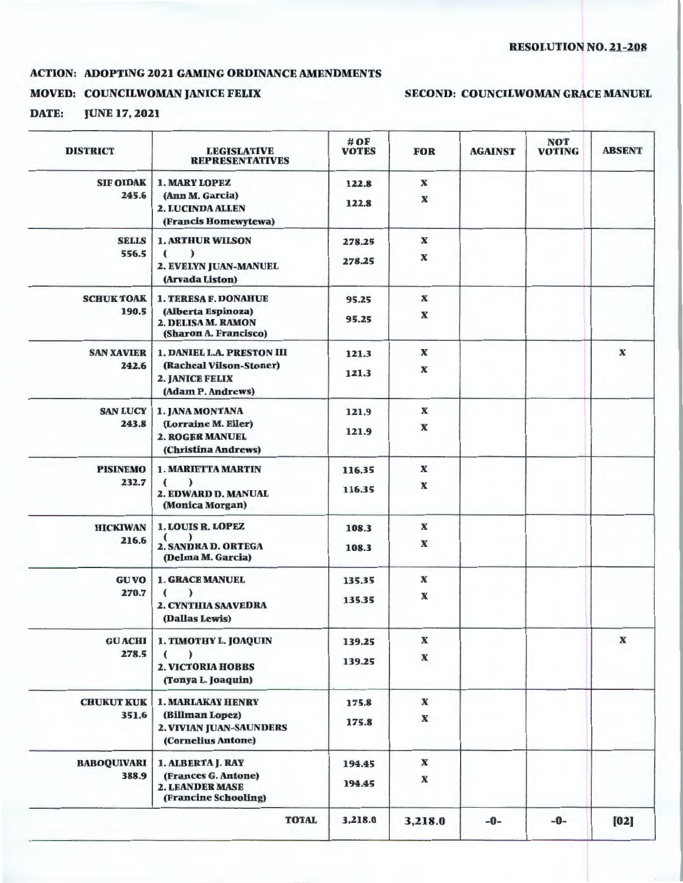**RESOLUTION NO. 21-208**

**ACTION: ADOPTING 2021 GAMING ORDINANCE AMENDMENTS**

**MOVED: COUNCILWOMAN JANICE FELIX** **SECOND: COUNCILWOMAN GRACE MANUEL**

**DATE: JUNE 17, 2021**

| DISTRICT | LEGISLATIVE REPRESENTATIVES | # OF VOTES | FOR | AGAINST | NOT VOTING | ABSENT |
|---|---|---|---|---|---|---|
| **SIF OIDAK** 245.6 | **1. MARY LOPEZ** (Ann M. Garcia) | 122.8 | X | | | |
| | **2. LUCINDA ALLEN** (Francis Homewytewa) | 122.8 | X | | | |
| **SELLS** 556.5 | **1. ARTHUR WILSON** ( ) | 278.25 | X | | | |
| | **2. EVELYN JUAN-MANUEL** (Arvada Liston) | 278.25 | X | | | |
| **SCHUK TOAK** 190.5 | **1. TERESA F. DONAHUE** (Alberta Espinoza) | 95.25 | X | | | |
| | **2. DELISA M. RAMON** (Sharon A. Francisco) | 95.25 | X | | | |
| **SAN XAVIER** 242.6 | **1. DANIEL L.A. PRESTON III** (Racheal Vilson-Stoner) | 121.3 | X | | | X |
| | **2. JANICE FELIX** (Adam P. Andrews) | 121.3 | X | | | |
| **SAN LUCY** 243.8 | **1. JANA MONTANA** (Lorraine M. Eiler) | 121.9 | X | | | |
| | **2. ROGER MANUEL** (Christina Andrews) | 121.9 | X | | | |
| **PISINEMO** 232.7 | **1. MARIETTA MARTIN** ( ) | 116.35 | X | | | |
| | **2. EDWARD D. MANUAL** (Monica Morgan) | 116.35 | X | | | |
| **HICKIWAN** 216.6 | **1. LOUIS R. LOPEZ** ( ) | 108.3 | X | | | |
| | **2. SANDRA D. ORTEGA** (Delma M. Garcia) | 108.3 | X | | | |
| **GU VO** 270.7 | **1. GRACE MANUEL** ( ) | 135.35 | X | | | |
| | **2. CYNTHIA SAAVEDRA** (Dallas Lewis) | 135.35 | X | | | |
| **GU ACHI** 278.5 | **1. TIMOTHY L. JOAQUIN** ( ) | 139.25 | X | | | X |
| | **2. VICTORIA HOBBS** (Tonya L. Joaquin) | 139.25 | X | | | |
| **CHUKUT KUK** 351.6 | **1. MARLAKAY HENRY** (Billman Lopez) | 175.8 | X | | | |
| | **2. VIVIAN JUAN-SAUNDERS** (Cornelius Antone) | 175.8 | X | | | |
| **BABOQUIVARI** 388.9 | **1. ALBERTA J. RAY** (Frances G. Antone) | 194.45 | X | | | |
| | **2. LEANDER MASE** (Francine Schooling) | 194.45 | X | | | |
| | **TOTAL** | 3,218.0 | 3,218.0 | -0- | -0- | [02] |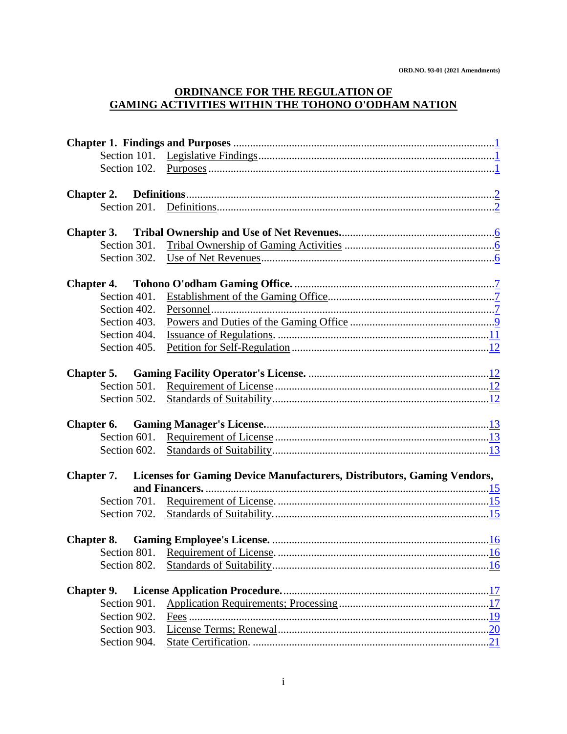ORD.NO. 93-01 (2021 Amendments)

# ORDINANCE FOR THE REGULATION OF GAMING ACTIVITIES WITHIN THE TOHONO O'ODHAM NATION

| | | |
|---|---|---|
| **Chapter 1. Findings and Purposes** | | 1 |
| Section 101. | Legislative Findings | 1 |
| Section 102. | Purposes | 1 |
| **Chapter 2.** | **Definitions** | 2 |
| Section 201. | Definitions | 2 |
| **Chapter 3.** | **Tribal Ownership and Use of Net Revenues.** | 6 |
| Section 301. | Tribal Ownership of Gaming Activities | 6 |
| Section 302. | Use of Net Revenues | 6 |
| **Chapter 4.** | **Tohono O'odham Gaming Office.** | 7 |
| Section 401. | Establishment of the Gaming Office | 7 |
| Section 402. | Personnel | 7 |
| Section 403. | Powers and Duties of the Gaming Office | 9 |
| Section 404. | Issuance of Regulations. | 11 |
| Section 405. | Petition for Self-Regulation | 12 |
| **Chapter 5.** | **Gaming Facility Operator's License.** | 12 |
| Section 501. | Requirement of License | 12 |
| Section 502. | Standards of Suitability | 12 |
| **Chapter 6.** | **Gaming Manager's License.** | 13 |
| Section 601. | Requirement of License | 13 |
| Section 602. | Standards of Suitability | 13 |
| **Chapter 7.** | **Licenses for Gaming Device Manufacturers, Distributors, Gaming Vendors, and Financers.** | 15 |
| Section 701. | Requirement of License. | 15 |
| Section 702. | Standards of Suitability. | 15 |
| **Chapter 8.** | **Gaming Employee's License.** | 16 |
| Section 801. | Requirement of License. | 16 |
| Section 802. | Standards of Suitability | 16 |
| **Chapter 9.** | **License Application Procedure.** | 17 |
| Section 901. | Application Requirements; Processing | 17 |
| Section 902. | Fees | 19 |
| Section 903. | License Terms; Renewal | 20 |
| Section 904. | State Certification. | 21 |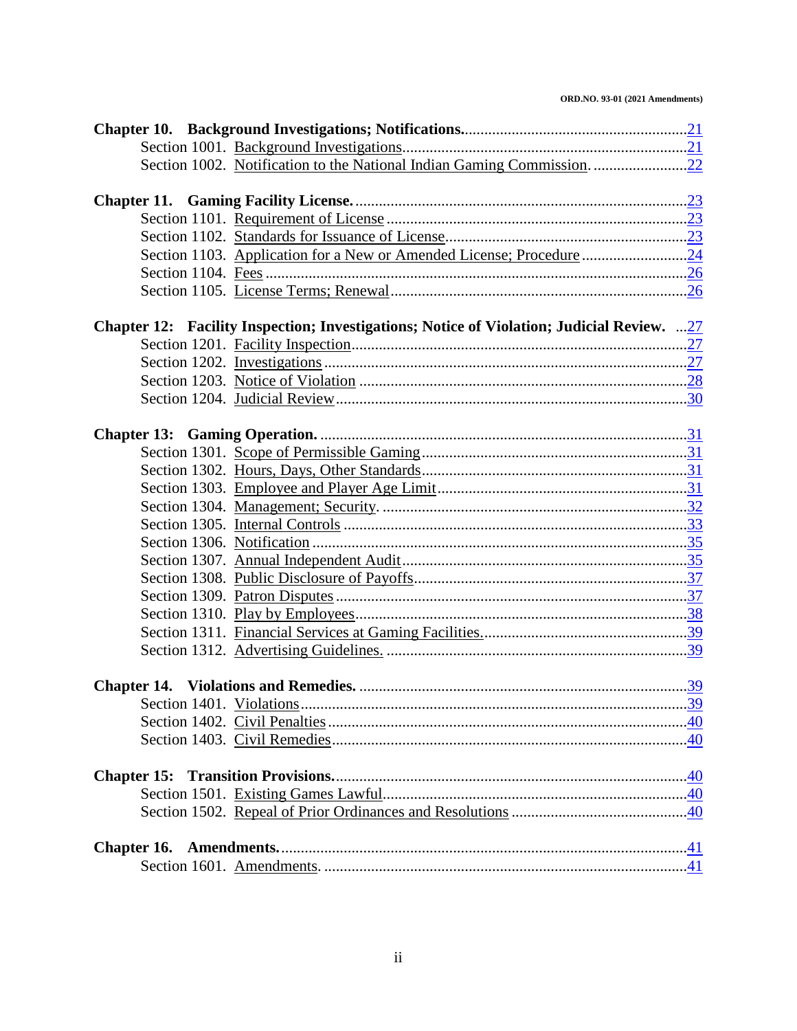**Chapter 10. Background Investigations; Notifications.** ........................................................ 21
- Section 1001. Background Investigations ........................................................ 21
- Section 1002. Notification to the National Indian Gaming Commission. ........................ 22

**Chapter 11. Gaming Facility License.** ........................................................ 23
- Section 1101. Requirement of License ........................................................ 23
- Section 1102. Standards for Issuance of License ........................................................ 23
- Section 1103. Application for a New or Amended License; Procedure ........................ 24
- Section 1104. Fees ........................................................ 26
- Section 1105. License Terms; Renewal ........................................................ 26

**Chapter 12: Facility Inspection; Investigations; Notice of Violation; Judicial Review.** ...27
- Section 1201. Facility Inspection ........................................................ 27
- Section 1202. Investigations ........................................................ 27
- Section 1203. Notice of Violation ........................................................ 28
- Section 1204. Judicial Review ........................................................ 30

**Chapter 13: Gaming Operation.** ........................................................ 31
- Section 1301. Scope of Permissible Gaming ........................................................ 31
- Section 1302. Hours, Days, Other Standards ........................................................ 31
- Section 1303. Employee and Player Age Limit ........................................................ 31
- Section 1304. Management; Security. ........................................................ 32
- Section 1305. Internal Controls ........................................................ 33
- Section 1306. Notification ........................................................ 35
- Section 1307. Annual Independent Audit ........................................................ 35
- Section 1308. Public Disclosure of Payoffs ........................................................ 37
- Section 1309. Patron Disputes ........................................................ 37
- Section 1310. Play by Employees ........................................................ 38
- Section 1311. Financial Services at Gaming Facilities. ........................................................ 39
- Section 1312. Advertising Guidelines. ........................................................ 39

**Chapter 14. Violations and Remedies.** ........................................................ 39
- Section 1401. Violations ........................................................ 39
- Section 1402. Civil Penalties ........................................................ 40
- Section 1403. Civil Remedies ........................................................ 40

**Chapter 15: Transition Provisions.** ........................................................ 40
- Section 1501. Existing Games Lawful ........................................................ 40
- Section 1502. Repeal of Prior Ordinances and Resolutions ........................................ 40

**Chapter 16. Amendments.** ........................................................ 41
- Section 1601. Amendments. ........................................................ 41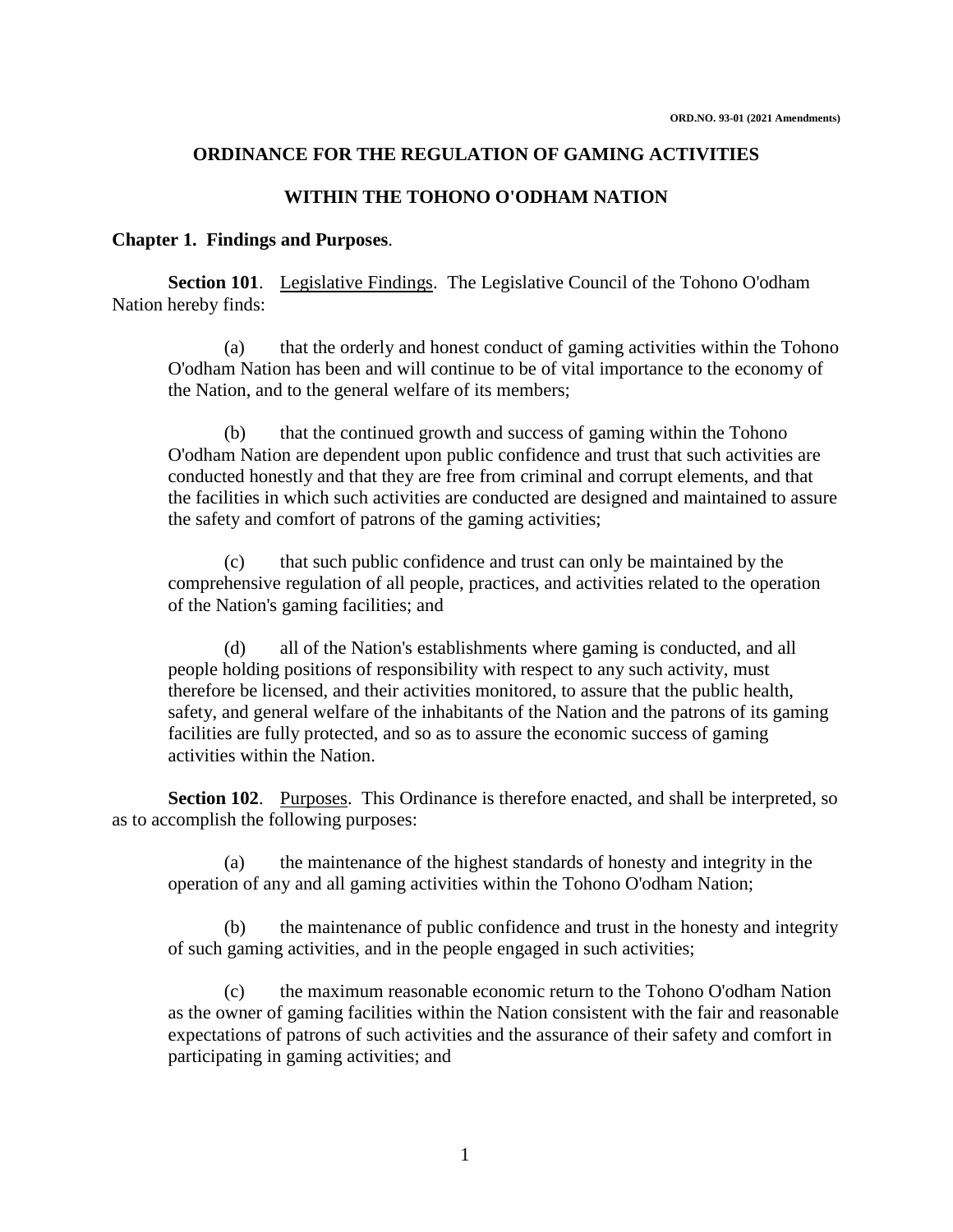ORD.NO. 93-01 (2021 Amendments)

# ORDINANCE FOR THE REGULATION OF GAMING ACTIVITIES

# WITHIN THE TOHONO O'ODHAM NATION

## Chapter 1. Findings and Purposes.

**Section 101**. Legislative Findings. The Legislative Council of the Tohono O'odham Nation hereby finds:

(a) that the orderly and honest conduct of gaming activities within the Tohono O'odham Nation has been and will continue to be of vital importance to the economy of the Nation, and to the general welfare of its members;

(b) that the continued growth and success of gaming within the Tohono O'odham Nation are dependent upon public confidence and trust that such activities are conducted honestly and that they are free from criminal and corrupt elements, and that the facilities in which such activities are conducted are designed and maintained to assure the safety and comfort of patrons of the gaming activities;

(c) that such public confidence and trust can only be maintained by the comprehensive regulation of all people, practices, and activities related to the operation of the Nation's gaming facilities; and

(d) all of the Nation's establishments where gaming is conducted, and all people holding positions of responsibility with respect to any such activity, must therefore be licensed, and their activities monitored, to assure that the public health, safety, and general welfare of the inhabitants of the Nation and the patrons of its gaming facilities are fully protected, and so as to assure the economic success of gaming activities within the Nation.

**Section 102**. Purposes. This Ordinance is therefore enacted, and shall be interpreted, so as to accomplish the following purposes:

(a) the maintenance of the highest standards of honesty and integrity in the operation of any and all gaming activities within the Tohono O'odham Nation;

(b) the maintenance of public confidence and trust in the honesty and integrity of such gaming activities, and in the people engaged in such activities;

(c) the maximum reasonable economic return to the Tohono O'odham Nation as the owner of gaming facilities within the Nation consistent with the fair and reasonable expectations of patrons of such activities and the assurance of their safety and comfort in participating in gaming activities; and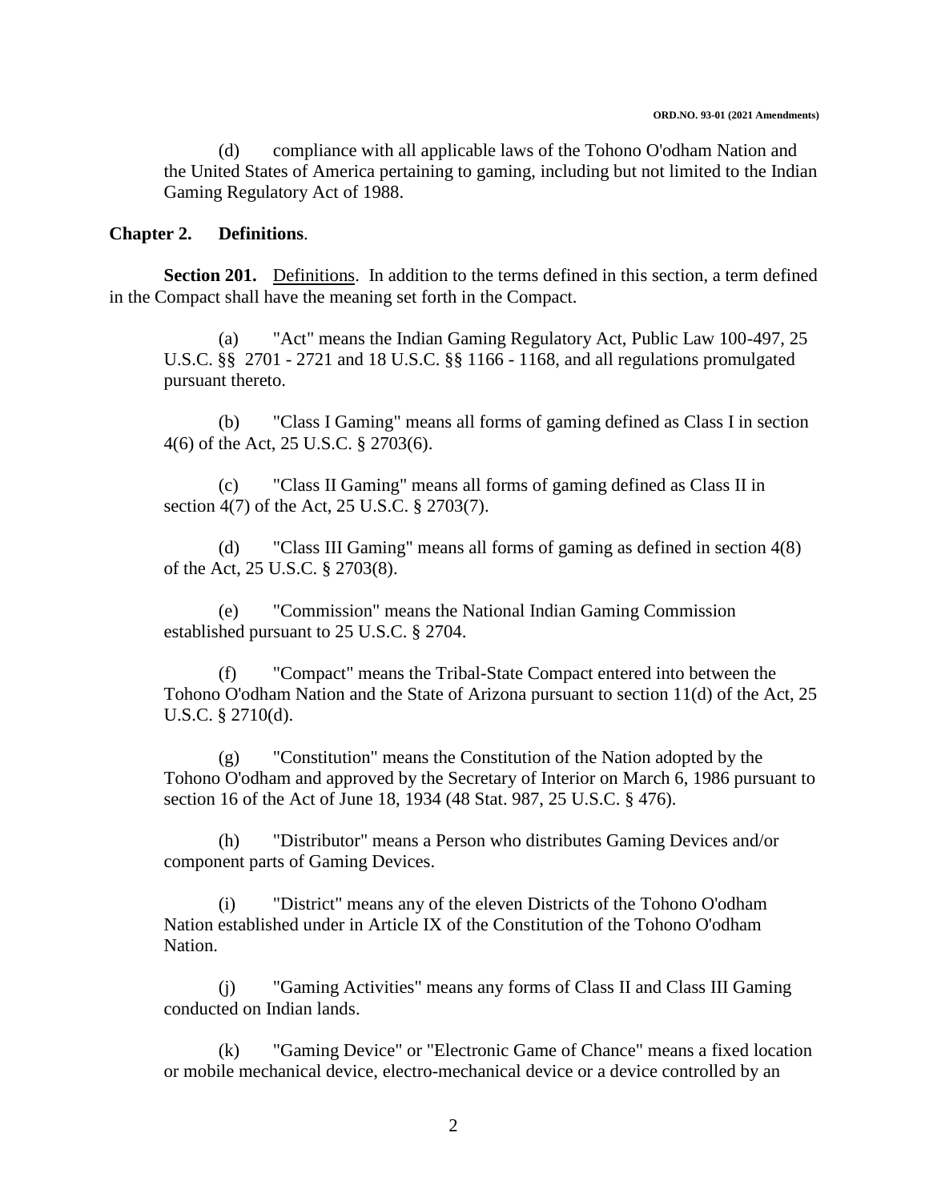(d) compliance with all applicable laws of the Tohono O'odham Nation and the United States of America pertaining to gaming, including but not limited to the Indian Gaming Regulatory Act of 1988.

## Chapter 2. Definitions.

**Section 201.** Definitions. In addition to the terms defined in this section, a term defined in the Compact shall have the meaning set forth in the Compact.

(a) "Act" means the Indian Gaming Regulatory Act, Public Law 100-497, 25 U.S.C. §§ 2701 - 2721 and 18 U.S.C. §§ 1166 - 1168, and all regulations promulgated pursuant thereto.

(b) "Class I Gaming" means all forms of gaming defined as Class I in section 4(6) of the Act, 25 U.S.C. § 2703(6).

(c) "Class II Gaming" means all forms of gaming defined as Class II in section 4(7) of the Act, 25 U.S.C. § 2703(7).

(d) "Class III Gaming" means all forms of gaming as defined in section 4(8) of the Act, 25 U.S.C. § 2703(8).

(e) "Commission" means the National Indian Gaming Commission established pursuant to 25 U.S.C. § 2704.

(f) "Compact" means the Tribal-State Compact entered into between the Tohono O'odham Nation and the State of Arizona pursuant to section 11(d) of the Act, 25 U.S.C. § 2710(d).

(g) "Constitution" means the Constitution of the Nation adopted by the Tohono O'odham and approved by the Secretary of Interior on March 6, 1986 pursuant to section 16 of the Act of June 18, 1934 (48 Stat. 987, 25 U.S.C. § 476).

(h) "Distributor" means a Person who distributes Gaming Devices and/or component parts of Gaming Devices.

(i) "District" means any of the eleven Districts of the Tohono O'odham Nation established under in Article IX of the Constitution of the Tohono O'odham Nation.

(j) "Gaming Activities" means any forms of Class II and Class III Gaming conducted on Indian lands.

(k) "Gaming Device" or "Electronic Game of Chance" means a fixed location or mobile mechanical device, electro-mechanical device or a device controlled by an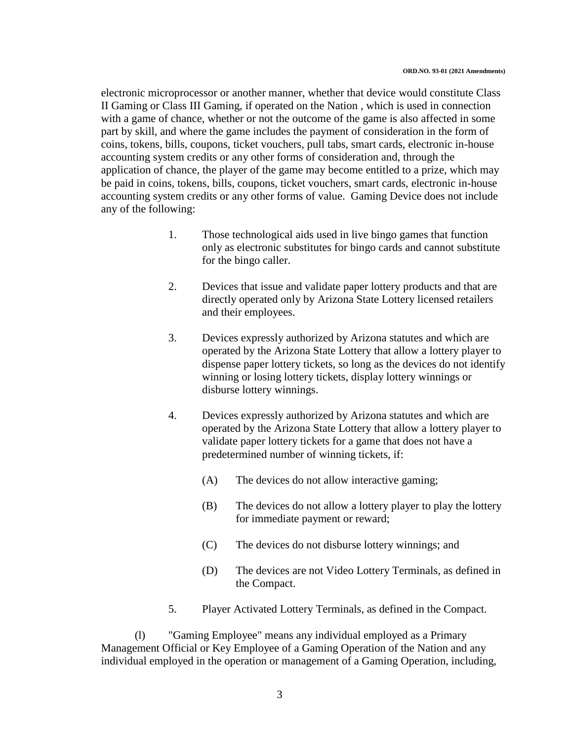electronic microprocessor or another manner, whether that device would constitute Class II Gaming or Class III Gaming, if operated on the Nation , which is used in connection with a game of chance, whether or not the outcome of the game is also affected in some part by skill, and where the game includes the payment of consideration in the form of coins, tokens, bills, coupons, ticket vouchers, pull tabs, smart cards, electronic in-house accounting system credits or any other forms of consideration and, through the application of chance, the player of the game may become entitled to a prize, which may be paid in coins, tokens, bills, coupons, ticket vouchers, smart cards, electronic in-house accounting system credits or any other forms of value. Gaming Device does not include any of the following:

1. Those technological aids used in live bingo games that function only as electronic substitutes for bingo cards and cannot substitute for the bingo caller.

2. Devices that issue and validate paper lottery products and that are directly operated only by Arizona State Lottery licensed retailers and their employees.

3. Devices expressly authorized by Arizona statutes and which are operated by the Arizona State Lottery that allow a lottery player to dispense paper lottery tickets, so long as the devices do not identify winning or losing lottery tickets, display lottery winnings or disburse lottery winnings.

4. Devices expressly authorized by Arizona statutes and which are operated by the Arizona State Lottery that allow a lottery player to validate paper lottery tickets for a game that does not have a predetermined number of winning tickets, if:

   (A) The devices do not allow interactive gaming;

   (B) The devices do not allow a lottery player to play the lottery for immediate payment or reward;

   (C) The devices do not disburse lottery winnings; and

   (D) The devices are not Video Lottery Terminals, as defined in the Compact.

5. Player Activated Lottery Terminals, as defined in the Compact.

(l) "Gaming Employee" means any individual employed as a Primary Management Official or Key Employee of a Gaming Operation of the Nation and any individual employed in the operation or management of a Gaming Operation, including,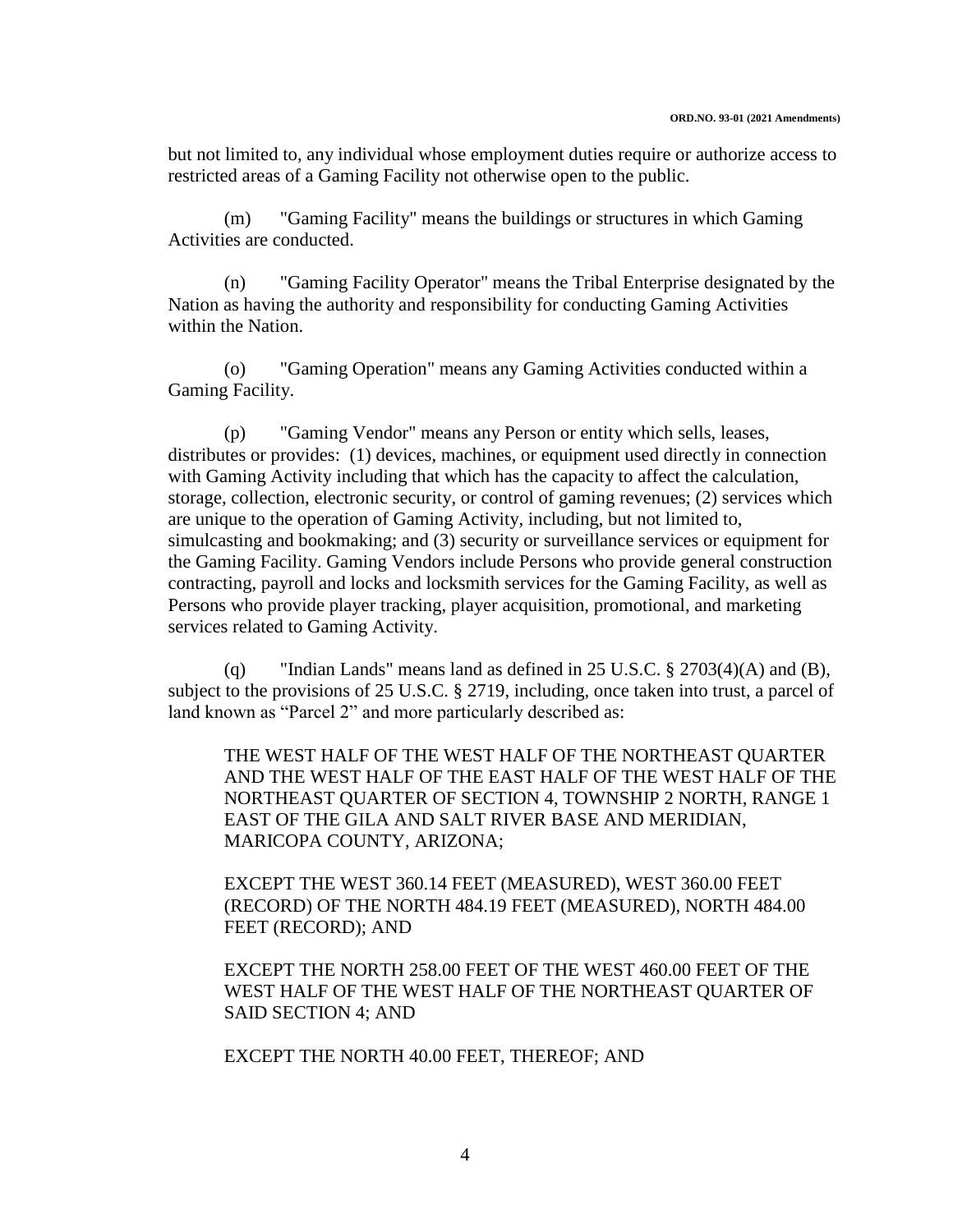but not limited to, any individual whose employment duties require or authorize access to restricted areas of a Gaming Facility not otherwise open to the public.

(m) "Gaming Facility" means the buildings or structures in which Gaming Activities are conducted.

(n) "Gaming Facility Operator" means the Tribal Enterprise designated by the Nation as having the authority and responsibility for conducting Gaming Activities within the Nation.

(o) "Gaming Operation" means any Gaming Activities conducted within a Gaming Facility.

(p) "Gaming Vendor" means any Person or entity which sells, leases, distributes or provides: (1) devices, machines, or equipment used directly in connection with Gaming Activity including that which has the capacity to affect the calculation, storage, collection, electronic security, or control of gaming revenues; (2) services which are unique to the operation of Gaming Activity, including, but not limited to, simulcasting and bookmaking; and (3) security or surveillance services or equipment for the Gaming Facility. Gaming Vendors include Persons who provide general construction contracting, payroll and locks and locksmith services for the Gaming Facility, as well as Persons who provide player tracking, player acquisition, promotional, and marketing services related to Gaming Activity.

(q) "Indian Lands" means land as defined in 25 U.S.C. § 2703(4)(A) and (B), subject to the provisions of 25 U.S.C. § 2719, including, once taken into trust, a parcel of land known as "Parcel 2" and more particularly described as:

THE WEST HALF OF THE WEST HALF OF THE NORTHEAST QUARTER AND THE WEST HALF OF THE EAST HALF OF THE WEST HALF OF THE NORTHEAST QUARTER OF SECTION 4, TOWNSHIP 2 NORTH, RANGE 1 EAST OF THE GILA AND SALT RIVER BASE AND MERIDIAN, MARICOPA COUNTY, ARIZONA;

EXCEPT THE WEST 360.14 FEET (MEASURED), WEST 360.00 FEET (RECORD) OF THE NORTH 484.19 FEET (MEASURED), NORTH 484.00 FEET (RECORD); AND

EXCEPT THE NORTH 258.00 FEET OF THE WEST 460.00 FEET OF THE WEST HALF OF THE WEST HALF OF THE NORTHEAST QUARTER OF SAID SECTION 4; AND

EXCEPT THE NORTH 40.00 FEET, THEREOF; AND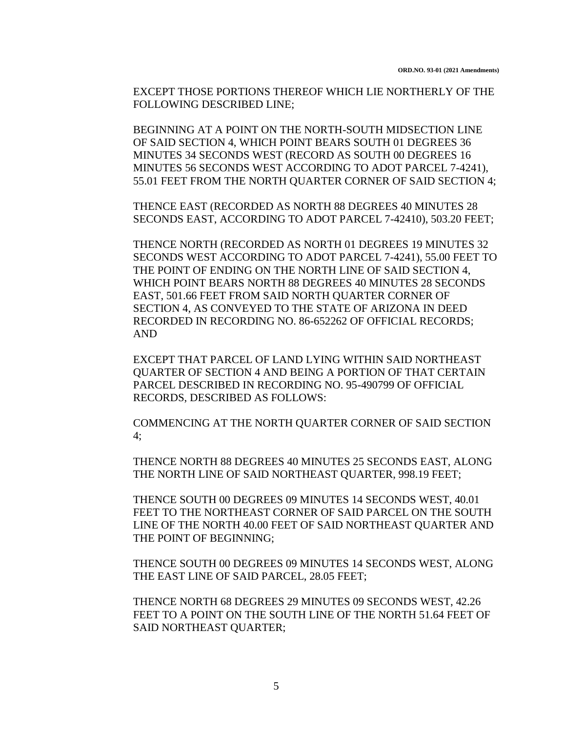EXCEPT THOSE PORTIONS THEREOF WHICH LIE NORTHERLY OF THE FOLLOWING DESCRIBED LINE;

BEGINNING AT A POINT ON THE NORTH-SOUTH MIDSECTION LINE OF SAID SECTION 4, WHICH POINT BEARS SOUTH 01 DEGREES 36 MINUTES 34 SECONDS WEST (RECORD AS SOUTH 00 DEGREES 16 MINUTES 56 SECONDS WEST ACCORDING TO ADOT PARCEL 7-4241), 55.01 FEET FROM THE NORTH QUARTER CORNER OF SAID SECTION 4;

THENCE EAST (RECORDED AS NORTH 88 DEGREES 40 MINUTES 28 SECONDS EAST, ACCORDING TO ADOT PARCEL 7-42410), 503.20 FEET;

THENCE NORTH (RECORDED AS NORTH 01 DEGREES 19 MINUTES 32 SECONDS WEST ACCORDING TO ADOT PARCEL 7-4241), 55.00 FEET TO THE POINT OF ENDING ON THE NORTH LINE OF SAID SECTION 4, WHICH POINT BEARS NORTH 88 DEGREES 40 MINUTES 28 SECONDS EAST, 501.66 FEET FROM SAID NORTH QUARTER CORNER OF SECTION 4, AS CONVEYED TO THE STATE OF ARIZONA IN DEED RECORDED IN RECORDING NO. 86-652262 OF OFFICIAL RECORDS; AND

EXCEPT THAT PARCEL OF LAND LYING WITHIN SAID NORTHEAST QUARTER OF SECTION 4 AND BEING A PORTION OF THAT CERTAIN PARCEL DESCRIBED IN RECORDING NO. 95-490799 OF OFFICIAL RECORDS, DESCRIBED AS FOLLOWS:

COMMENCING AT THE NORTH QUARTER CORNER OF SAID SECTION 4;

THENCE NORTH 88 DEGREES 40 MINUTES 25 SECONDS EAST, ALONG THE NORTH LINE OF SAID NORTHEAST QUARTER, 998.19 FEET;

THENCE SOUTH 00 DEGREES 09 MINUTES 14 SECONDS WEST, 40.01 FEET TO THE NORTHEAST CORNER OF SAID PARCEL ON THE SOUTH LINE OF THE NORTH 40.00 FEET OF SAID NORTHEAST QUARTER AND THE POINT OF BEGINNING;

THENCE SOUTH 00 DEGREES 09 MINUTES 14 SECONDS WEST, ALONG THE EAST LINE OF SAID PARCEL, 28.05 FEET;

THENCE NORTH 68 DEGREES 29 MINUTES 09 SECONDS WEST, 42.26 FEET TO A POINT ON THE SOUTH LINE OF THE NORTH 51.64 FEET OF SAID NORTHEAST QUARTER;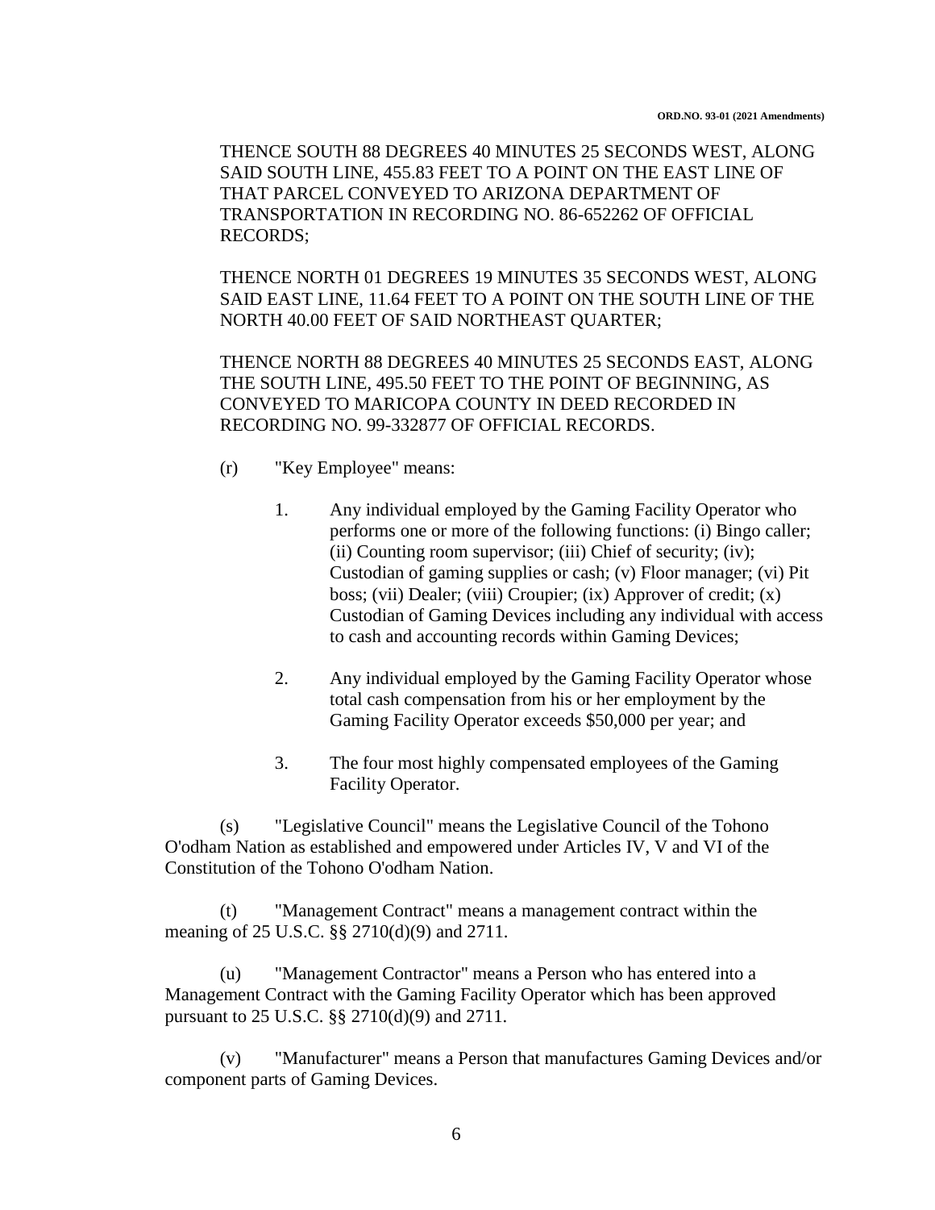THENCE SOUTH 88 DEGREES 40 MINUTES 25 SECONDS WEST, ALONG SAID SOUTH LINE, 455.83 FEET TO A POINT ON THE EAST LINE OF THAT PARCEL CONVEYED TO ARIZONA DEPARTMENT OF TRANSPORTATION IN RECORDING NO. 86-652262 OF OFFICIAL RECORDS;

THENCE NORTH 01 DEGREES 19 MINUTES 35 SECONDS WEST, ALONG SAID EAST LINE, 11.64 FEET TO A POINT ON THE SOUTH LINE OF THE NORTH 40.00 FEET OF SAID NORTHEAST QUARTER;

THENCE NORTH 88 DEGREES 40 MINUTES 25 SECONDS EAST, ALONG THE SOUTH LINE, 495.50 FEET TO THE POINT OF BEGINNING, AS CONVEYED TO MARICOPA COUNTY IN DEED RECORDED IN RECORDING NO. 99-332877 OF OFFICIAL RECORDS.

(r) "Key Employee" means:

1. Any individual employed by the Gaming Facility Operator who performs one or more of the following functions: (i) Bingo caller; (ii) Counting room supervisor; (iii) Chief of security; (iv); Custodian of gaming supplies or cash; (v) Floor manager; (vi) Pit boss; (vii) Dealer; (viii) Croupier; (ix) Approver of credit; (x) Custodian of Gaming Devices including any individual with access to cash and accounting records within Gaming Devices;

2. Any individual employed by the Gaming Facility Operator whose total cash compensation from his or her employment by the Gaming Facility Operator exceeds $50,000 per year; and

3. The four most highly compensated employees of the Gaming Facility Operator.

(s) "Legislative Council" means the Legislative Council of the Tohono O'odham Nation as established and empowered under Articles IV, V and VI of the Constitution of the Tohono O'odham Nation.

(t) "Management Contract" means a management contract within the meaning of 25 U.S.C. §§ 2710(d)(9) and 2711.

(u) "Management Contractor" means a Person who has entered into a Management Contract with the Gaming Facility Operator which has been approved pursuant to 25 U.S.C. §§ 2710(d)(9) and 2711.

(v) "Manufacturer" means a Person that manufactures Gaming Devices and/or component parts of Gaming Devices.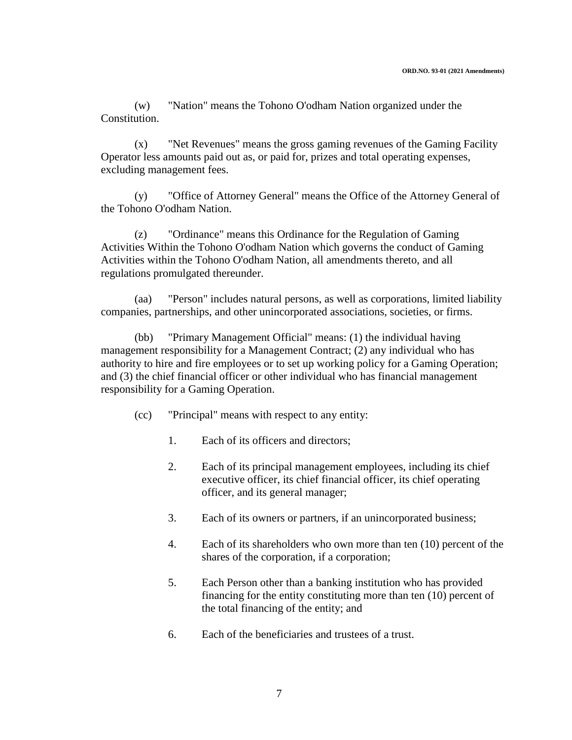(w) "Nation" means the Tohono O'odham Nation organized under the Constitution.

(x) "Net Revenues" means the gross gaming revenues of the Gaming Facility Operator less amounts paid out as, or paid for, prizes and total operating expenses, excluding management fees.

(y) "Office of Attorney General" means the Office of the Attorney General of the Tohono O'odham Nation.

(z) "Ordinance" means this Ordinance for the Regulation of Gaming Activities Within the Tohono O'odham Nation which governs the conduct of Gaming Activities within the Tohono O'odham Nation, all amendments thereto, and all regulations promulgated thereunder.

(aa) "Person" includes natural persons, as well as corporations, limited liability companies, partnerships, and other unincorporated associations, societies, or firms.

(bb) "Primary Management Official" means: (1) the individual having management responsibility for a Management Contract; (2) any individual who has authority to hire and fire employees or to set up working policy for a Gaming Operation; and (3) the chief financial officer or other individual who has financial management responsibility for a Gaming Operation.

(cc) "Principal" means with respect to any entity:

1. Each of its officers and directors;

2. Each of its principal management employees, including its chief executive officer, its chief financial officer, its chief operating officer, and its general manager;

3. Each of its owners or partners, if an unincorporated business;

4. Each of its shareholders who own more than ten (10) percent of the shares of the corporation, if a corporation;

5. Each Person other than a banking institution who has provided financing for the entity constituting more than ten (10) percent of the total financing of the entity; and

6. Each of the beneficiaries and trustees of a trust.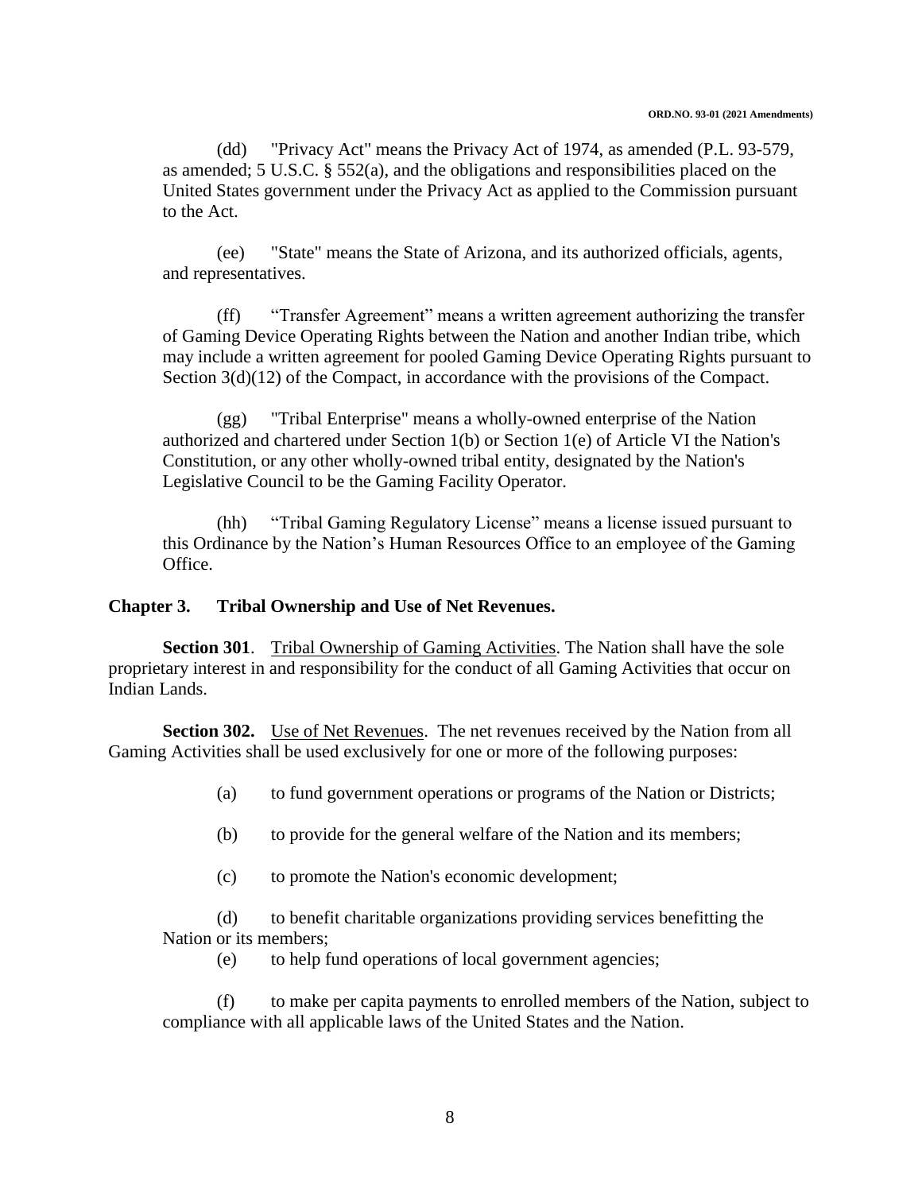(dd) "Privacy Act" means the Privacy Act of 1974, as amended (P.L. 93-579, as amended; 5 U.S.C. § 552(a), and the obligations and responsibilities placed on the United States government under the Privacy Act as applied to the Commission pursuant to the Act.

(ee) "State" means the State of Arizona, and its authorized officials, agents, and representatives.

(ff) "Transfer Agreement" means a written agreement authorizing the transfer of Gaming Device Operating Rights between the Nation and another Indian tribe, which may include a written agreement for pooled Gaming Device Operating Rights pursuant to Section 3(d)(12) of the Compact, in accordance with the provisions of the Compact.

(gg) "Tribal Enterprise" means a wholly-owned enterprise of the Nation authorized and chartered under Section 1(b) or Section 1(e) of Article VI the Nation's Constitution, or any other wholly-owned tribal entity, designated by the Nation's Legislative Council to be the Gaming Facility Operator.

(hh) "Tribal Gaming Regulatory License" means a license issued pursuant to this Ordinance by the Nation's Human Resources Office to an employee of the Gaming Office.

## Chapter 3. Tribal Ownership and Use of Net Revenues.

**Section 301**. Tribal Ownership of Gaming Activities. The Nation shall have the sole proprietary interest in and responsibility for the conduct of all Gaming Activities that occur on Indian Lands.

**Section 302.** Use of Net Revenues. The net revenues received by the Nation from all Gaming Activities shall be used exclusively for one or more of the following purposes:

(a) to fund government operations or programs of the Nation or Districts;

(b) to provide for the general welfare of the Nation and its members;

(c) to promote the Nation's economic development;

(d) to benefit charitable organizations providing services benefitting the Nation or its members;

(e) to help fund operations of local government agencies;

(f) to make per capita payments to enrolled members of the Nation, subject to compliance with all applicable laws of the United States and the Nation.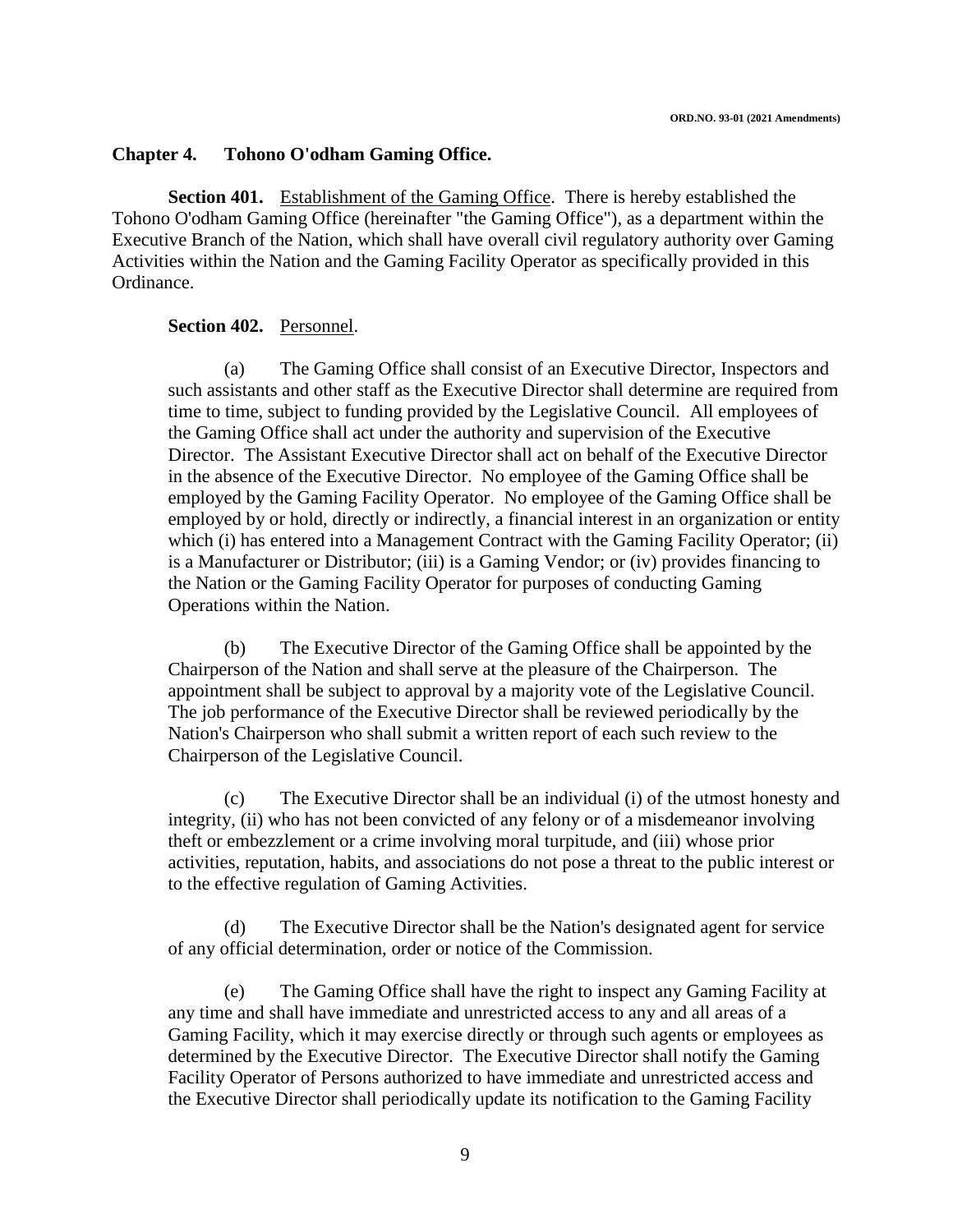## Chapter 4. Tohono O'odham Gaming Office.

**Section 401.** Establishment of the Gaming Office. There is hereby established the Tohono O'odham Gaming Office (hereinafter "the Gaming Office"), as a department within the Executive Branch of the Nation, which shall have overall civil regulatory authority over Gaming Activities within the Nation and the Gaming Facility Operator as specifically provided in this Ordinance.

**Section 402.** Personnel.

(a) The Gaming Office shall consist of an Executive Director, Inspectors and such assistants and other staff as the Executive Director shall determine are required from time to time, subject to funding provided by the Legislative Council. All employees of the Gaming Office shall act under the authority and supervision of the Executive Director. The Assistant Executive Director shall act on behalf of the Executive Director in the absence of the Executive Director. No employee of the Gaming Office shall be employed by the Gaming Facility Operator. No employee of the Gaming Office shall be employed by or hold, directly or indirectly, a financial interest in an organization or entity which (i) has entered into a Management Contract with the Gaming Facility Operator; (ii) is a Manufacturer or Distributor; (iii) is a Gaming Vendor; or (iv) provides financing to the Nation or the Gaming Facility Operator for purposes of conducting Gaming Operations within the Nation.

(b) The Executive Director of the Gaming Office shall be appointed by the Chairperson of the Nation and shall serve at the pleasure of the Chairperson. The appointment shall be subject to approval by a majority vote of the Legislative Council. The job performance of the Executive Director shall be reviewed periodically by the Nation's Chairperson who shall submit a written report of each such review to the Chairperson of the Legislative Council.

(c) The Executive Director shall be an individual (i) of the utmost honesty and integrity, (ii) who has not been convicted of any felony or of a misdemeanor involving theft or embezzlement or a crime involving moral turpitude, and (iii) whose prior activities, reputation, habits, and associations do not pose a threat to the public interest or to the effective regulation of Gaming Activities.

(d) The Executive Director shall be the Nation's designated agent for service of any official determination, order or notice of the Commission.

(e) The Gaming Office shall have the right to inspect any Gaming Facility at any time and shall have immediate and unrestricted access to any and all areas of a Gaming Facility, which it may exercise directly or through such agents or employees as determined by the Executive Director. The Executive Director shall notify the Gaming Facility Operator of Persons authorized to have immediate and unrestricted access and the Executive Director shall periodically update its notification to the Gaming Facility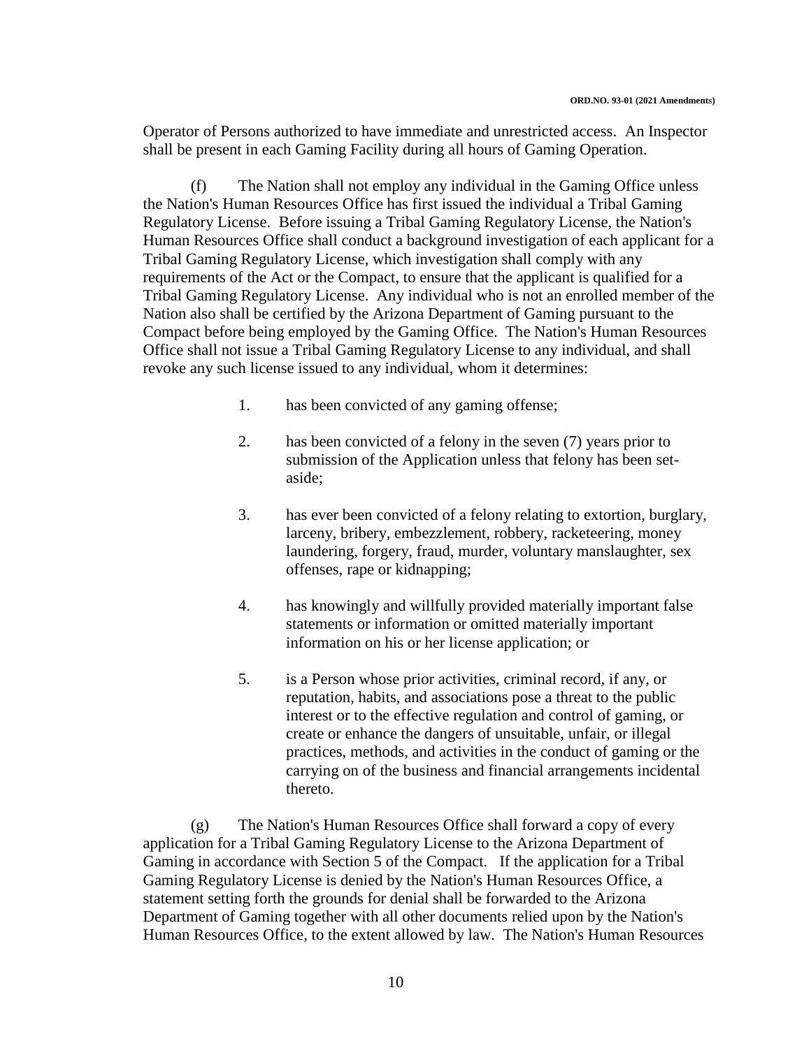Operator of Persons authorized to have immediate and unrestricted access. An Inspector shall be present in each Gaming Facility during all hours of Gaming Operation.

(f) The Nation shall not employ any individual in the Gaming Office unless the Nation's Human Resources Office has first issued the individual a Tribal Gaming Regulatory License. Before issuing a Tribal Gaming Regulatory License, the Nation's Human Resources Office shall conduct a background investigation of each applicant for a Tribal Gaming Regulatory License, which investigation shall comply with any requirements of the Act or the Compact, to ensure that the applicant is qualified for a Tribal Gaming Regulatory License. Any individual who is not an enrolled member of the Nation also shall be certified by the Arizona Department of Gaming pursuant to the Compact before being employed by the Gaming Office. The Nation's Human Resources Office shall not issue a Tribal Gaming Regulatory License to any individual, and shall revoke any such license issued to any individual, whom it determines:

1. has been convicted of any gaming offense;

2. has been convicted of a felony in the seven (7) years prior to submission of the Application unless that felony has been set-aside;

3. has ever been convicted of a felony relating to extortion, burglary, larceny, bribery, embezzlement, robbery, racketeering, money laundering, forgery, fraud, murder, voluntary manslaughter, sex offenses, rape or kidnapping;

4. has knowingly and willfully provided materially important false statements or information or omitted materially important information on his or her license application; or

5. is a Person whose prior activities, criminal record, if any, or reputation, habits, and associations pose a threat to the public interest or to the effective regulation and control of gaming, or create or enhance the dangers of unsuitable, unfair, or illegal practices, methods, and activities in the conduct of gaming or the carrying on of the business and financial arrangements incidental thereto.

(g) The Nation's Human Resources Office shall forward a copy of every application for a Tribal Gaming Regulatory License to the Arizona Department of Gaming in accordance with Section 5 of the Compact. If the application for a Tribal Gaming Regulatory License is denied by the Nation's Human Resources Office, a statement setting forth the grounds for denial shall be forwarded to the Arizona Department of Gaming together with all other documents relied upon by the Nation's Human Resources Office, to the extent allowed by law. The Nation's Human Resources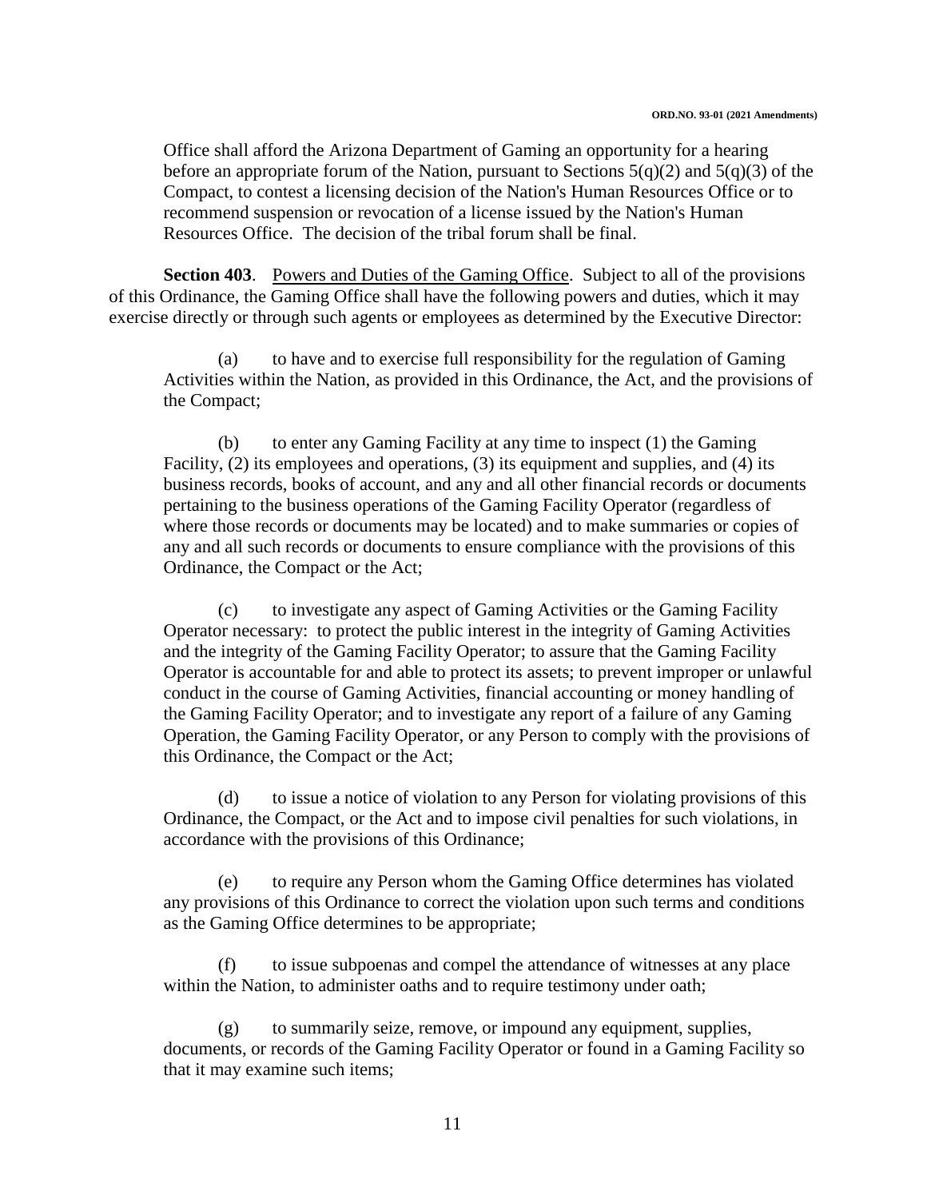Office shall afford the Arizona Department of Gaming an opportunity for a hearing before an appropriate forum of the Nation, pursuant to Sections 5(q)(2) and 5(q)(3) of the Compact, to contest a licensing decision of the Nation's Human Resources Office or to recommend suspension or revocation of a license issued by the Nation's Human Resources Office. The decision of the tribal forum shall be final.

**Section 403**. Powers and Duties of the Gaming Office. Subject to all of the provisions of this Ordinance, the Gaming Office shall have the following powers and duties, which it may exercise directly or through such agents or employees as determined by the Executive Director:

(a) to have and to exercise full responsibility for the regulation of Gaming Activities within the Nation, as provided in this Ordinance, the Act, and the provisions of the Compact;

(b) to enter any Gaming Facility at any time to inspect (1) the Gaming Facility, (2) its employees and operations, (3) its equipment and supplies, and (4) its business records, books of account, and any and all other financial records or documents pertaining to the business operations of the Gaming Facility Operator (regardless of where those records or documents may be located) and to make summaries or copies of any and all such records or documents to ensure compliance with the provisions of this Ordinance, the Compact or the Act;

(c) to investigate any aspect of Gaming Activities or the Gaming Facility Operator necessary: to protect the public interest in the integrity of Gaming Activities and the integrity of the Gaming Facility Operator; to assure that the Gaming Facility Operator is accountable for and able to protect its assets; to prevent improper or unlawful conduct in the course of Gaming Activities, financial accounting or money handling of the Gaming Facility Operator; and to investigate any report of a failure of any Gaming Operation, the Gaming Facility Operator, or any Person to comply with the provisions of this Ordinance, the Compact or the Act;

(d) to issue a notice of violation to any Person for violating provisions of this Ordinance, the Compact, or the Act and to impose civil penalties for such violations, in accordance with the provisions of this Ordinance;

(e) to require any Person whom the Gaming Office determines has violated any provisions of this Ordinance to correct the violation upon such terms and conditions as the Gaming Office determines to be appropriate;

(f) to issue subpoenas and compel the attendance of witnesses at any place within the Nation, to administer oaths and to require testimony under oath;

(g) to summarily seize, remove, or impound any equipment, supplies, documents, or records of the Gaming Facility Operator or found in a Gaming Facility so that it may examine such items;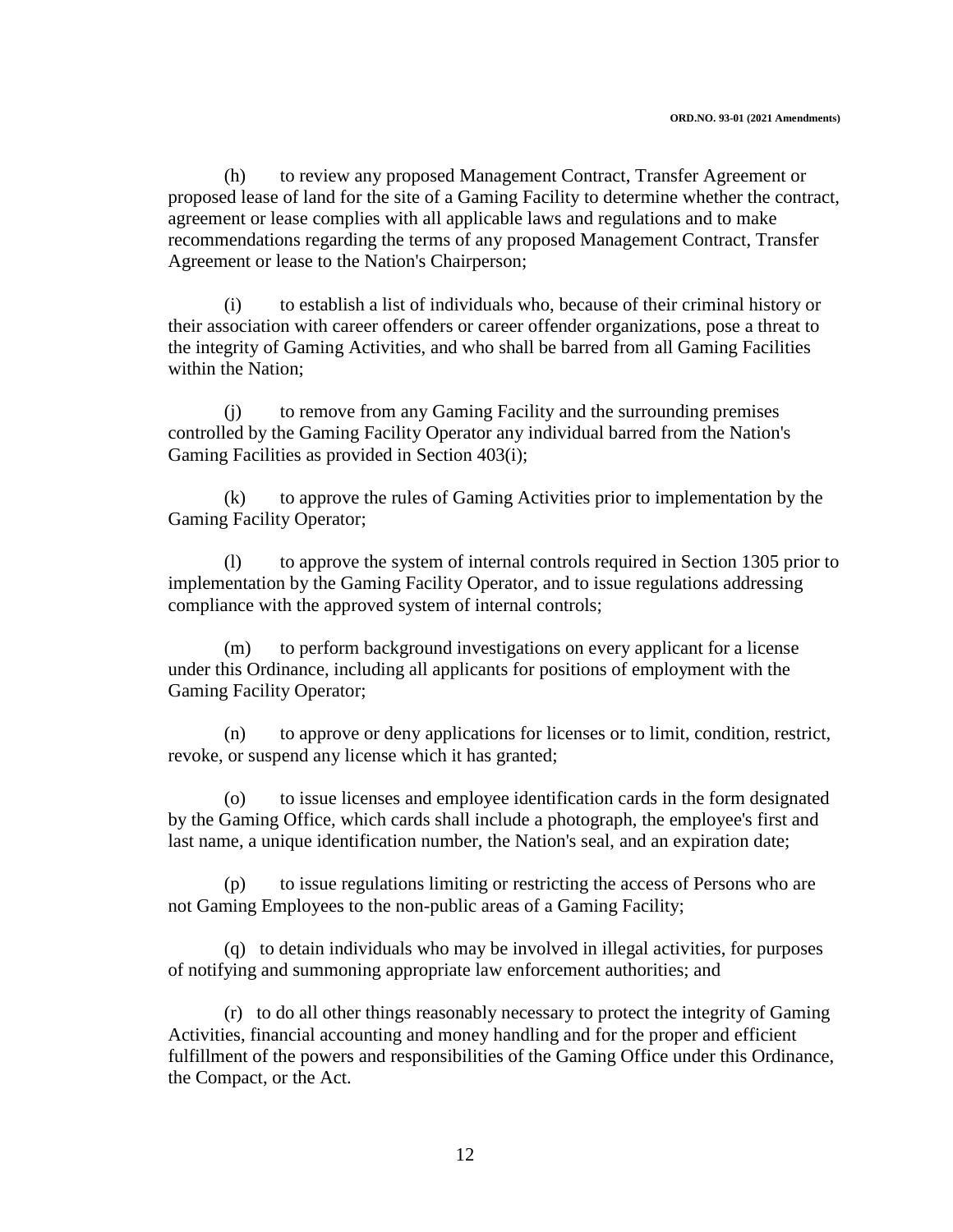(h) to review any proposed Management Contract, Transfer Agreement or proposed lease of land for the site of a Gaming Facility to determine whether the contract, agreement or lease complies with all applicable laws and regulations and to make recommendations regarding the terms of any proposed Management Contract, Transfer Agreement or lease to the Nation's Chairperson;

(i) to establish a list of individuals who, because of their criminal history or their association with career offenders or career offender organizations, pose a threat to the integrity of Gaming Activities, and who shall be barred from all Gaming Facilities within the Nation;

(j) to remove from any Gaming Facility and the surrounding premises controlled by the Gaming Facility Operator any individual barred from the Nation's Gaming Facilities as provided in Section 403(i);

(k) to approve the rules of Gaming Activities prior to implementation by the Gaming Facility Operator;

(l) to approve the system of internal controls required in Section 1305 prior to implementation by the Gaming Facility Operator, and to issue regulations addressing compliance with the approved system of internal controls;

(m) to perform background investigations on every applicant for a license under this Ordinance, including all applicants for positions of employment with the Gaming Facility Operator;

(n) to approve or deny applications for licenses or to limit, condition, restrict, revoke, or suspend any license which it has granted;

(o) to issue licenses and employee identification cards in the form designated by the Gaming Office, which cards shall include a photograph, the employee's first and last name, a unique identification number, the Nation's seal, and an expiration date;

(p) to issue regulations limiting or restricting the access of Persons who are not Gaming Employees to the non-public areas of a Gaming Facility;

(q) to detain individuals who may be involved in illegal activities, for purposes of notifying and summoning appropriate law enforcement authorities; and

(r) to do all other things reasonably necessary to protect the integrity of Gaming Activities, financial accounting and money handling and for the proper and efficient fulfillment of the powers and responsibilities of the Gaming Office under this Ordinance, the Compact, or the Act.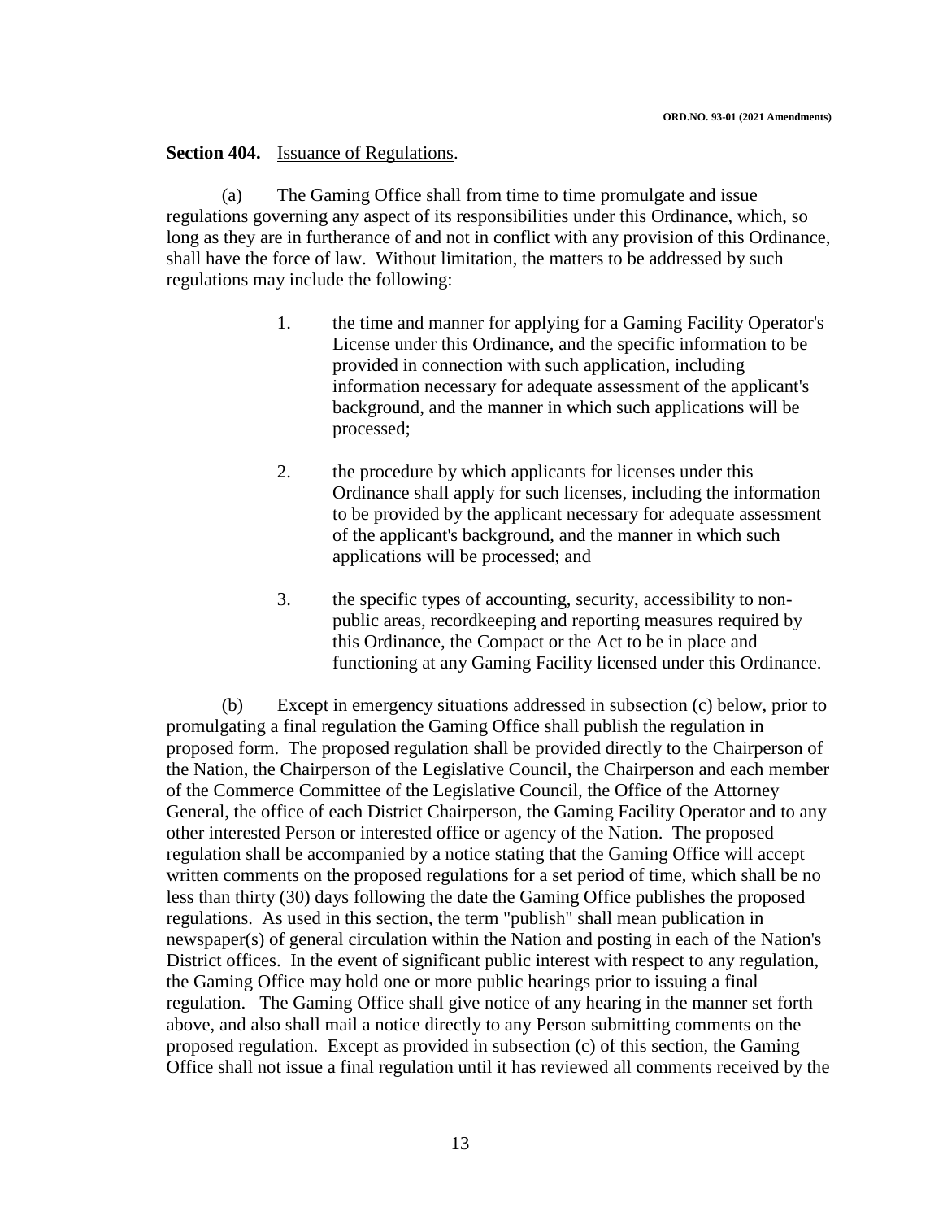**Section 404.** Issuance of Regulations.

(a) The Gaming Office shall from time to time promulgate and issue regulations governing any aspect of its responsibilities under this Ordinance, which, so long as they are in furtherance of and not in conflict with any provision of this Ordinance, shall have the force of law. Without limitation, the matters to be addressed by such regulations may include the following:

1. the time and manner for applying for a Gaming Facility Operator's License under this Ordinance, and the specific information to be provided in connection with such application, including information necessary for adequate assessment of the applicant's background, and the manner in which such applications will be processed;

2. the procedure by which applicants for licenses under this Ordinance shall apply for such licenses, including the information to be provided by the applicant necessary for adequate assessment of the applicant's background, and the manner in which such applications will be processed; and

3. the specific types of accounting, security, accessibility to non-public areas, recordkeeping and reporting measures required by this Ordinance, the Compact or the Act to be in place and functioning at any Gaming Facility licensed under this Ordinance.

(b) Except in emergency situations addressed in subsection (c) below, prior to promulgating a final regulation the Gaming Office shall publish the regulation in proposed form. The proposed regulation shall be provided directly to the Chairperson of the Nation, the Chairperson of the Legislative Council, the Chairperson and each member of the Commerce Committee of the Legislative Council, the Office of the Attorney General, the office of each District Chairperson, the Gaming Facility Operator and to any other interested Person or interested office or agency of the Nation. The proposed regulation shall be accompanied by a notice stating that the Gaming Office will accept written comments on the proposed regulations for a set period of time, which shall be no less than thirty (30) days following the date the Gaming Office publishes the proposed regulations. As used in this section, the term "publish" shall mean publication in newspaper(s) of general circulation within the Nation and posting in each of the Nation's District offices. In the event of significant public interest with respect to any regulation, the Gaming Office may hold one or more public hearings prior to issuing a final regulation. The Gaming Office shall give notice of any hearing in the manner set forth above, and also shall mail a notice directly to any Person submitting comments on the proposed regulation. Except as provided in subsection (c) of this section, the Gaming Office shall not issue a final regulation until it has reviewed all comments received by the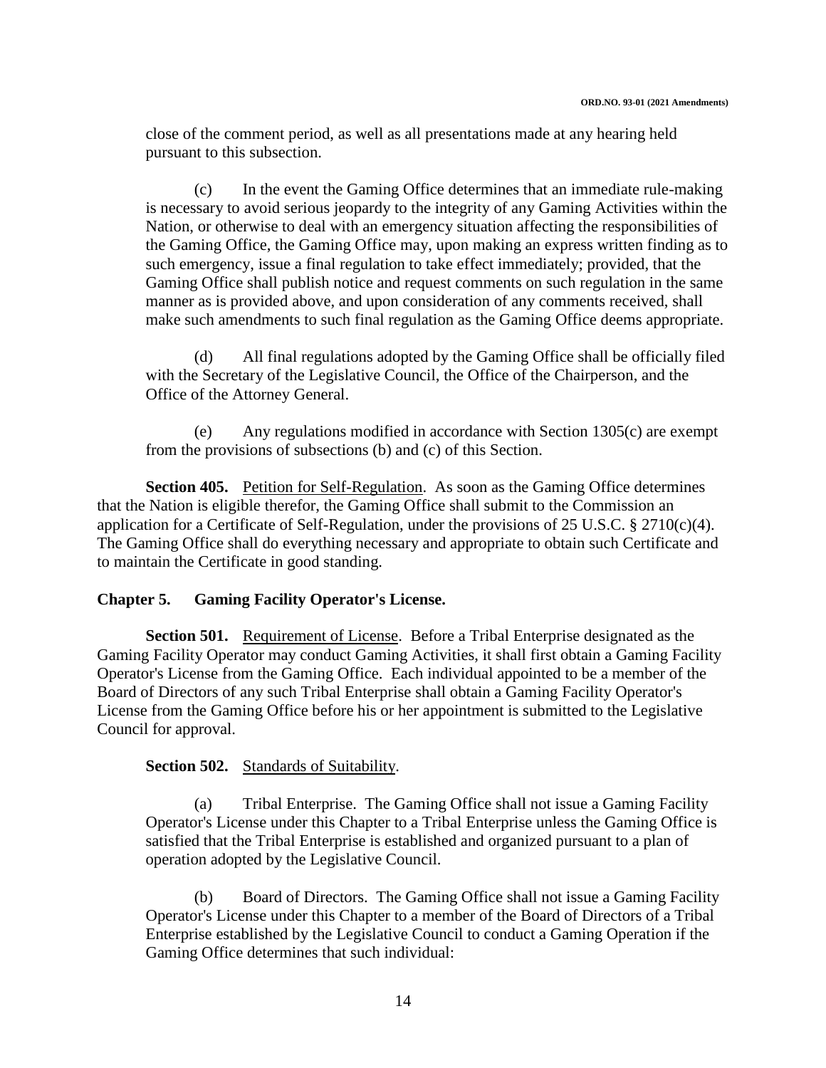close of the comment period, as well as all presentations made at any hearing held pursuant to this subsection.

(c) In the event the Gaming Office determines that an immediate rule-making is necessary to avoid serious jeopardy to the integrity of any Gaming Activities within the Nation, or otherwise to deal with an emergency situation affecting the responsibilities of the Gaming Office, the Gaming Office may, upon making an express written finding as to such emergency, issue a final regulation to take effect immediately; provided, that the Gaming Office shall publish notice and request comments on such regulation in the same manner as is provided above, and upon consideration of any comments received, shall make such amendments to such final regulation as the Gaming Office deems appropriate.

(d) All final regulations adopted by the Gaming Office shall be officially filed with the Secretary of the Legislative Council, the Office of the Chairperson, and the Office of the Attorney General.

(e) Any regulations modified in accordance with Section 1305(c) are exempt from the provisions of subsections (b) and (c) of this Section.

**Section 405.** Petition for Self-Regulation. As soon as the Gaming Office determines that the Nation is eligible therefor, the Gaming Office shall submit to the Commission an application for a Certificate of Self-Regulation, under the provisions of 25 U.S.C. § 2710(c)(4). The Gaming Office shall do everything necessary and appropriate to obtain such Certificate and to maintain the Certificate in good standing.

## Chapter 5. Gaming Facility Operator's License.

**Section 501.** Requirement of License. Before a Tribal Enterprise designated as the Gaming Facility Operator may conduct Gaming Activities, it shall first obtain a Gaming Facility Operator's License from the Gaming Office. Each individual appointed to be a member of the Board of Directors of any such Tribal Enterprise shall obtain a Gaming Facility Operator's License from the Gaming Office before his or her appointment is submitted to the Legislative Council for approval.

**Section 502.** Standards of Suitability.

(a) Tribal Enterprise. The Gaming Office shall not issue a Gaming Facility Operator's License under this Chapter to a Tribal Enterprise unless the Gaming Office is satisfied that the Tribal Enterprise is established and organized pursuant to a plan of operation adopted by the Legislative Council.

(b) Board of Directors. The Gaming Office shall not issue a Gaming Facility Operator's License under this Chapter to a member of the Board of Directors of a Tribal Enterprise established by the Legislative Council to conduct a Gaming Operation if the Gaming Office determines that such individual: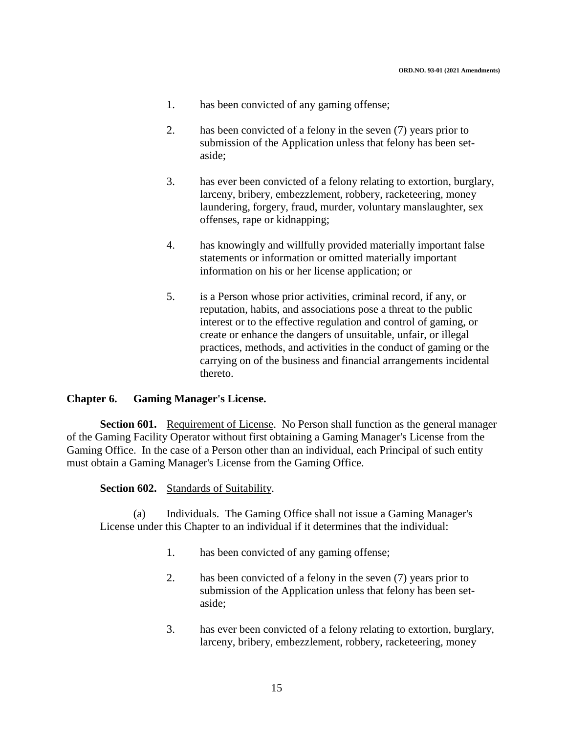1. has been convicted of any gaming offense;

2. has been convicted of a felony in the seven (7) years prior to submission of the Application unless that felony has been set-aside;

3. has ever been convicted of a felony relating to extortion, burglary, larceny, bribery, embezzlement, robbery, racketeering, money laundering, forgery, fraud, murder, voluntary manslaughter, sex offenses, rape or kidnapping;

4. has knowingly and willfully provided materially important false statements or information or omitted materially important information on his or her license application; or

5. is a Person whose prior activities, criminal record, if any, or reputation, habits, and associations pose a threat to the public interest or to the effective regulation and control of gaming, or create or enhance the dangers of unsuitable, unfair, or illegal practices, methods, and activities in the conduct of gaming or the carrying on of the business and financial arrangements incidental thereto.

## Chapter 6. Gaming Manager's License.

**Section 601.** Requirement of License. No Person shall function as the general manager of the Gaming Facility Operator without first obtaining a Gaming Manager's License from the Gaming Office. In the case of a Person other than an individual, each Principal of such entity must obtain a Gaming Manager's License from the Gaming Office.

**Section 602.** Standards of Suitability.

(a) Individuals. The Gaming Office shall not issue a Gaming Manager's License under this Chapter to an individual if it determines that the individual:

1. has been convicted of any gaming offense;

2. has been convicted of a felony in the seven (7) years prior to submission of the Application unless that felony has been set-aside;

3. has ever been convicted of a felony relating to extortion, burglary, larceny, bribery, embezzlement, robbery, racketeering, money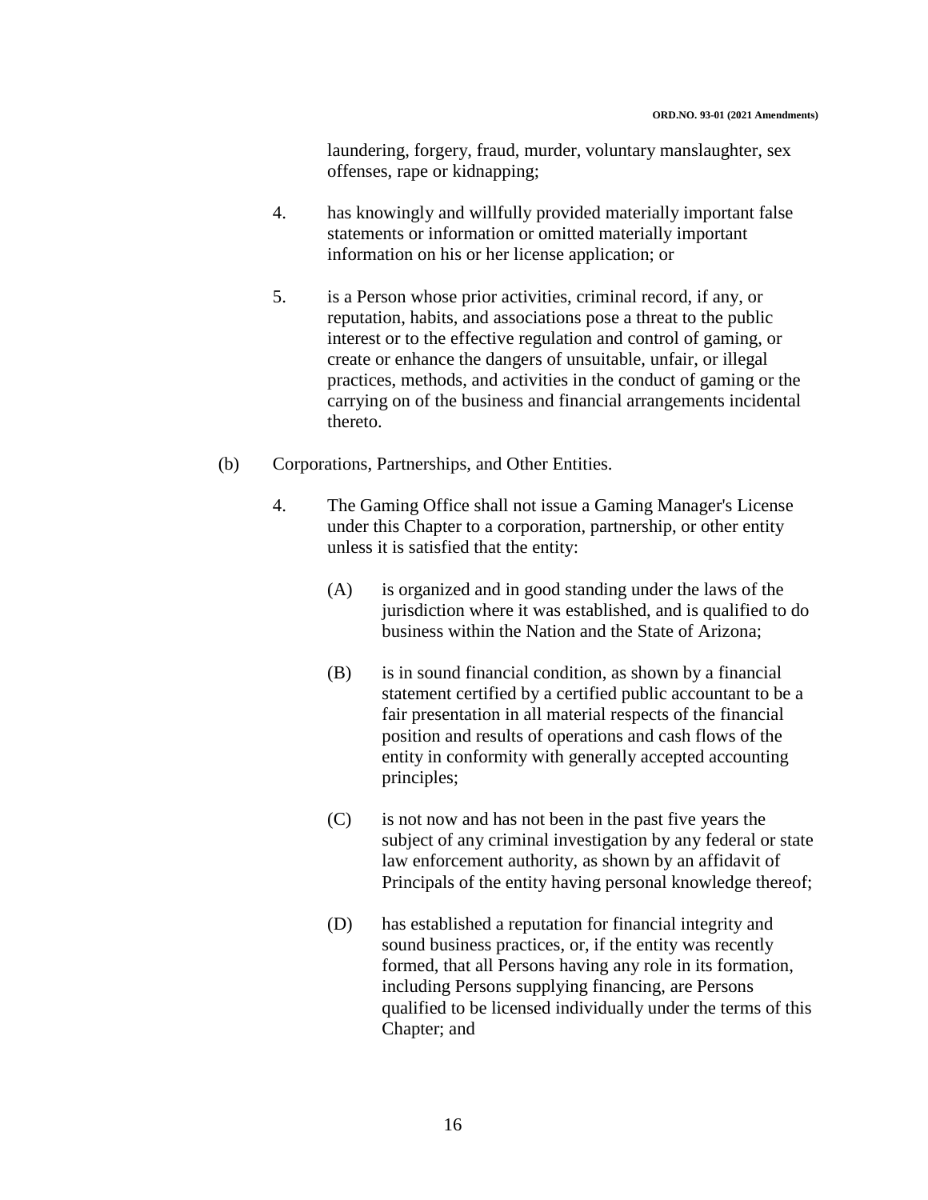laundering, forgery, fraud, murder, voluntary manslaughter, sex offenses, rape or kidnapping;

4. has knowingly and willfully provided materially important false statements or information or omitted materially important information on his or her license application; or

5. is a Person whose prior activities, criminal record, if any, or reputation, habits, and associations pose a threat to the public interest or to the effective regulation and control of gaming, or create or enhance the dangers of unsuitable, unfair, or illegal practices, methods, and activities in the conduct of gaming or the carrying on of the business and financial arrangements incidental thereto.

(b) Corporations, Partnerships, and Other Entities.

4. The Gaming Office shall not issue a Gaming Manager's License under this Chapter to a corporation, partnership, or other entity unless it is satisfied that the entity:

(A) is organized and in good standing under the laws of the jurisdiction where it was established, and is qualified to do business within the Nation and the State of Arizona;

(B) is in sound financial condition, as shown by a financial statement certified by a certified public accountant to be a fair presentation in all material respects of the financial position and results of operations and cash flows of the entity in conformity with generally accepted accounting principles;

(C) is not now and has not been in the past five years the subject of any criminal investigation by any federal or state law enforcement authority, as shown by an affidavit of Principals of the entity having personal knowledge thereof;

(D) has established a reputation for financial integrity and sound business practices, or, if the entity was recently formed, that all Persons having any role in its formation, including Persons supplying financing, are Persons qualified to be licensed individually under the terms of this Chapter; and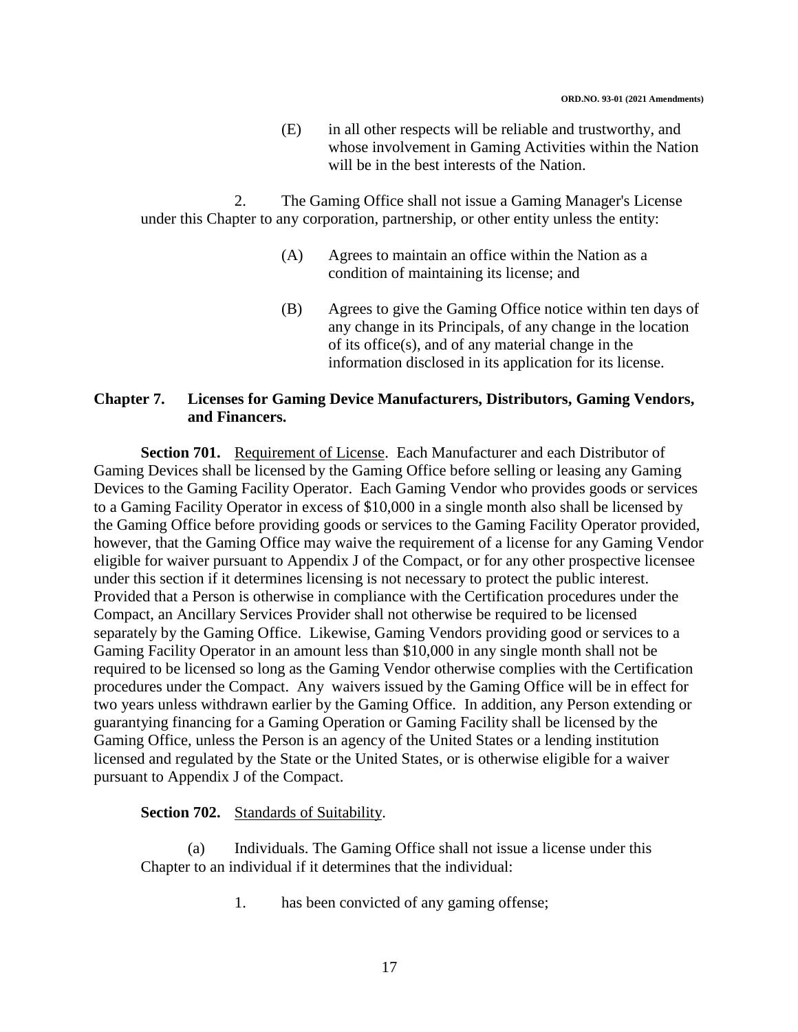(E) in all other respects will be reliable and trustworthy, and whose involvement in Gaming Activities within the Nation will be in the best interests of the Nation.

2. The Gaming Office shall not issue a Gaming Manager's License under this Chapter to any corporation, partnership, or other entity unless the entity:

(A) Agrees to maintain an office within the Nation as a condition of maintaining its license; and

(B) Agrees to give the Gaming Office notice within ten days of any change in its Principals, of any change in the location of its office(s), and of any material change in the information disclosed in its application for its license.

## Chapter 7. Licenses for Gaming Device Manufacturers, Distributors, Gaming Vendors, and Financers.

**Section 701.** Requirement of License. Each Manufacturer and each Distributor of Gaming Devices shall be licensed by the Gaming Office before selling or leasing any Gaming Devices to the Gaming Facility Operator. Each Gaming Vendor who provides goods or services to a Gaming Facility Operator in excess of $10,000 in a single month also shall be licensed by the Gaming Office before providing goods or services to the Gaming Facility Operator provided, however, that the Gaming Office may waive the requirement of a license for any Gaming Vendor eligible for waiver pursuant to Appendix J of the Compact, or for any other prospective licensee under this section if it determines licensing is not necessary to protect the public interest. Provided that a Person is otherwise in compliance with the Certification procedures under the Compact, an Ancillary Services Provider shall not otherwise be required to be licensed separately by the Gaming Office. Likewise, Gaming Vendors providing good or services to a Gaming Facility Operator in an amount less than $10,000 in any single month shall not be required to be licensed so long as the Gaming Vendor otherwise complies with the Certification procedures under the Compact. Any waivers issued by the Gaming Office will be in effect for two years unless withdrawn earlier by the Gaming Office. In addition, any Person extending or guarantying financing for a Gaming Operation or Gaming Facility shall be licensed by the Gaming Office, unless the Person is an agency of the United States or a lending institution licensed and regulated by the State or the United States, or is otherwise eligible for a waiver pursuant to Appendix J of the Compact.

**Section 702.** Standards of Suitability.

(a) Individuals. The Gaming Office shall not issue a license under this Chapter to an individual if it determines that the individual:

1. has been convicted of any gaming offense;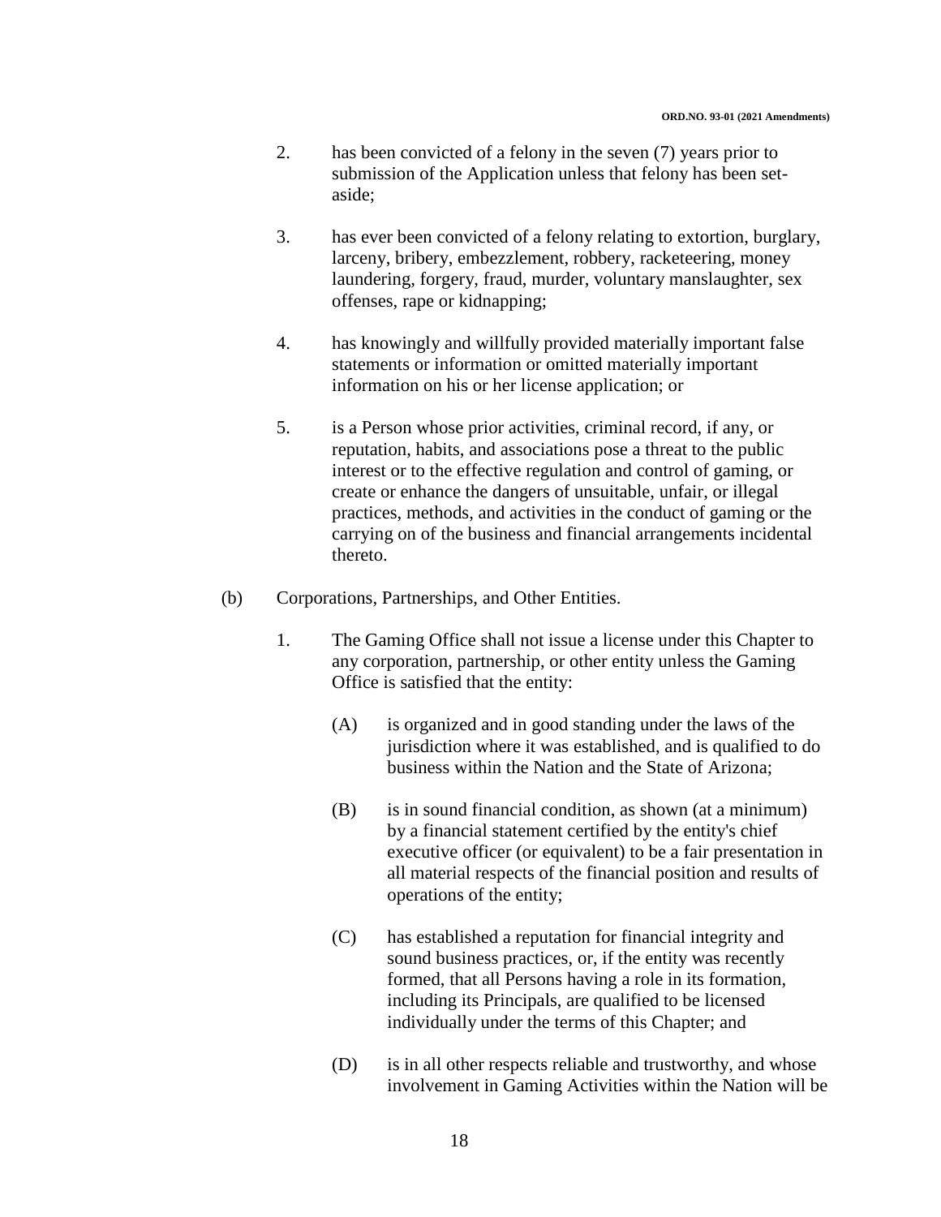2. has been convicted of a felony in the seven (7) years prior to submission of the Application unless that felony has been set-aside;

3. has ever been convicted of a felony relating to extortion, burglary, larceny, bribery, embezzlement, robbery, racketeering, money laundering, forgery, fraud, murder, voluntary manslaughter, sex offenses, rape or kidnapping;

4. has knowingly and willfully provided materially important false statements or information or omitted materially important information on his or her license application; or

5. is a Person whose prior activities, criminal record, if any, or reputation, habits, and associations pose a threat to the public interest or to the effective regulation and control of gaming, or create or enhance the dangers of unsuitable, unfair, or illegal practices, methods, and activities in the conduct of gaming or the carrying on of the business and financial arrangements incidental thereto.

(b) Corporations, Partnerships, and Other Entities.

1. The Gaming Office shall not issue a license under this Chapter to any corporation, partnership, or other entity unless the Gaming Office is satisfied that the entity:

    (A) is organized and in good standing under the laws of the jurisdiction where it was established, and is qualified to do business within the Nation and the State of Arizona;

    (B) is in sound financial condition, as shown (at a minimum) by a financial statement certified by the entity's chief executive officer (or equivalent) to be a fair presentation in all material respects of the financial position and results of operations of the entity;

    (C) has established a reputation for financial integrity and sound business practices, or, if the entity was recently formed, that all Persons having a role in its formation, including its Principals, are qualified to be licensed individually under the terms of this Chapter; and

    (D) is in all other respects reliable and trustworthy, and whose involvement in Gaming Activities within the Nation will be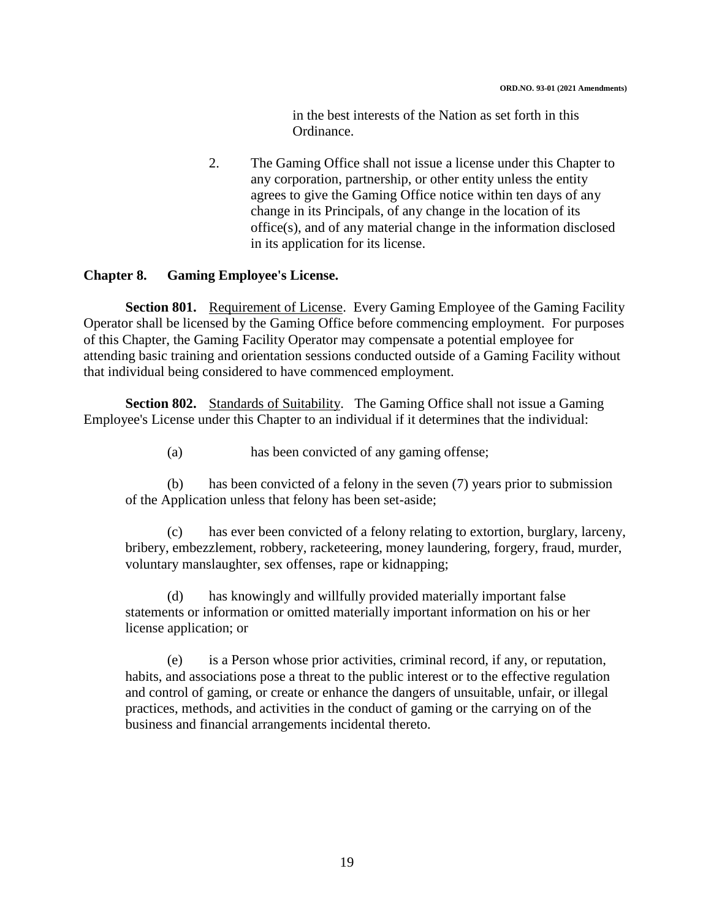in the best interests of the Nation as set forth in this Ordinance.

2. The Gaming Office shall not issue a license under this Chapter to any corporation, partnership, or other entity unless the entity agrees to give the Gaming Office notice within ten days of any change in its Principals, of any change in the location of its office(s), and of any material change in the information disclosed in its application for its license.

## Chapter 8. Gaming Employee's License.

**Section 801.** Requirement of License. Every Gaming Employee of the Gaming Facility Operator shall be licensed by the Gaming Office before commencing employment. For purposes of this Chapter, the Gaming Facility Operator may compensate a potential employee for attending basic training and orientation sessions conducted outside of a Gaming Facility without that individual being considered to have commenced employment.

**Section 802.** Standards of Suitability. The Gaming Office shall not issue a Gaming Employee's License under this Chapter to an individual if it determines that the individual:

(a) has been convicted of any gaming offense;

(b) has been convicted of a felony in the seven (7) years prior to submission of the Application unless that felony has been set-aside;

(c) has ever been convicted of a felony relating to extortion, burglary, larceny, bribery, embezzlement, robbery, racketeering, money laundering, forgery, fraud, murder, voluntary manslaughter, sex offenses, rape or kidnapping;

(d) has knowingly and willfully provided materially important false statements or information or omitted materially important information on his or her license application; or

(e) is a Person whose prior activities, criminal record, if any, or reputation, habits, and associations pose a threat to the public interest or to the effective regulation and control of gaming, or create or enhance the dangers of unsuitable, unfair, or illegal practices, methods, and activities in the conduct of gaming or the carrying on of the business and financial arrangements incidental thereto.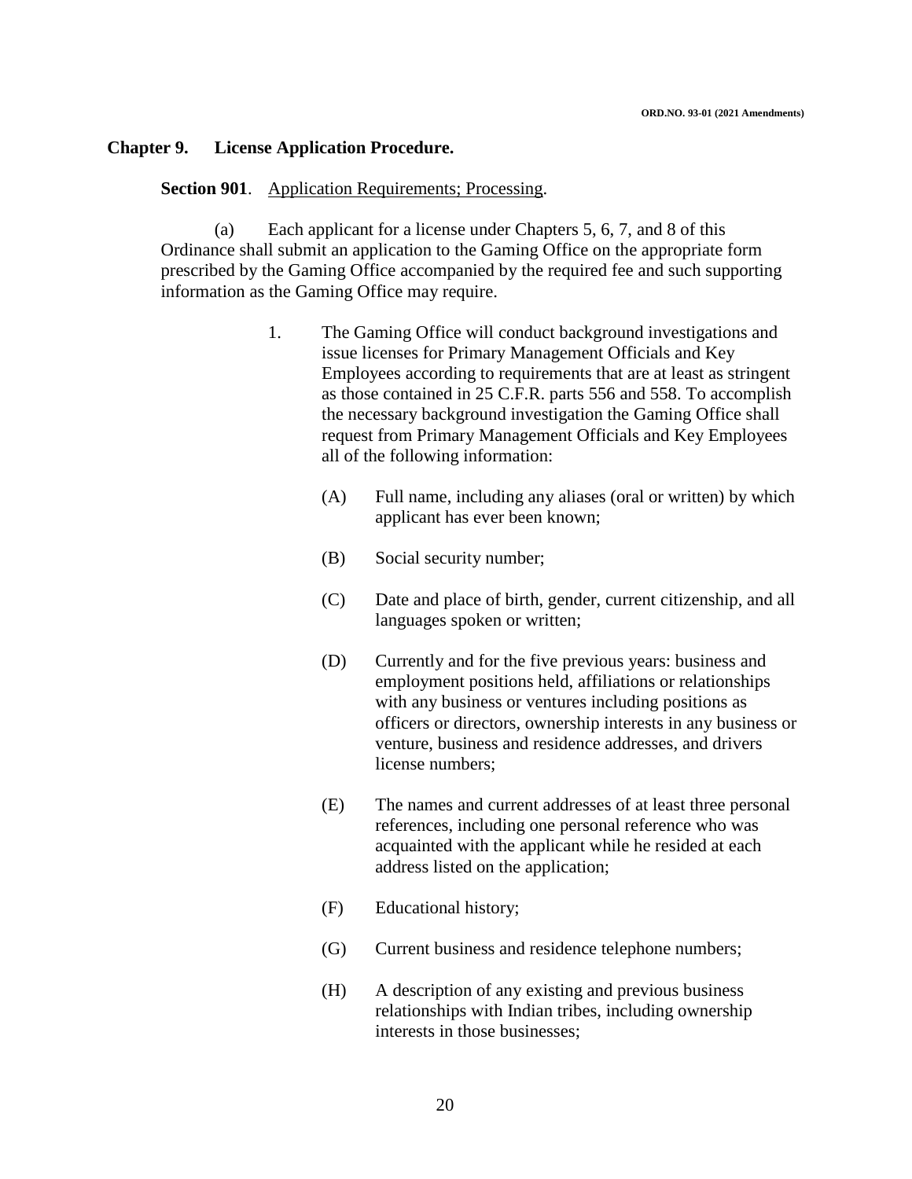## Chapter 9. License Application Procedure.

**Section 901**. Application Requirements; Processing.

(a) Each applicant for a license under Chapters 5, 6, 7, and 8 of this Ordinance shall submit an application to the Gaming Office on the appropriate form prescribed by the Gaming Office accompanied by the required fee and such supporting information as the Gaming Office may require.

1. The Gaming Office will conduct background investigations and issue licenses for Primary Management Officials and Key Employees according to requirements that are at least as stringent as those contained in 25 C.F.R. parts 556 and 558. To accomplish the necessary background investigation the Gaming Office shall request from Primary Management Officials and Key Employees all of the following information:

   (A) Full name, including any aliases (oral or written) by which applicant has ever been known;

   (B) Social security number;

   (C) Date and place of birth, gender, current citizenship, and all languages spoken or written;

   (D) Currently and for the five previous years: business and employment positions held, affiliations or relationships with any business or ventures including positions as officers or directors, ownership interests in any business or venture, business and residence addresses, and drivers license numbers;

   (E) The names and current addresses of at least three personal references, including one personal reference who was acquainted with the applicant while he resided at each address listed on the application;

   (F) Educational history;

   (G) Current business and residence telephone numbers;

   (H) A description of any existing and previous business relationships with Indian tribes, including ownership interests in those businesses;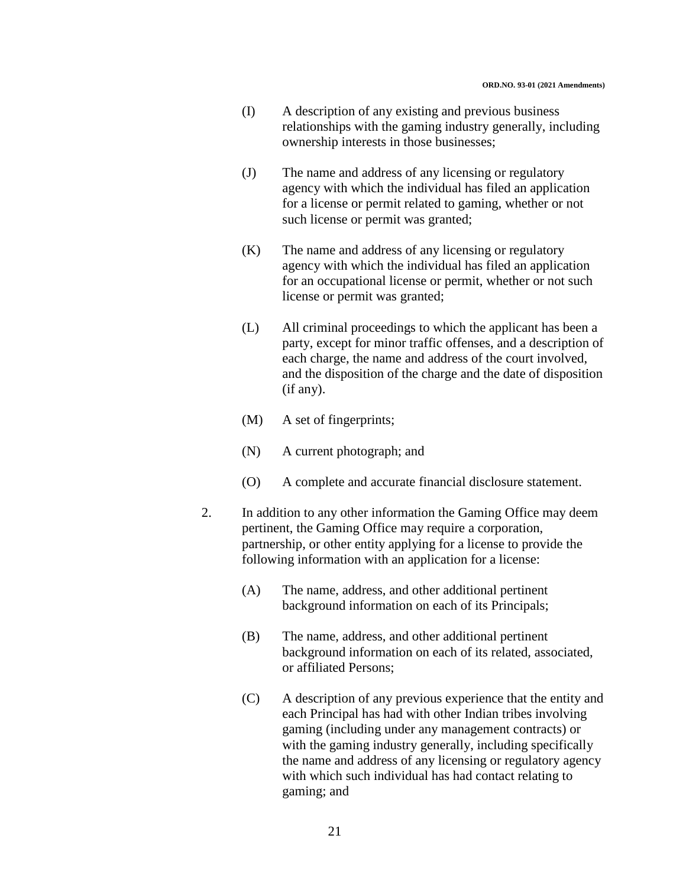(I) A description of any existing and previous business relationships with the gaming industry generally, including ownership interests in those businesses;

(J) The name and address of any licensing or regulatory agency with which the individual has filed an application for a license or permit related to gaming, whether or not such license or permit was granted;

(K) The name and address of any licensing or regulatory agency with which the individual has filed an application for an occupational license or permit, whether or not such license or permit was granted;

(L) All criminal proceedings to which the applicant has been a party, except for minor traffic offenses, and a description of each charge, the name and address of the court involved, and the disposition of the charge and the date of disposition (if any).

(M) A set of fingerprints;

(N) A current photograph; and

(O) A complete and accurate financial disclosure statement.

2. In addition to any other information the Gaming Office may deem pertinent, the Gaming Office may require a corporation, partnership, or other entity applying for a license to provide the following information with an application for a license:

(A) The name, address, and other additional pertinent background information on each of its Principals;

(B) The name, address, and other additional pertinent background information on each of its related, associated, or affiliated Persons;

(C) A description of any previous experience that the entity and each Principal has had with other Indian tribes involving gaming (including under any management contracts) or with the gaming industry generally, including specifically the name and address of any licensing or regulatory agency with which such individual has had contact relating to gaming; and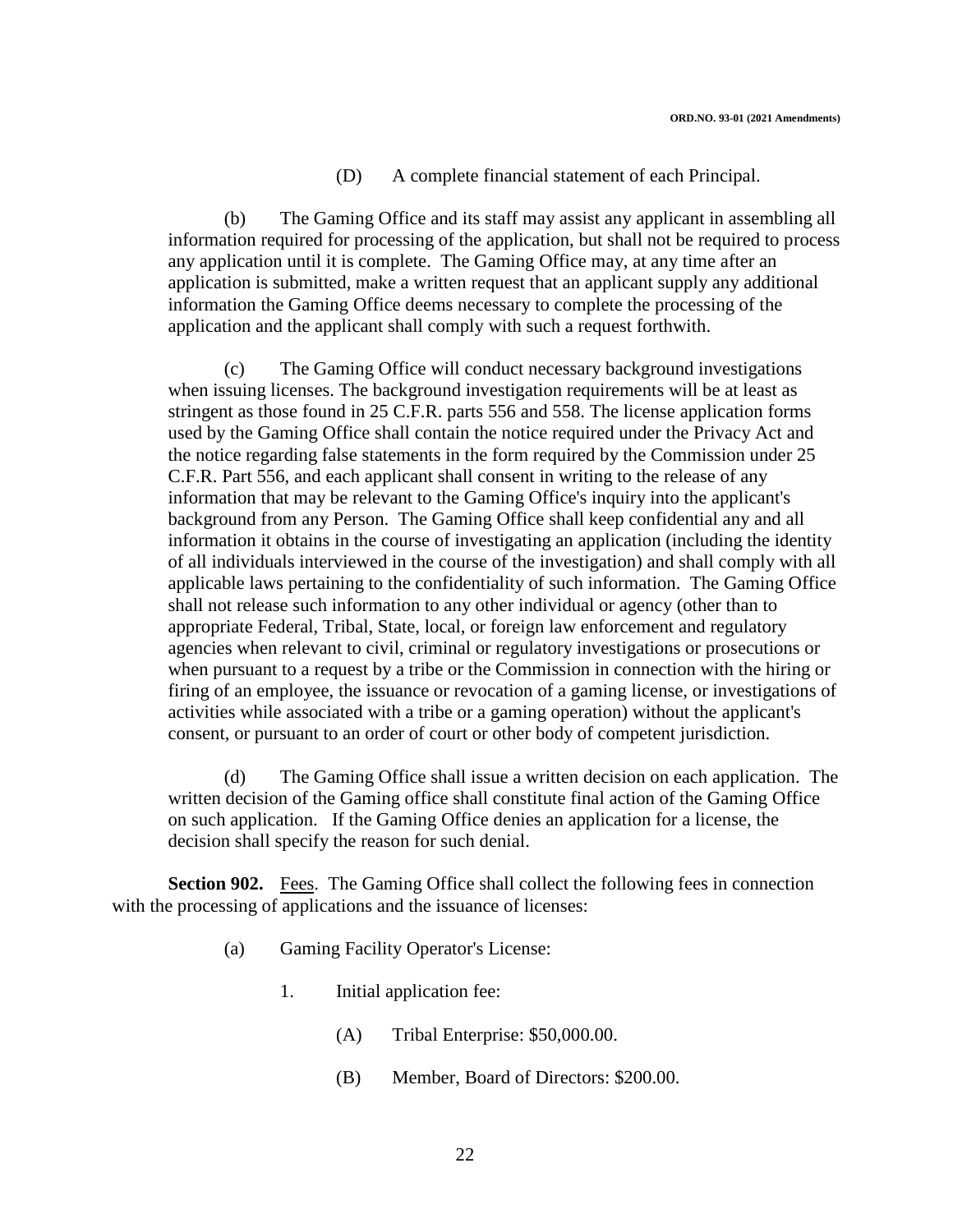(D) A complete financial statement of each Principal.

(b) The Gaming Office and its staff may assist any applicant in assembling all information required for processing of the application, but shall not be required to process any application until it is complete. The Gaming Office may, at any time after an application is submitted, make a written request that an applicant supply any additional information the Gaming Office deems necessary to complete the processing of the application and the applicant shall comply with such a request forthwith.

(c) The Gaming Office will conduct necessary background investigations when issuing licenses. The background investigation requirements will be at least as stringent as those found in 25 C.F.R. parts 556 and 558. The license application forms used by the Gaming Office shall contain the notice required under the Privacy Act and the notice regarding false statements in the form required by the Commission under 25 C.F.R. Part 556, and each applicant shall consent in writing to the release of any information that may be relevant to the Gaming Office's inquiry into the applicant's background from any Person. The Gaming Office shall keep confidential any and all information it obtains in the course of investigating an application (including the identity of all individuals interviewed in the course of the investigation) and shall comply with all applicable laws pertaining to the confidentiality of such information. The Gaming Office shall not release such information to any other individual or agency (other than to appropriate Federal, Tribal, State, local, or foreign law enforcement and regulatory agencies when relevant to civil, criminal or regulatory investigations or prosecutions or when pursuant to a request by a tribe or the Commission in connection with the hiring or firing of an employee, the issuance or revocation of a gaming license, or investigations of activities while associated with a tribe or a gaming operation) without the applicant's consent, or pursuant to an order of court or other body of competent jurisdiction.

(d) The Gaming Office shall issue a written decision on each application. The written decision of the Gaming office shall constitute final action of the Gaming Office on such application. If the Gaming Office denies an application for a license, the decision shall specify the reason for such denial.

**Section 902.** Fees. The Gaming Office shall collect the following fees in connection with the processing of applications and the issuance of licenses:

(a) Gaming Facility Operator's License:

1. Initial application fee:

(A) Tribal Enterprise: $50,000.00.

(B) Member, Board of Directors: $200.00.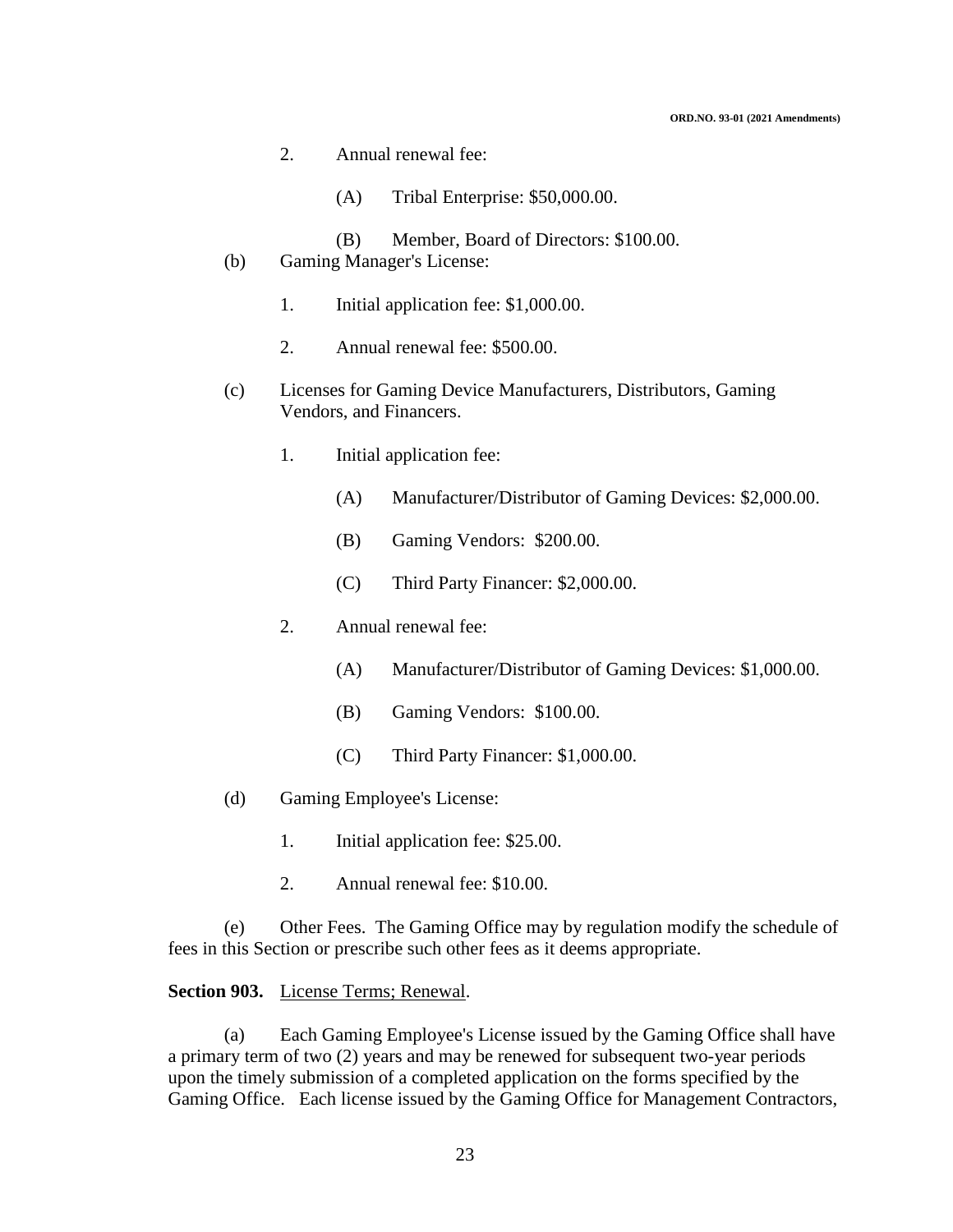2. Annual renewal fee:

   (A) Tribal Enterprise: $50,000.00.

   (B) Member, Board of Directors: $100.00.

(b) Gaming Manager's License:

1. Initial application fee: $1,000.00.

2. Annual renewal fee: $500.00.

(c) Licenses for Gaming Device Manufacturers, Distributors, Gaming Vendors, and Financers.

1. Initial application fee:

   (A) Manufacturer/Distributor of Gaming Devices: $2,000.00.

   (B) Gaming Vendors: $200.00.

   (C) Third Party Financer: $2,000.00.

2. Annual renewal fee:

   (A) Manufacturer/Distributor of Gaming Devices: $1,000.00.

   (B) Gaming Vendors: $100.00.

   (C) Third Party Financer: $1,000.00.

(d) Gaming Employee's License:

1. Initial application fee: $25.00.

2. Annual renewal fee: $10.00.

(e) Other Fees. The Gaming Office may by regulation modify the schedule of fees in this Section or prescribe such other fees as it deems appropriate.

**Section 903.** License Terms; Renewal.

(a) Each Gaming Employee's License issued by the Gaming Office shall have a primary term of two (2) years and may be renewed for subsequent two-year periods upon the timely submission of a completed application on the forms specified by the Gaming Office. Each license issued by the Gaming Office for Management Contractors,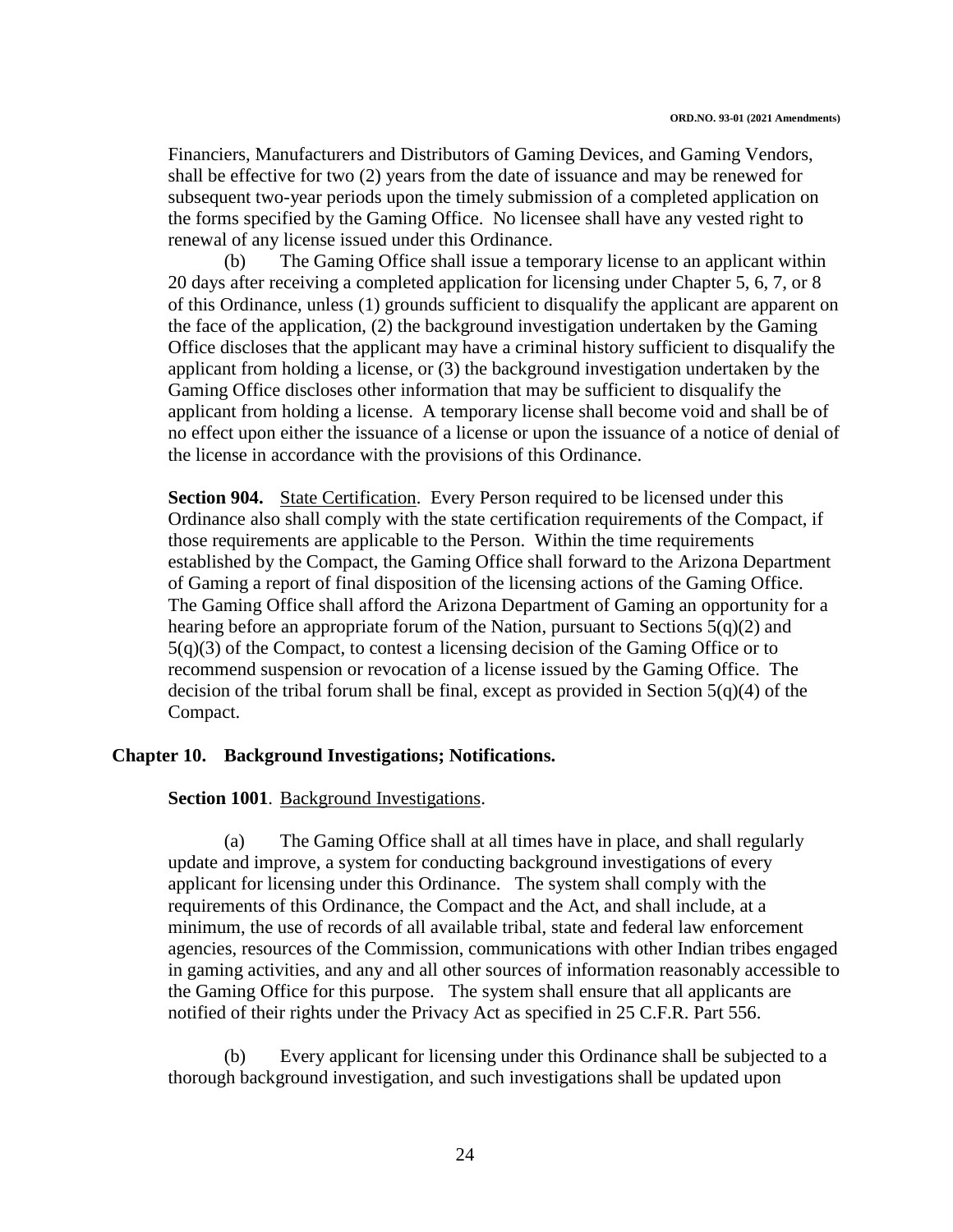Financiers, Manufacturers and Distributors of Gaming Devices, and Gaming Vendors, shall be effective for two (2) years from the date of issuance and may be renewed for subsequent two-year periods upon the timely submission of a completed application on the forms specified by the Gaming Office. No licensee shall have any vested right to renewal of any license issued under this Ordinance.

(b) The Gaming Office shall issue a temporary license to an applicant within 20 days after receiving a completed application for licensing under Chapter 5, 6, 7, or 8 of this Ordinance, unless (1) grounds sufficient to disqualify the applicant are apparent on the face of the application, (2) the background investigation undertaken by the Gaming Office discloses that the applicant may have a criminal history sufficient to disqualify the applicant from holding a license, or (3) the background investigation undertaken by the Gaming Office discloses other information that may be sufficient to disqualify the applicant from holding a license. A temporary license shall become void and shall be of no effect upon either the issuance of a license or upon the issuance of a notice of denial of the license in accordance with the provisions of this Ordinance.

**Section 904.** State Certification. Every Person required to be licensed under this Ordinance also shall comply with the state certification requirements of the Compact, if those requirements are applicable to the Person. Within the time requirements established by the Compact, the Gaming Office shall forward to the Arizona Department of Gaming a report of final disposition of the licensing actions of the Gaming Office. The Gaming Office shall afford the Arizona Department of Gaming an opportunity for a hearing before an appropriate forum of the Nation, pursuant to Sections 5(q)(2) and 5(q)(3) of the Compact, to contest a licensing decision of the Gaming Office or to recommend suspension or revocation of a license issued by the Gaming Office. The decision of the tribal forum shall be final, except as provided in Section 5(q)(4) of the Compact.

## Chapter 10. Background Investigations; Notifications.

**Section 1001**. Background Investigations.

(a) The Gaming Office shall at all times have in place, and shall regularly update and improve, a system for conducting background investigations of every applicant for licensing under this Ordinance. The system shall comply with the requirements of this Ordinance, the Compact and the Act, and shall include, at a minimum, the use of records of all available tribal, state and federal law enforcement agencies, resources of the Commission, communications with other Indian tribes engaged in gaming activities, and any and all other sources of information reasonably accessible to the Gaming Office for this purpose. The system shall ensure that all applicants are notified of their rights under the Privacy Act as specified in 25 C.F.R. Part 556.

(b) Every applicant for licensing under this Ordinance shall be subjected to a thorough background investigation, and such investigations shall be updated upon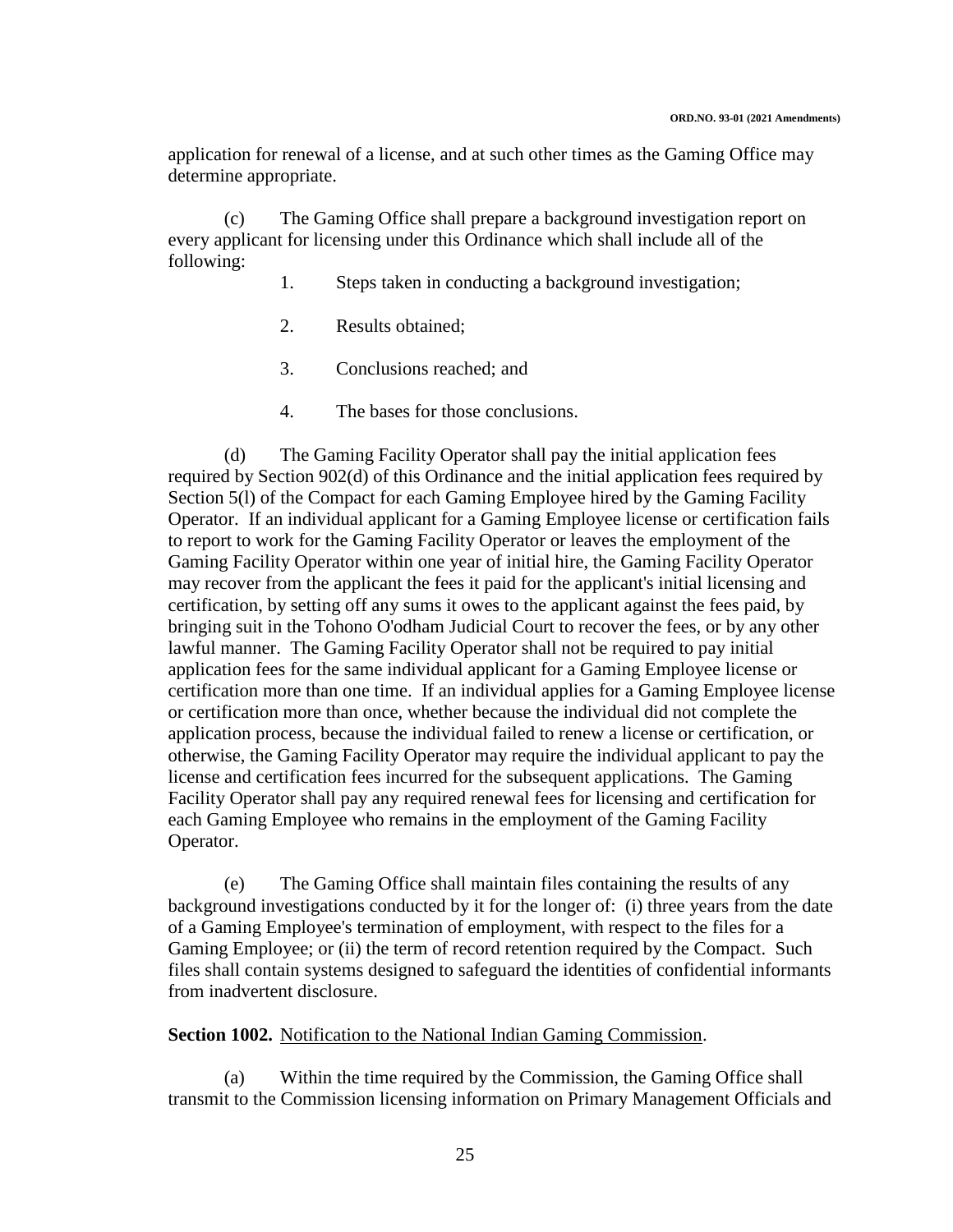application for renewal of a license, and at such other times as the Gaming Office may determine appropriate.

(c) The Gaming Office shall prepare a background investigation report on every applicant for licensing under this Ordinance which shall include all of the following:

1. Steps taken in conducting a background investigation;

2. Results obtained;

3. Conclusions reached; and

4. The bases for those conclusions.

(d) The Gaming Facility Operator shall pay the initial application fees required by Section 902(d) of this Ordinance and the initial application fees required by Section 5(l) of the Compact for each Gaming Employee hired by the Gaming Facility Operator. If an individual applicant for a Gaming Employee license or certification fails to report to work for the Gaming Facility Operator or leaves the employment of the Gaming Facility Operator within one year of initial hire, the Gaming Facility Operator may recover from the applicant the fees it paid for the applicant's initial licensing and certification, by setting off any sums it owes to the applicant against the fees paid, by bringing suit in the Tohono O'odham Judicial Court to recover the fees, or by any other lawful manner. The Gaming Facility Operator shall not be required to pay initial application fees for the same individual applicant for a Gaming Employee license or certification more than one time. If an individual applies for a Gaming Employee license or certification more than once, whether because the individual did not complete the application process, because the individual failed to renew a license or certification, or otherwise, the Gaming Facility Operator may require the individual applicant to pay the license and certification fees incurred for the subsequent applications. The Gaming Facility Operator shall pay any required renewal fees for licensing and certification for each Gaming Employee who remains in the employment of the Gaming Facility Operator.

(e) The Gaming Office shall maintain files containing the results of any background investigations conducted by it for the longer of: (i) three years from the date of a Gaming Employee's termination of employment, with respect to the files for a Gaming Employee; or (ii) the term of record retention required by the Compact. Such files shall contain systems designed to safeguard the identities of confidential informants from inadvertent disclosure.

**Section 1002.** Notification to the National Indian Gaming Commission.

(a) Within the time required by the Commission, the Gaming Office shall transmit to the Commission licensing information on Primary Management Officials and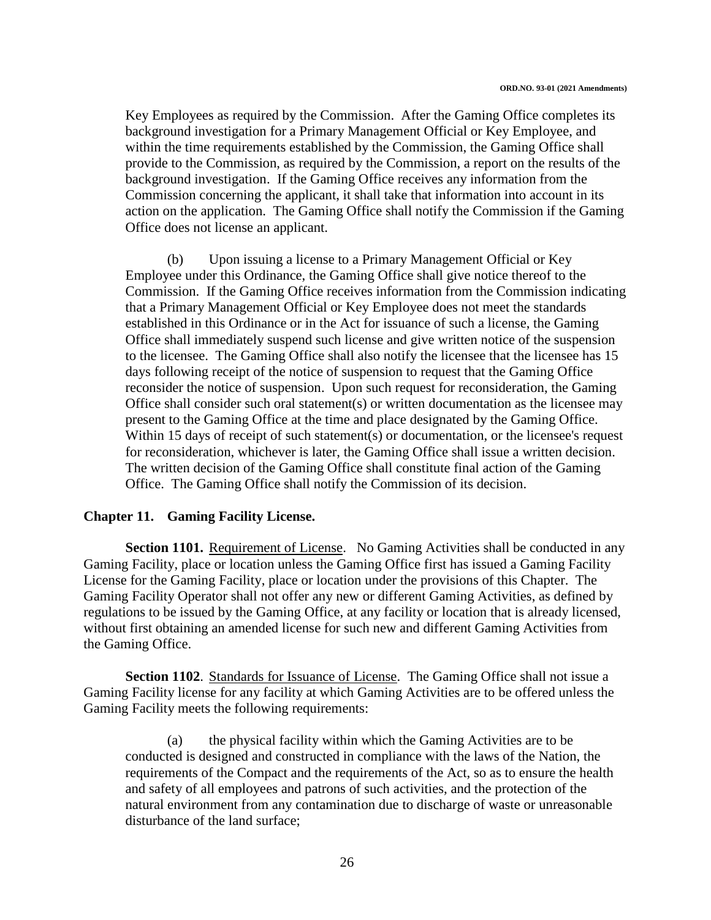Key Employees as required by the Commission. After the Gaming Office completes its background investigation for a Primary Management Official or Key Employee, and within the time requirements established by the Commission, the Gaming Office shall provide to the Commission, as required by the Commission, a report on the results of the background investigation. If the Gaming Office receives any information from the Commission concerning the applicant, it shall take that information into account in its action on the application. The Gaming Office shall notify the Commission if the Gaming Office does not license an applicant.

(b) Upon issuing a license to a Primary Management Official or Key Employee under this Ordinance, the Gaming Office shall give notice thereof to the Commission. If the Gaming Office receives information from the Commission indicating that a Primary Management Official or Key Employee does not meet the standards established in this Ordinance or in the Act for issuance of such a license, the Gaming Office shall immediately suspend such license and give written notice of the suspension to the licensee. The Gaming Office shall also notify the licensee that the licensee has 15 days following receipt of the notice of suspension to request that the Gaming Office reconsider the notice of suspension. Upon such request for reconsideration, the Gaming Office shall consider such oral statement(s) or written documentation as the licensee may present to the Gaming Office at the time and place designated by the Gaming Office. Within 15 days of receipt of such statement(s) or documentation, or the licensee's request for reconsideration, whichever is later, the Gaming Office shall issue a written decision. The written decision of the Gaming Office shall constitute final action of the Gaming Office. The Gaming Office shall notify the Commission of its decision.

## Chapter 11. Gaming Facility License.

**Section 1101.** Requirement of License. No Gaming Activities shall be conducted in any Gaming Facility, place or location unless the Gaming Office first has issued a Gaming Facility License for the Gaming Facility, place or location under the provisions of this Chapter. The Gaming Facility Operator shall not offer any new or different Gaming Activities, as defined by regulations to be issued by the Gaming Office, at any facility or location that is already licensed, without first obtaining an amended license for such new and different Gaming Activities from the Gaming Office.

**Section 1102**. Standards for Issuance of License. The Gaming Office shall not issue a Gaming Facility license for any facility at which Gaming Activities are to be offered unless the Gaming Facility meets the following requirements:

(a) the physical facility within which the Gaming Activities are to be conducted is designed and constructed in compliance with the laws of the Nation, the requirements of the Compact and the requirements of the Act, so as to ensure the health and safety of all employees and patrons of such activities, and the protection of the natural environment from any contamination due to discharge of waste or unreasonable disturbance of the land surface;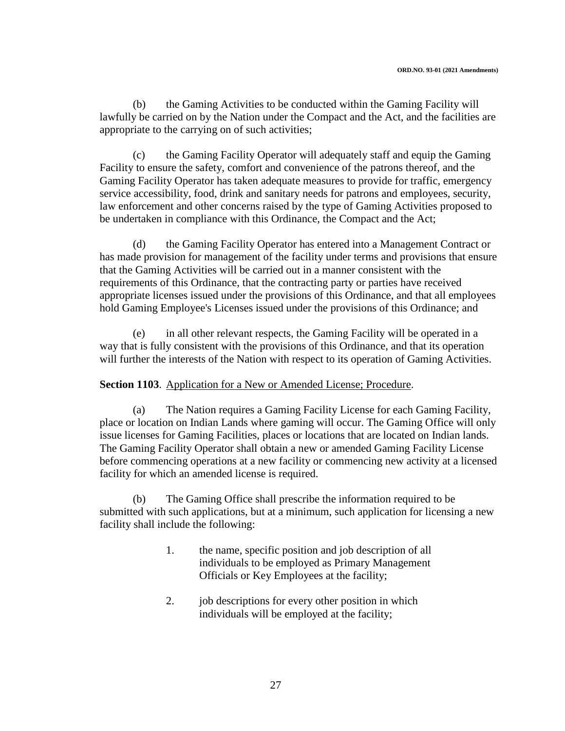(b) the Gaming Activities to be conducted within the Gaming Facility will lawfully be carried on by the Nation under the Compact and the Act, and the facilities are appropriate to the carrying on of such activities;

(c) the Gaming Facility Operator will adequately staff and equip the Gaming Facility to ensure the safety, comfort and convenience of the patrons thereof, and the Gaming Facility Operator has taken adequate measures to provide for traffic, emergency service accessibility, food, drink and sanitary needs for patrons and employees, security, law enforcement and other concerns raised by the type of Gaming Activities proposed to be undertaken in compliance with this Ordinance, the Compact and the Act;

(d) the Gaming Facility Operator has entered into a Management Contract or has made provision for management of the facility under terms and provisions that ensure that the Gaming Activities will be carried out in a manner consistent with the requirements of this Ordinance, that the contracting party or parties have received appropriate licenses issued under the provisions of this Ordinance, and that all employees hold Gaming Employee's Licenses issued under the provisions of this Ordinance; and

(e) in all other relevant respects, the Gaming Facility will be operated in a way that is fully consistent with the provisions of this Ordinance, and that its operation will further the interests of the Nation with respect to its operation of Gaming Activities.

**Section 1103**. Application for a New or Amended License; Procedure.

(a) The Nation requires a Gaming Facility License for each Gaming Facility, place or location on Indian Lands where gaming will occur. The Gaming Office will only issue licenses for Gaming Facilities, places or locations that are located on Indian lands. The Gaming Facility Operator shall obtain a new or amended Gaming Facility License before commencing operations at a new facility or commencing new activity at a licensed facility for which an amended license is required.

(b) The Gaming Office shall prescribe the information required to be submitted with such applications, but at a minimum, such application for licensing a new facility shall include the following:

1. the name, specific position and job description of all individuals to be employed as Primary Management Officials or Key Employees at the facility;

2. job descriptions for every other position in which individuals will be employed at the facility;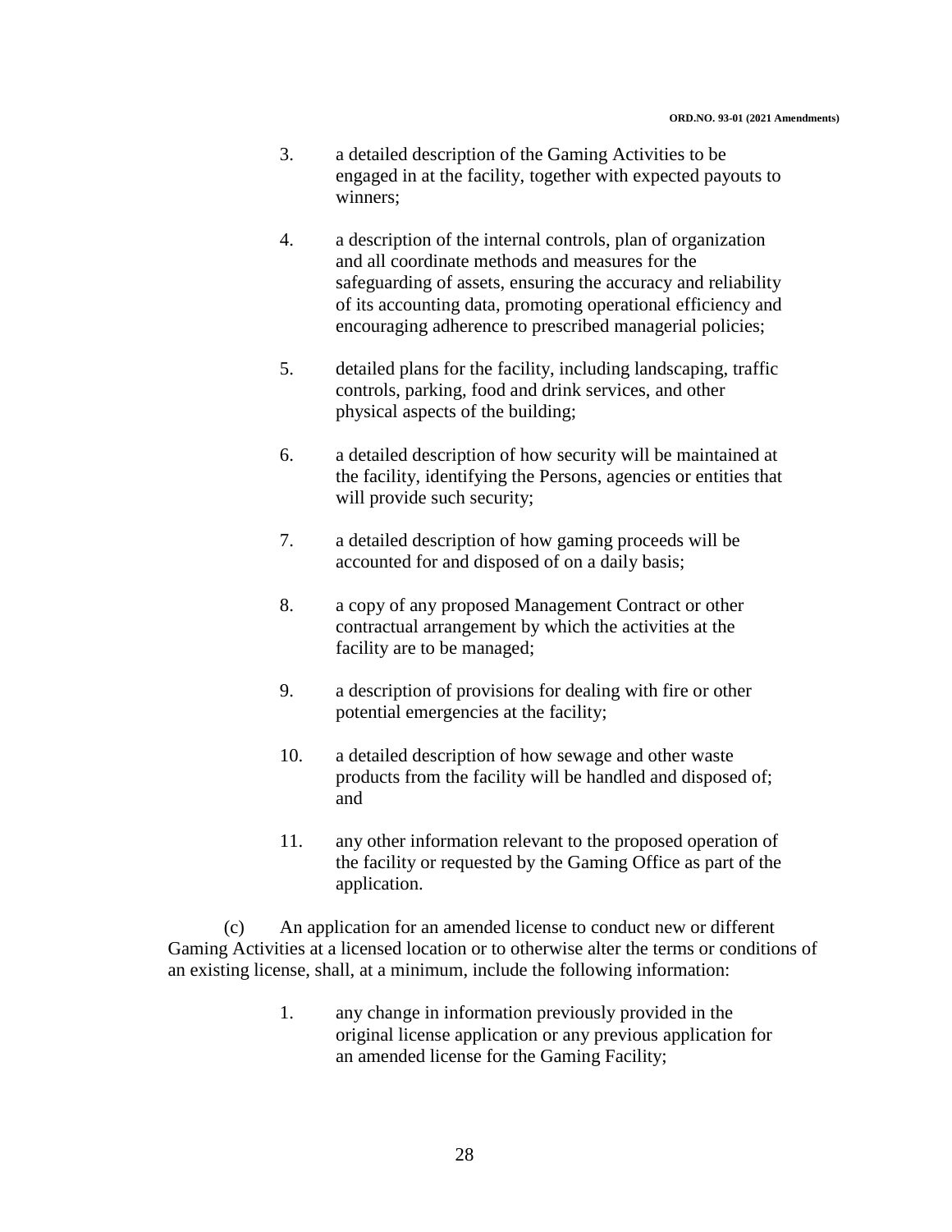3. a detailed description of the Gaming Activities to be engaged in at the facility, together with expected payouts to winners;

4. a description of the internal controls, plan of organization and all coordinate methods and measures for the safeguarding of assets, ensuring the accuracy and reliability of its accounting data, promoting operational efficiency and encouraging adherence to prescribed managerial policies;

5. detailed plans for the facility, including landscaping, traffic controls, parking, food and drink services, and other physical aspects of the building;

6. a detailed description of how security will be maintained at the facility, identifying the Persons, agencies or entities that will provide such security;

7. a detailed description of how gaming proceeds will be accounted for and disposed of on a daily basis;

8. a copy of any proposed Management Contract or other contractual arrangement by which the activities at the facility are to be managed;

9. a description of provisions for dealing with fire or other potential emergencies at the facility;

10. a detailed description of how sewage and other waste products from the facility will be handled and disposed of; and

11. any other information relevant to the proposed operation of the facility or requested by the Gaming Office as part of the application.

(c) An application for an amended license to conduct new or different Gaming Activities at a licensed location or to otherwise alter the terms or conditions of an existing license, shall, at a minimum, include the following information:

1. any change in information previously provided in the original license application or any previous application for an amended license for the Gaming Facility;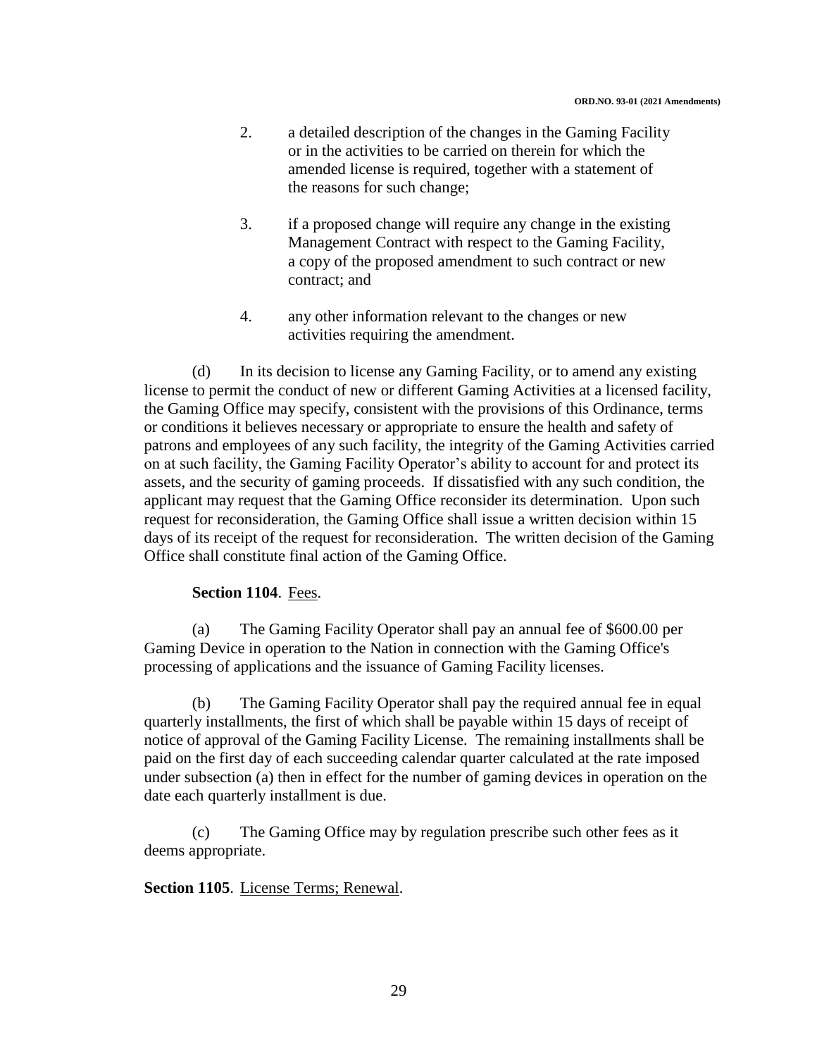2. a detailed description of the changes in the Gaming Facility or in the activities to be carried on therein for which the amended license is required, together with a statement of the reasons for such change;

3. if a proposed change will require any change in the existing Management Contract with respect to the Gaming Facility, a copy of the proposed amendment to such contract or new contract; and

4. any other information relevant to the changes or new activities requiring the amendment.

(d) In its decision to license any Gaming Facility, or to amend any existing license to permit the conduct of new or different Gaming Activities at a licensed facility, the Gaming Office may specify, consistent with the provisions of this Ordinance, terms or conditions it believes necessary or appropriate to ensure the health and safety of patrons and employees of any such facility, the integrity of the Gaming Activities carried on at such facility, the Gaming Facility Operator's ability to account for and protect its assets, and the security of gaming proceeds. If dissatisfied with any such condition, the applicant may request that the Gaming Office reconsider its determination. Upon such request for reconsideration, the Gaming Office shall issue a written decision within 15 days of its receipt of the request for reconsideration. The written decision of the Gaming Office shall constitute final action of the Gaming Office.

**Section 1104**. Fees.

(a) The Gaming Facility Operator shall pay an annual fee of $600.00 per Gaming Device in operation to the Nation in connection with the Gaming Office's processing of applications and the issuance of Gaming Facility licenses.

(b) The Gaming Facility Operator shall pay the required annual fee in equal quarterly installments, the first of which shall be payable within 15 days of receipt of notice of approval of the Gaming Facility License. The remaining installments shall be paid on the first day of each succeeding calendar quarter calculated at the rate imposed under subsection (a) then in effect for the number of gaming devices in operation on the date each quarterly installment is due.

(c) The Gaming Office may by regulation prescribe such other fees as it deems appropriate.

**Section 1105**. License Terms; Renewal.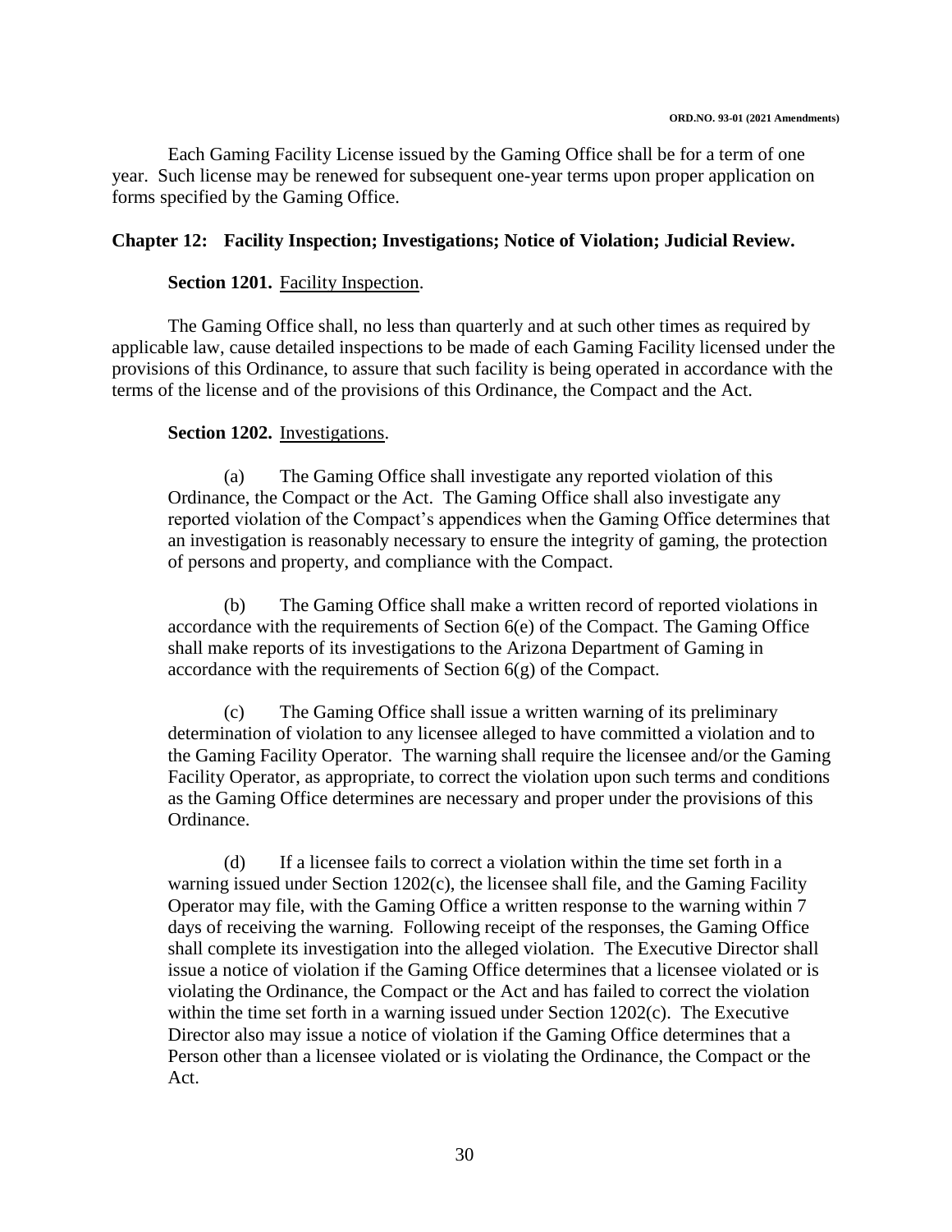Each Gaming Facility License issued by the Gaming Office shall be for a term of one year. Such license may be renewed for subsequent one-year terms upon proper application on forms specified by the Gaming Office.

## Chapter 12: Facility Inspection; Investigations; Notice of Violation; Judicial Review.

**Section 1201.** Facility Inspection.

The Gaming Office shall, no less than quarterly and at such other times as required by applicable law, cause detailed inspections to be made of each Gaming Facility licensed under the provisions of this Ordinance, to assure that such facility is being operated in accordance with the terms of the license and of the provisions of this Ordinance, the Compact and the Act.

**Section 1202.** Investigations.

(a) The Gaming Office shall investigate any reported violation of this Ordinance, the Compact or the Act. The Gaming Office shall also investigate any reported violation of the Compact's appendices when the Gaming Office determines that an investigation is reasonably necessary to ensure the integrity of gaming, the protection of persons and property, and compliance with the Compact.

(b) The Gaming Office shall make a written record of reported violations in accordance with the requirements of Section 6(e) of the Compact. The Gaming Office shall make reports of its investigations to the Arizona Department of Gaming in accordance with the requirements of Section 6(g) of the Compact.

(c) The Gaming Office shall issue a written warning of its preliminary determination of violation to any licensee alleged to have committed a violation and to the Gaming Facility Operator. The warning shall require the licensee and/or the Gaming Facility Operator, as appropriate, to correct the violation upon such terms and conditions as the Gaming Office determines are necessary and proper under the provisions of this Ordinance.

(d) If a licensee fails to correct a violation within the time set forth in a warning issued under Section 1202(c), the licensee shall file, and the Gaming Facility Operator may file, with the Gaming Office a written response to the warning within 7 days of receiving the warning. Following receipt of the responses, the Gaming Office shall complete its investigation into the alleged violation. The Executive Director shall issue a notice of violation if the Gaming Office determines that a licensee violated or is violating the Ordinance, the Compact or the Act and has failed to correct the violation within the time set forth in a warning issued under Section 1202(c). The Executive Director also may issue a notice of violation if the Gaming Office determines that a Person other than a licensee violated or is violating the Ordinance, the Compact or the Act.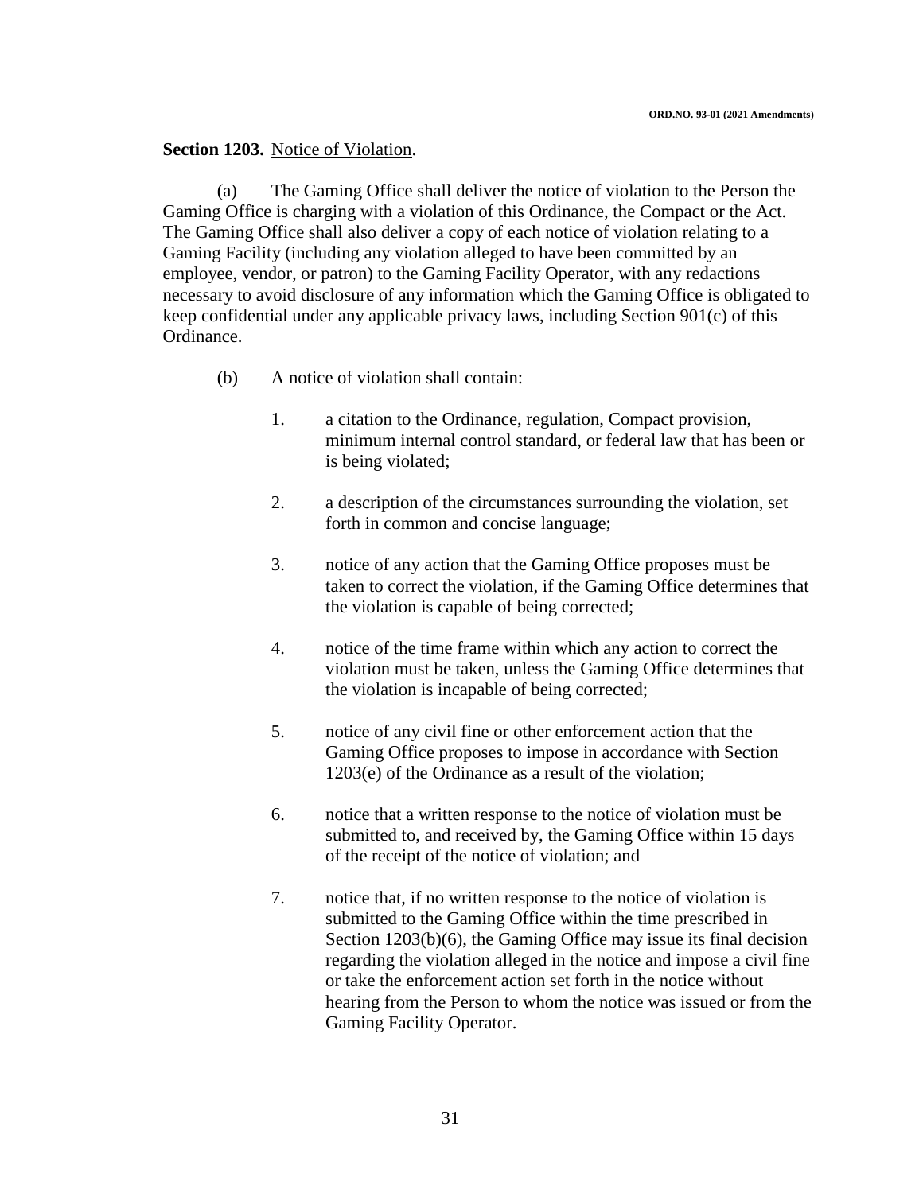**Section 1203.** Notice of Violation.

(a) The Gaming Office shall deliver the notice of violation to the Person the Gaming Office is charging with a violation of this Ordinance, the Compact or the Act. The Gaming Office shall also deliver a copy of each notice of violation relating to a Gaming Facility (including any violation alleged to have been committed by an employee, vendor, or patron) to the Gaming Facility Operator, with any redactions necessary to avoid disclosure of any information which the Gaming Office is obligated to keep confidential under any applicable privacy laws, including Section 901(c) of this Ordinance.

(b) A notice of violation shall contain:

1. a citation to the Ordinance, regulation, Compact provision, minimum internal control standard, or federal law that has been or is being violated;

2. a description of the circumstances surrounding the violation, set forth in common and concise language;

3. notice of any action that the Gaming Office proposes must be taken to correct the violation, if the Gaming Office determines that the violation is capable of being corrected;

4. notice of the time frame within which any action to correct the violation must be taken, unless the Gaming Office determines that the violation is incapable of being corrected;

5. notice of any civil fine or other enforcement action that the Gaming Office proposes to impose in accordance with Section 1203(e) of the Ordinance as a result of the violation;

6. notice that a written response to the notice of violation must be submitted to, and received by, the Gaming Office within 15 days of the receipt of the notice of violation; and

7. notice that, if no written response to the notice of violation is submitted to the Gaming Office within the time prescribed in Section 1203(b)(6), the Gaming Office may issue its final decision regarding the violation alleged in the notice and impose a civil fine or take the enforcement action set forth in the notice without hearing from the Person to whom the notice was issued or from the Gaming Facility Operator.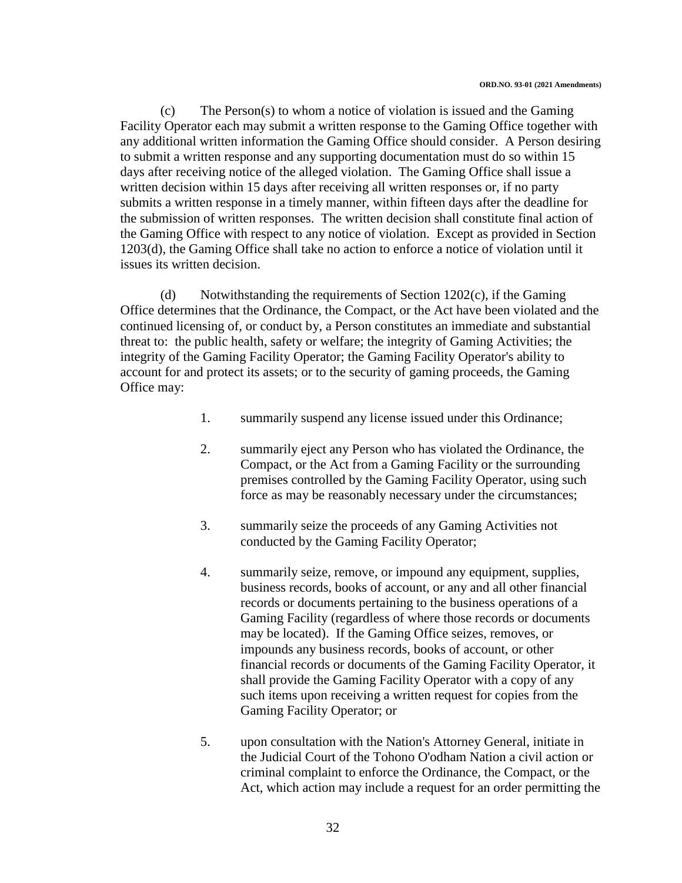(c) The Person(s) to whom a notice of violation is issued and the Gaming Facility Operator each may submit a written response to the Gaming Office together with any additional written information the Gaming Office should consider. A Person desiring to submit a written response and any supporting documentation must do so within 15 days after receiving notice of the alleged violation. The Gaming Office shall issue a written decision within 15 days after receiving all written responses or, if no party submits a written response in a timely manner, within fifteen days after the deadline for the submission of written responses. The written decision shall constitute final action of the Gaming Office with respect to any notice of violation. Except as provided in Section 1203(d), the Gaming Office shall take no action to enforce a notice of violation until it issues its written decision.

(d) Notwithstanding the requirements of Section 1202(c), if the Gaming Office determines that the Ordinance, the Compact, or the Act have been violated and the continued licensing of, or conduct by, a Person constitutes an immediate and substantial threat to: the public health, safety or welfare; the integrity of Gaming Activities; the integrity of the Gaming Facility Operator; the Gaming Facility Operator's ability to account for and protect its assets; or to the security of gaming proceeds, the Gaming Office may:

1. summarily suspend any license issued under this Ordinance;

2. summarily eject any Person who has violated the Ordinance, the Compact, or the Act from a Gaming Facility or the surrounding premises controlled by the Gaming Facility Operator, using such force as may be reasonably necessary under the circumstances;

3. summarily seize the proceeds of any Gaming Activities not conducted by the Gaming Facility Operator;

4. summarily seize, remove, or impound any equipment, supplies, business records, books of account, or any and all other financial records or documents pertaining to the business operations of a Gaming Facility (regardless of where those records or documents may be located). If the Gaming Office seizes, removes, or impounds any business records, books of account, or other financial records or documents of the Gaming Facility Operator, it shall provide the Gaming Facility Operator with a copy of any such items upon receiving a written request for copies from the Gaming Facility Operator; or

5. upon consultation with the Nation's Attorney General, initiate in the Judicial Court of the Tohono O'odham Nation a civil action or criminal complaint to enforce the Ordinance, the Compact, or the Act, which action may include a request for an order permitting the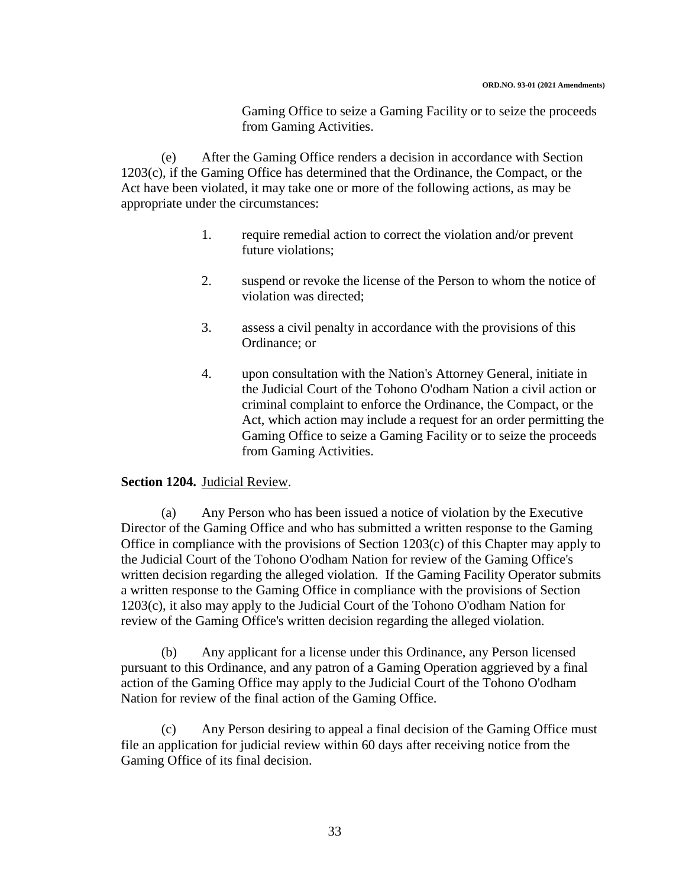Gaming Office to seize a Gaming Facility or to seize the proceeds from Gaming Activities.

(e) After the Gaming Office renders a decision in accordance with Section 1203(c), if the Gaming Office has determined that the Ordinance, the Compact, or the Act have been violated, it may take one or more of the following actions, as may be appropriate under the circumstances:

1. require remedial action to correct the violation and/or prevent future violations;

2. suspend or revoke the license of the Person to whom the notice of violation was directed;

3. assess a civil penalty in accordance with the provisions of this Ordinance; or

4. upon consultation with the Nation's Attorney General, initiate in the Judicial Court of the Tohono O'odham Nation a civil action or criminal complaint to enforce the Ordinance, the Compact, or the Act, which action may include a request for an order permitting the Gaming Office to seize a Gaming Facility or to seize the proceeds from Gaming Activities.

**Section 1204.** Judicial Review.

(a) Any Person who has been issued a notice of violation by the Executive Director of the Gaming Office and who has submitted a written response to the Gaming Office in compliance with the provisions of Section 1203(c) of this Chapter may apply to the Judicial Court of the Tohono O'odham Nation for review of the Gaming Office's written decision regarding the alleged violation. If the Gaming Facility Operator submits a written response to the Gaming Office in compliance with the provisions of Section 1203(c), it also may apply to the Judicial Court of the Tohono O'odham Nation for review of the Gaming Office's written decision regarding the alleged violation.

(b) Any applicant for a license under this Ordinance, any Person licensed pursuant to this Ordinance, and any patron of a Gaming Operation aggrieved by a final action of the Gaming Office may apply to the Judicial Court of the Tohono O'odham Nation for review of the final action of the Gaming Office.

(c) Any Person desiring to appeal a final decision of the Gaming Office must file an application for judicial review within 60 days after receiving notice from the Gaming Office of its final decision.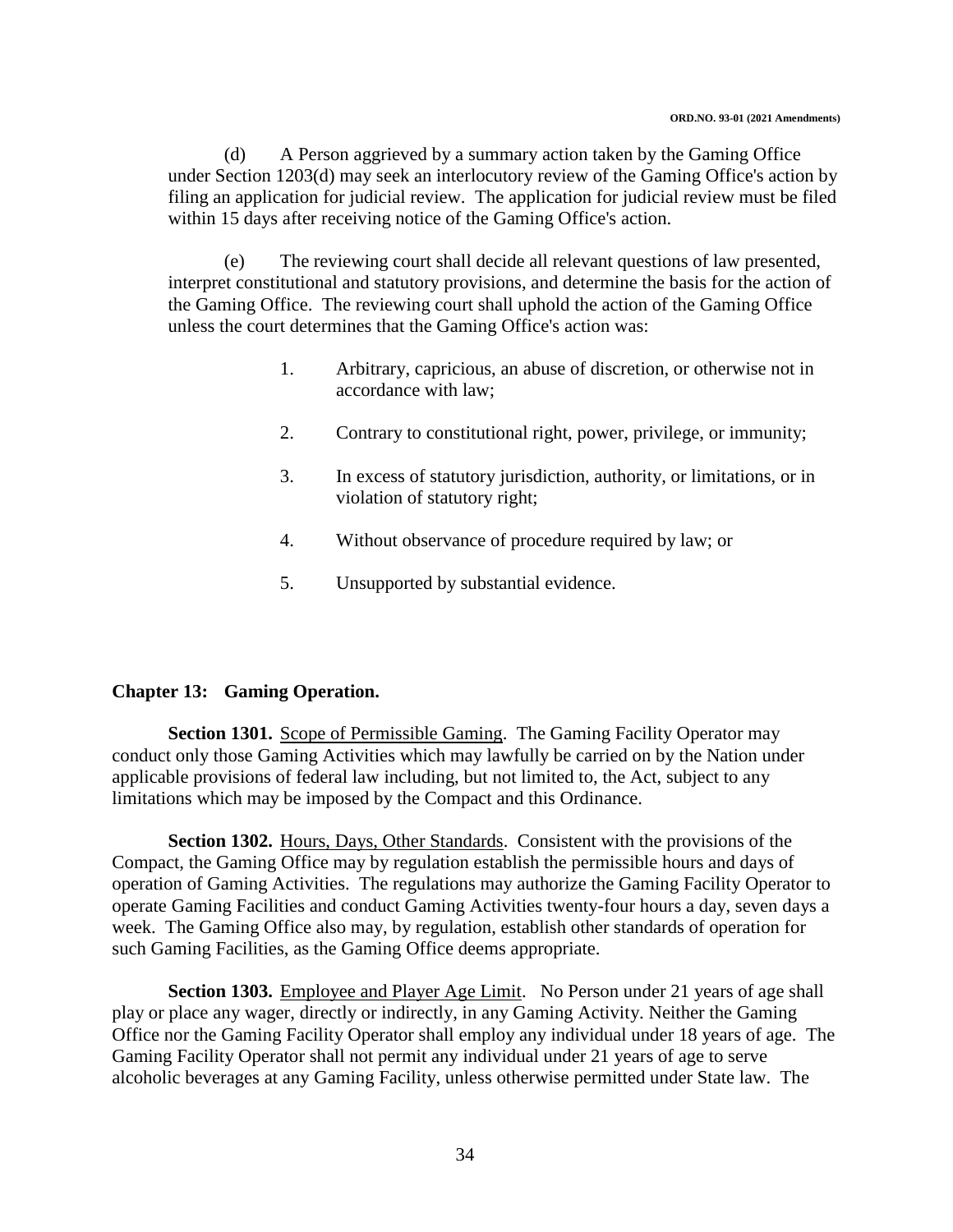(d) A Person aggrieved by a summary action taken by the Gaming Office under Section 1203(d) may seek an interlocutory review of the Gaming Office's action by filing an application for judicial review. The application for judicial review must be filed within 15 days after receiving notice of the Gaming Office's action.

(e) The reviewing court shall decide all relevant questions of law presented, interpret constitutional and statutory provisions, and determine the basis for the action of the Gaming Office. The reviewing court shall uphold the action of the Gaming Office unless the court determines that the Gaming Office's action was:

1. Arbitrary, capricious, an abuse of discretion, or otherwise not in accordance with law;
2. Contrary to constitutional right, power, privilege, or immunity;
3. In excess of statutory jurisdiction, authority, or limitations, or in violation of statutory right;
4. Without observance of procedure required by law; or
5. Unsupported by substantial evidence.

## Chapter 13: Gaming Operation.

**Section 1301.** Scope of Permissible Gaming. The Gaming Facility Operator may conduct only those Gaming Activities which may lawfully be carried on by the Nation under applicable provisions of federal law including, but not limited to, the Act, subject to any limitations which may be imposed by the Compact and this Ordinance.

**Section 1302.** Hours, Days, Other Standards. Consistent with the provisions of the Compact, the Gaming Office may by regulation establish the permissible hours and days of operation of Gaming Activities. The regulations may authorize the Gaming Facility Operator to operate Gaming Facilities and conduct Gaming Activities twenty-four hours a day, seven days a week. The Gaming Office also may, by regulation, establish other standards of operation for such Gaming Facilities, as the Gaming Office deems appropriate.

**Section 1303.** Employee and Player Age Limit. No Person under 21 years of age shall play or place any wager, directly or indirectly, in any Gaming Activity. Neither the Gaming Office nor the Gaming Facility Operator shall employ any individual under 18 years of age. The Gaming Facility Operator shall not permit any individual under 21 years of age to serve alcoholic beverages at any Gaming Facility, unless otherwise permitted under State law. The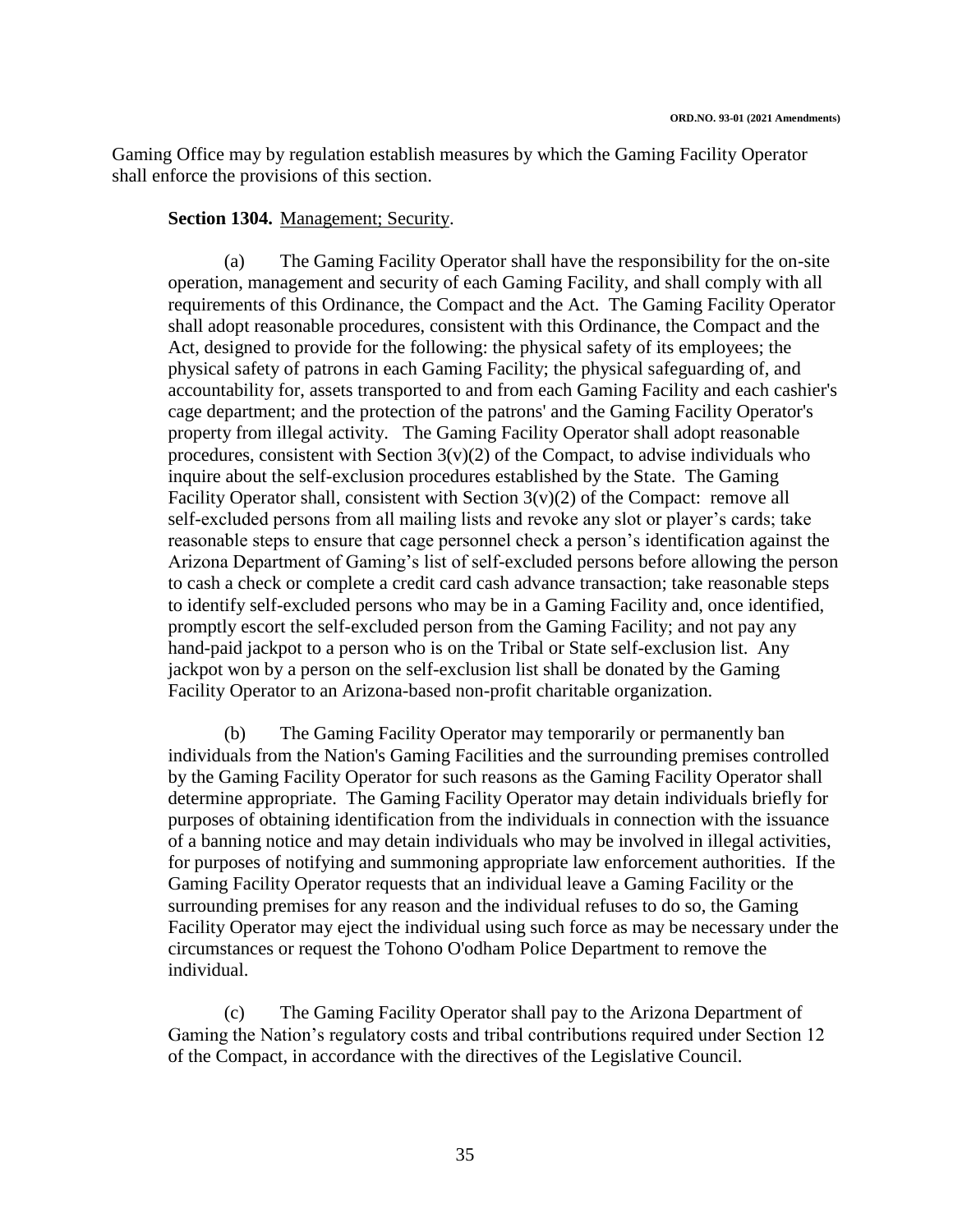Gaming Office may by regulation establish measures by which the Gaming Facility Operator shall enforce the provisions of this section.

**Section 1304.** Management; Security.

(a) The Gaming Facility Operator shall have the responsibility for the on-site operation, management and security of each Gaming Facility, and shall comply with all requirements of this Ordinance, the Compact and the Act. The Gaming Facility Operator shall adopt reasonable procedures, consistent with this Ordinance, the Compact and the Act, designed to provide for the following: the physical safety of its employees; the physical safety of patrons in each Gaming Facility; the physical safeguarding of, and accountability for, assets transported to and from each Gaming Facility and each cashier's cage department; and the protection of the patrons' and the Gaming Facility Operator's property from illegal activity. The Gaming Facility Operator shall adopt reasonable procedures, consistent with Section 3(v)(2) of the Compact, to advise individuals who inquire about the self-exclusion procedures established by the State. The Gaming Facility Operator shall, consistent with Section 3(v)(2) of the Compact: remove all self-excluded persons from all mailing lists and revoke any slot or player's cards; take reasonable steps to ensure that cage personnel check a person's identification against the Arizona Department of Gaming's list of self-excluded persons before allowing the person to cash a check or complete a credit card cash advance transaction; take reasonable steps to identify self-excluded persons who may be in a Gaming Facility and, once identified, promptly escort the self-excluded person from the Gaming Facility; and not pay any hand-paid jackpot to a person who is on the Tribal or State self-exclusion list. Any jackpot won by a person on the self-exclusion list shall be donated by the Gaming Facility Operator to an Arizona-based non-profit charitable organization.

(b) The Gaming Facility Operator may temporarily or permanently ban individuals from the Nation's Gaming Facilities and the surrounding premises controlled by the Gaming Facility Operator for such reasons as the Gaming Facility Operator shall determine appropriate. The Gaming Facility Operator may detain individuals briefly for purposes of obtaining identification from the individuals in connection with the issuance of a banning notice and may detain individuals who may be involved in illegal activities, for purposes of notifying and summoning appropriate law enforcement authorities. If the Gaming Facility Operator requests that an individual leave a Gaming Facility or the surrounding premises for any reason and the individual refuses to do so, the Gaming Facility Operator may eject the individual using such force as may be necessary under the circumstances or request the Tohono O'odham Police Department to remove the individual.

(c) The Gaming Facility Operator shall pay to the Arizona Department of Gaming the Nation's regulatory costs and tribal contributions required under Section 12 of the Compact, in accordance with the directives of the Legislative Council.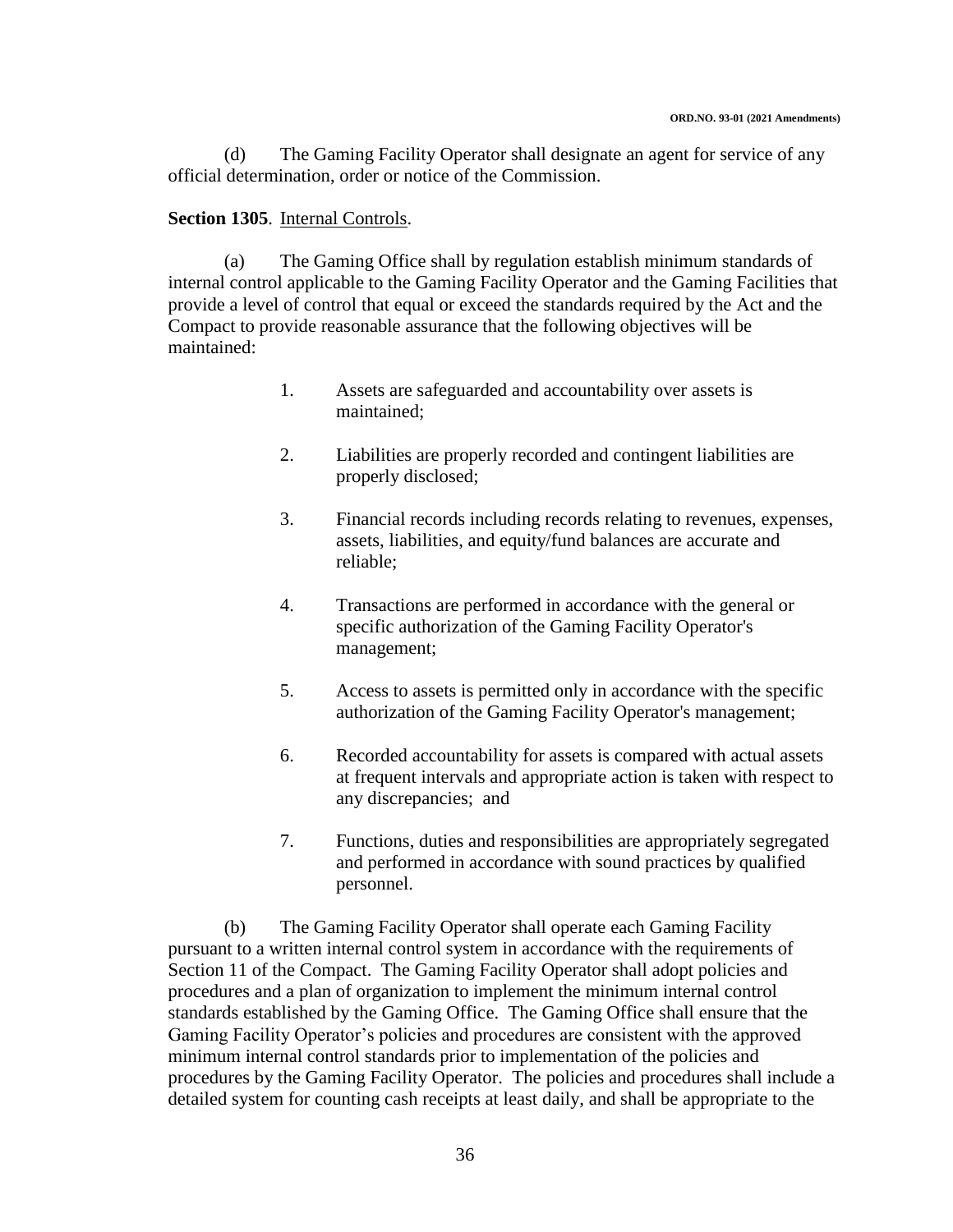(d) The Gaming Facility Operator shall designate an agent for service of any official determination, order or notice of the Commission.

**Section 1305**. Internal Controls.

(a) The Gaming Office shall by regulation establish minimum standards of internal control applicable to the Gaming Facility Operator and the Gaming Facilities that provide a level of control that equal or exceed the standards required by the Act and the Compact to provide reasonable assurance that the following objectives will be maintained:

1. Assets are safeguarded and accountability over assets is maintained;

2. Liabilities are properly recorded and contingent liabilities are properly disclosed;

3. Financial records including records relating to revenues, expenses, assets, liabilities, and equity/fund balances are accurate and reliable;

4. Transactions are performed in accordance with the general or specific authorization of the Gaming Facility Operator's management;

5. Access to assets is permitted only in accordance with the specific authorization of the Gaming Facility Operator's management;

6. Recorded accountability for assets is compared with actual assets at frequent intervals and appropriate action is taken with respect to any discrepancies; and

7. Functions, duties and responsibilities are appropriately segregated and performed in accordance with sound practices by qualified personnel.

(b) The Gaming Facility Operator shall operate each Gaming Facility pursuant to a written internal control system in accordance with the requirements of Section 11 of the Compact. The Gaming Facility Operator shall adopt policies and procedures and a plan of organization to implement the minimum internal control standards established by the Gaming Office. The Gaming Office shall ensure that the Gaming Facility Operator's policies and procedures are consistent with the approved minimum internal control standards prior to implementation of the policies and procedures by the Gaming Facility Operator. The policies and procedures shall include a detailed system for counting cash receipts at least daily, and shall be appropriate to the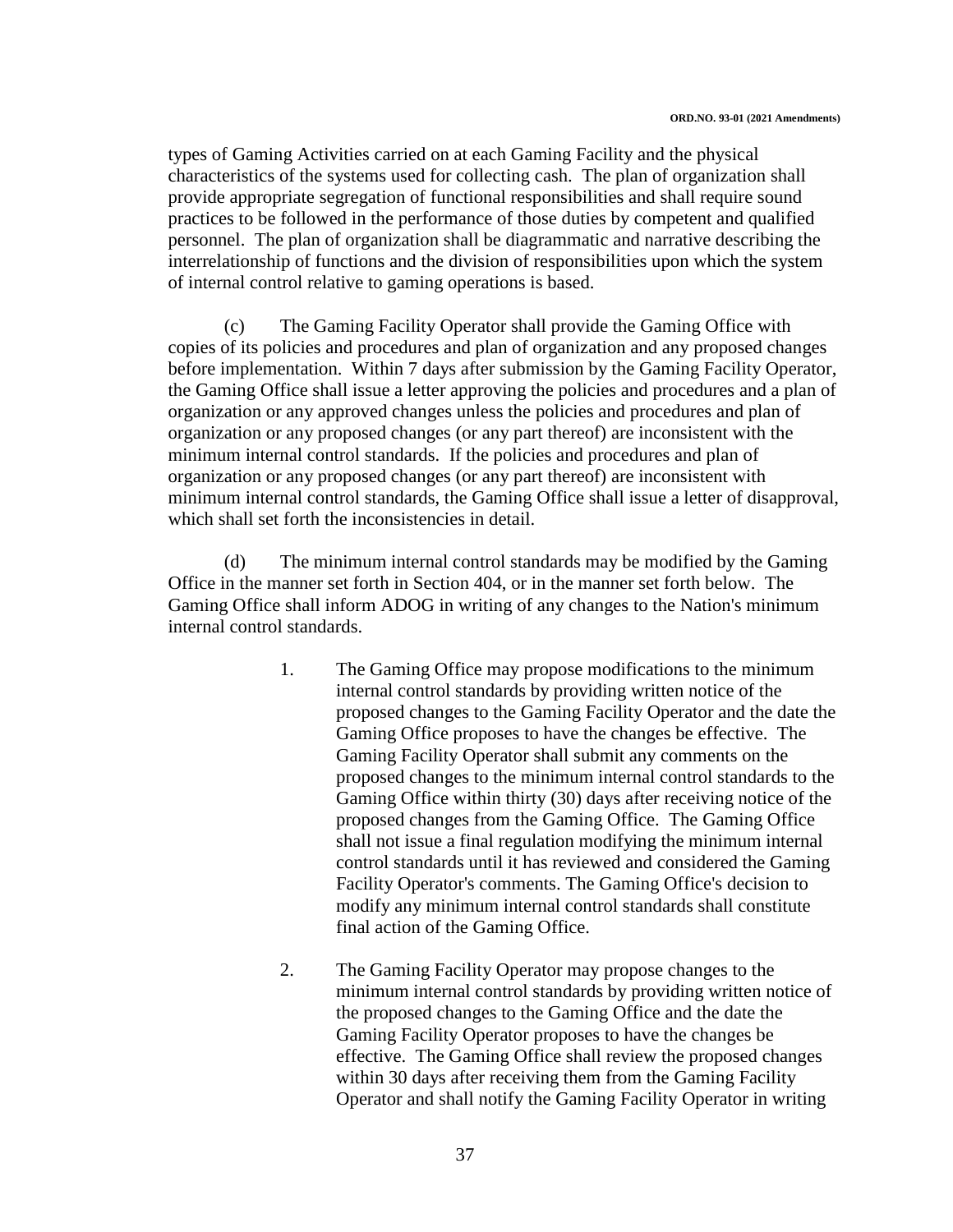types of Gaming Activities carried on at each Gaming Facility and the physical characteristics of the systems used for collecting cash. The plan of organization shall provide appropriate segregation of functional responsibilities and shall require sound practices to be followed in the performance of those duties by competent and qualified personnel. The plan of organization shall be diagrammatic and narrative describing the interrelationship of functions and the division of responsibilities upon which the system of internal control relative to gaming operations is based.

(c) The Gaming Facility Operator shall provide the Gaming Office with copies of its policies and procedures and plan of organization and any proposed changes before implementation. Within 7 days after submission by the Gaming Facility Operator, the Gaming Office shall issue a letter approving the policies and procedures and a plan of organization or any approved changes unless the policies and procedures and plan of organization or any proposed changes (or any part thereof) are inconsistent with the minimum internal control standards. If the policies and procedures and plan of organization or any proposed changes (or any part thereof) are inconsistent with minimum internal control standards, the Gaming Office shall issue a letter of disapproval, which shall set forth the inconsistencies in detail.

(d) The minimum internal control standards may be modified by the Gaming Office in the manner set forth in Section 404, or in the manner set forth below. The Gaming Office shall inform ADOG in writing of any changes to the Nation's minimum internal control standards.

1. The Gaming Office may propose modifications to the minimum internal control standards by providing written notice of the proposed changes to the Gaming Facility Operator and the date the Gaming Office proposes to have the changes be effective. The Gaming Facility Operator shall submit any comments on the proposed changes to the minimum internal control standards to the Gaming Office within thirty (30) days after receiving notice of the proposed changes from the Gaming Office. The Gaming Office shall not issue a final regulation modifying the minimum internal control standards until it has reviewed and considered the Gaming Facility Operator's comments. The Gaming Office's decision to modify any minimum internal control standards shall constitute final action of the Gaming Office.

2. The Gaming Facility Operator may propose changes to the minimum internal control standards by providing written notice of the proposed changes to the Gaming Office and the date the Gaming Facility Operator proposes to have the changes be effective. The Gaming Office shall review the proposed changes within 30 days after receiving them from the Gaming Facility Operator and shall notify the Gaming Facility Operator in writing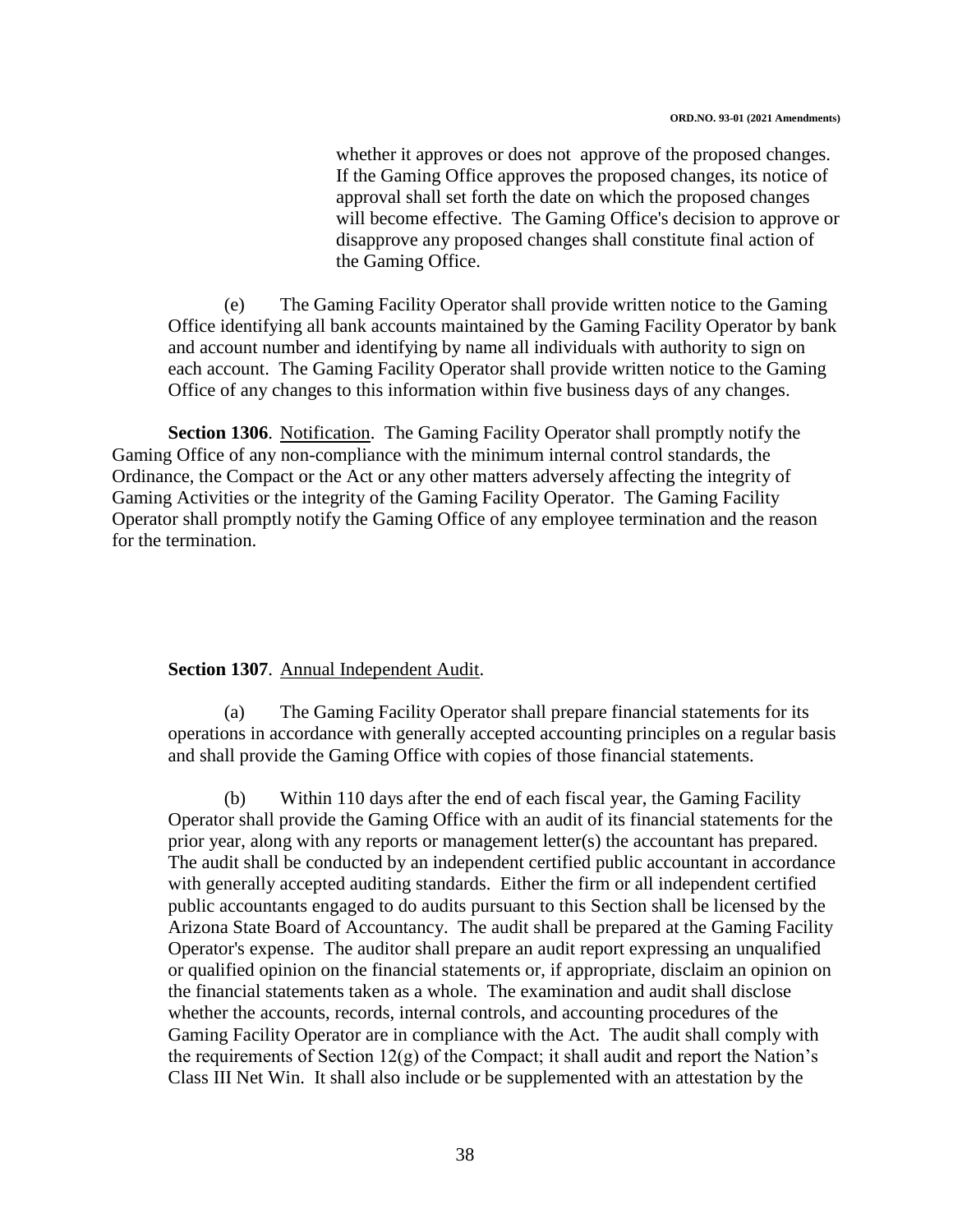whether it approves or does not approve of the proposed changes. If the Gaming Office approves the proposed changes, its notice of approval shall set forth the date on which the proposed changes will become effective. The Gaming Office's decision to approve or disapprove any proposed changes shall constitute final action of the Gaming Office.

(e) The Gaming Facility Operator shall provide written notice to the Gaming Office identifying all bank accounts maintained by the Gaming Facility Operator by bank and account number and identifying by name all individuals with authority to sign on each account. The Gaming Facility Operator shall provide written notice to the Gaming Office of any changes to this information within five business days of any changes.

**Section 1306**. Notification. The Gaming Facility Operator shall promptly notify the Gaming Office of any non-compliance with the minimum internal control standards, the Ordinance, the Compact or the Act or any other matters adversely affecting the integrity of Gaming Activities or the integrity of the Gaming Facility Operator. The Gaming Facility Operator shall promptly notify the Gaming Office of any employee termination and the reason for the termination.

**Section 1307**. Annual Independent Audit.

(a) The Gaming Facility Operator shall prepare financial statements for its operations in accordance with generally accepted accounting principles on a regular basis and shall provide the Gaming Office with copies of those financial statements.

(b) Within 110 days after the end of each fiscal year, the Gaming Facility Operator shall provide the Gaming Office with an audit of its financial statements for the prior year, along with any reports or management letter(s) the accountant has prepared. The audit shall be conducted by an independent certified public accountant in accordance with generally accepted auditing standards. Either the firm or all independent certified public accountants engaged to do audits pursuant to this Section shall be licensed by the Arizona State Board of Accountancy. The audit shall be prepared at the Gaming Facility Operator's expense. The auditor shall prepare an audit report expressing an unqualified or qualified opinion on the financial statements or, if appropriate, disclaim an opinion on the financial statements taken as a whole. The examination and audit shall disclose whether the accounts, records, internal controls, and accounting procedures of the Gaming Facility Operator are in compliance with the Act. The audit shall comply with the requirements of Section 12(g) of the Compact; it shall audit and report the Nation's Class III Net Win. It shall also include or be supplemented with an attestation by the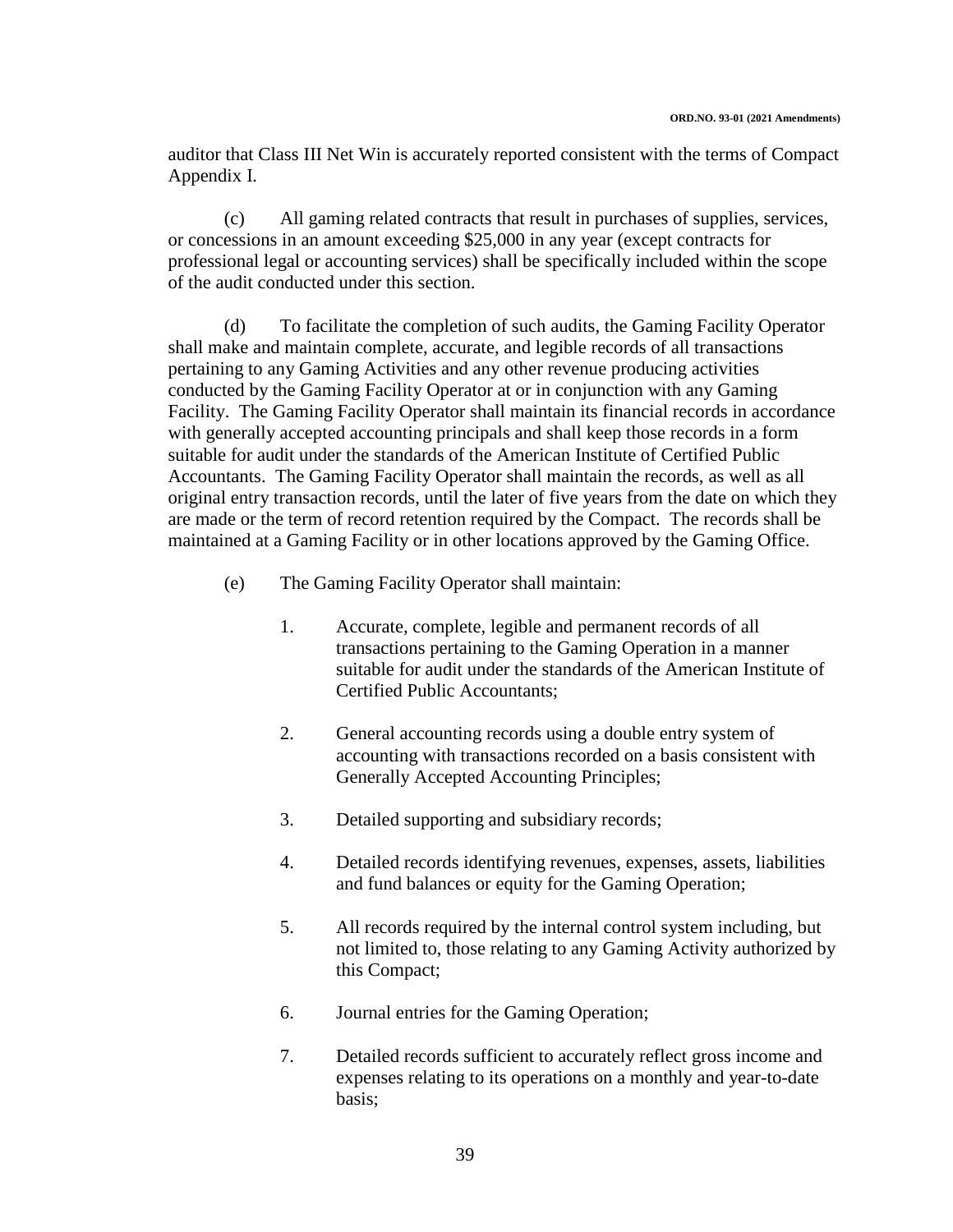auditor that Class III Net Win is accurately reported consistent with the terms of Compact Appendix I.

(c) All gaming related contracts that result in purchases of supplies, services, or concessions in an amount exceeding $25,000 in any year (except contracts for professional legal or accounting services) shall be specifically included within the scope of the audit conducted under this section.

(d) To facilitate the completion of such audits, the Gaming Facility Operator shall make and maintain complete, accurate, and legible records of all transactions pertaining to any Gaming Activities and any other revenue producing activities conducted by the Gaming Facility Operator at or in conjunction with any Gaming Facility. The Gaming Facility Operator shall maintain its financial records in accordance with generally accepted accounting principals and shall keep those records in a form suitable for audit under the standards of the American Institute of Certified Public Accountants. The Gaming Facility Operator shall maintain the records, as well as all original entry transaction records, until the later of five years from the date on which they are made or the term of record retention required by the Compact. The records shall be maintained at a Gaming Facility or in other locations approved by the Gaming Office.

(e) The Gaming Facility Operator shall maintain:

1. Accurate, complete, legible and permanent records of all transactions pertaining to the Gaming Operation in a manner suitable for audit under the standards of the American Institute of Certified Public Accountants;

2. General accounting records using a double entry system of accounting with transactions recorded on a basis consistent with Generally Accepted Accounting Principles;

3. Detailed supporting and subsidiary records;

4. Detailed records identifying revenues, expenses, assets, liabilities and fund balances or equity for the Gaming Operation;

5. All records required by the internal control system including, but not limited to, those relating to any Gaming Activity authorized by this Compact;

6. Journal entries for the Gaming Operation;

7. Detailed records sufficient to accurately reflect gross income and expenses relating to its operations on a monthly and year-to-date basis;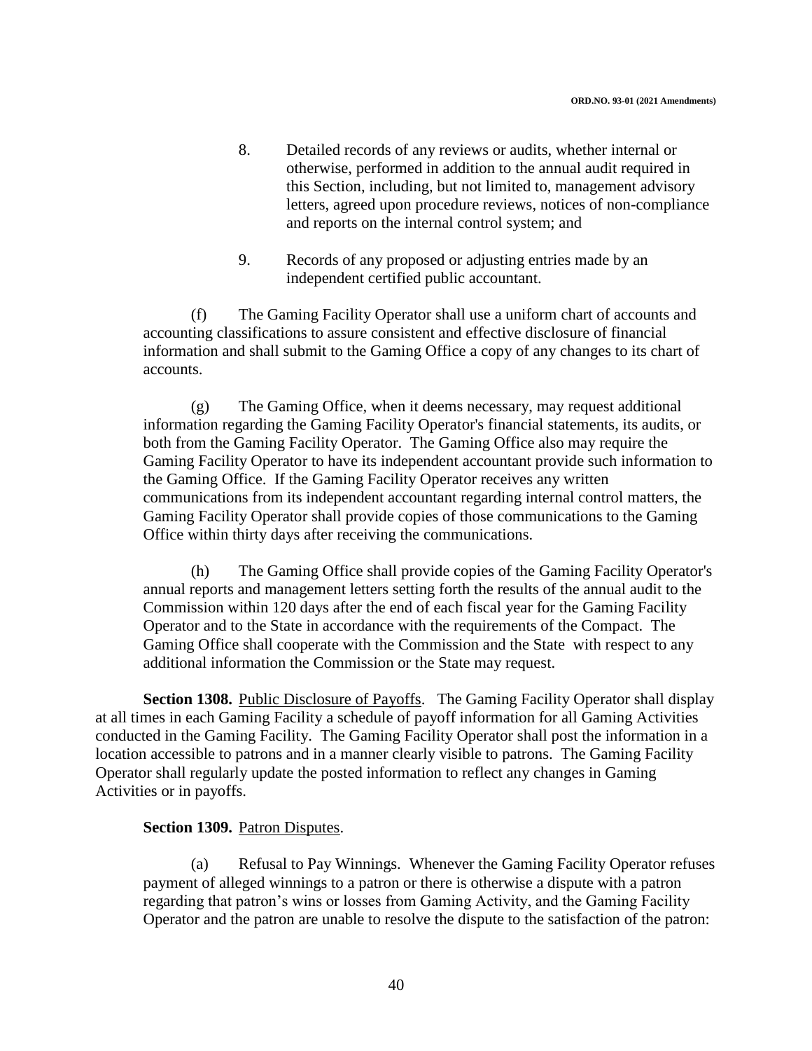8. Detailed records of any reviews or audits, whether internal or otherwise, performed in addition to the annual audit required in this Section, including, but not limited to, management advisory letters, agreed upon procedure reviews, notices of non-compliance and reports on the internal control system; and

9. Records of any proposed or adjusting entries made by an independent certified public accountant.

(f) The Gaming Facility Operator shall use a uniform chart of accounts and accounting classifications to assure consistent and effective disclosure of financial information and shall submit to the Gaming Office a copy of any changes to its chart of accounts.

(g) The Gaming Office, when it deems necessary, may request additional information regarding the Gaming Facility Operator's financial statements, its audits, or both from the Gaming Facility Operator. The Gaming Office also may require the Gaming Facility Operator to have its independent accountant provide such information to the Gaming Office. If the Gaming Facility Operator receives any written communications from its independent accountant regarding internal control matters, the Gaming Facility Operator shall provide copies of those communications to the Gaming Office within thirty days after receiving the communications.

(h) The Gaming Office shall provide copies of the Gaming Facility Operator's annual reports and management letters setting forth the results of the annual audit to the Commission within 120 days after the end of each fiscal year for the Gaming Facility Operator and to the State in accordance with the requirements of the Compact. The Gaming Office shall cooperate with the Commission and the State with respect to any additional information the Commission or the State may request.

**Section 1308.** Public Disclosure of Payoffs. The Gaming Facility Operator shall display at all times in each Gaming Facility a schedule of payoff information for all Gaming Activities conducted in the Gaming Facility. The Gaming Facility Operator shall post the information in a location accessible to patrons and in a manner clearly visible to patrons. The Gaming Facility Operator shall regularly update the posted information to reflect any changes in Gaming Activities or in payoffs.

**Section 1309.** Patron Disputes.

(a) Refusal to Pay Winnings. Whenever the Gaming Facility Operator refuses payment of alleged winnings to a patron or there is otherwise a dispute with a patron regarding that patron's wins or losses from Gaming Activity, and the Gaming Facility Operator and the patron are unable to resolve the dispute to the satisfaction of the patron: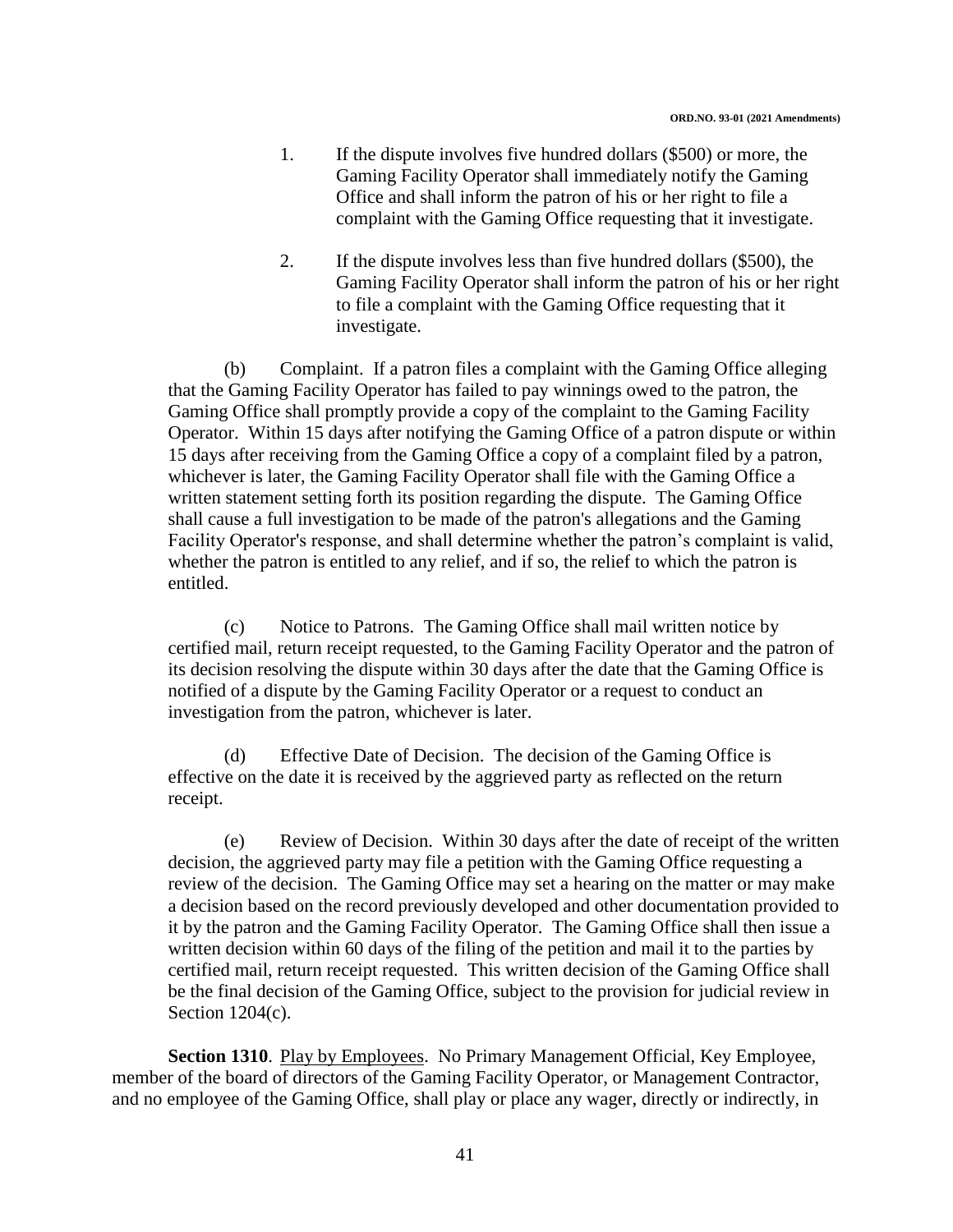1. If the dispute involves five hundred dollars ($500) or more, the Gaming Facility Operator shall immediately notify the Gaming Office and shall inform the patron of his or her right to file a complaint with the Gaming Office requesting that it investigate.

2. If the dispute involves less than five hundred dollars ($500), the Gaming Facility Operator shall inform the patron of his or her right to file a complaint with the Gaming Office requesting that it investigate.

(b) Complaint. If a patron files a complaint with the Gaming Office alleging that the Gaming Facility Operator has failed to pay winnings owed to the patron, the Gaming Office shall promptly provide a copy of the complaint to the Gaming Facility Operator. Within 15 days after notifying the Gaming Office of a patron dispute or within 15 days after receiving from the Gaming Office a copy of a complaint filed by a patron, whichever is later, the Gaming Facility Operator shall file with the Gaming Office a written statement setting forth its position regarding the dispute. The Gaming Office shall cause a full investigation to be made of the patron's allegations and the Gaming Facility Operator's response, and shall determine whether the patron's complaint is valid, whether the patron is entitled to any relief, and if so, the relief to which the patron is entitled.

(c) Notice to Patrons. The Gaming Office shall mail written notice by certified mail, return receipt requested, to the Gaming Facility Operator and the patron of its decision resolving the dispute within 30 days after the date that the Gaming Office is notified of a dispute by the Gaming Facility Operator or a request to conduct an investigation from the patron, whichever is later.

(d) Effective Date of Decision. The decision of the Gaming Office is effective on the date it is received by the aggrieved party as reflected on the return receipt.

(e) Review of Decision. Within 30 days after the date of receipt of the written decision, the aggrieved party may file a petition with the Gaming Office requesting a review of the decision. The Gaming Office may set a hearing on the matter or may make a decision based on the record previously developed and other documentation provided to it by the patron and the Gaming Facility Operator. The Gaming Office shall then issue a written decision within 60 days of the filing of the petition and mail it to the parties by certified mail, return receipt requested. This written decision of the Gaming Office shall be the final decision of the Gaming Office, subject to the provision for judicial review in Section 1204(c).

**Section 1310**. Play by Employees. No Primary Management Official, Key Employee, member of the board of directors of the Gaming Facility Operator, or Management Contractor, and no employee of the Gaming Office, shall play or place any wager, directly or indirectly, in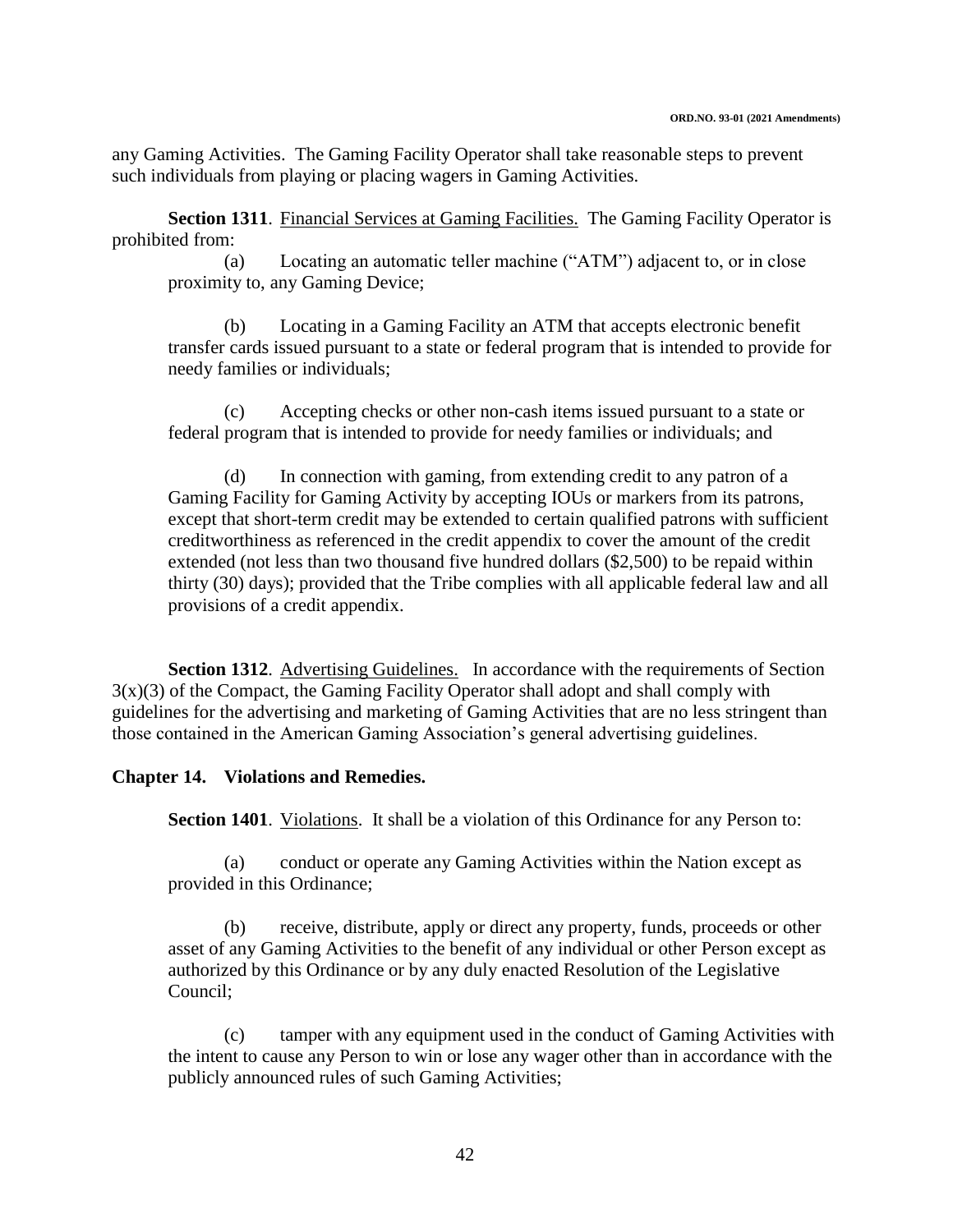any Gaming Activities. The Gaming Facility Operator shall take reasonable steps to prevent such individuals from playing or placing wagers in Gaming Activities.

**Section 1311**. Financial Services at Gaming Facilities. The Gaming Facility Operator is prohibited from:

(a) Locating an automatic teller machine ("ATM") adjacent to, or in close proximity to, any Gaming Device;

(b) Locating in a Gaming Facility an ATM that accepts electronic benefit transfer cards issued pursuant to a state or federal program that is intended to provide for needy families or individuals;

(c) Accepting checks or other non-cash items issued pursuant to a state or federal program that is intended to provide for needy families or individuals; and

(d) In connection with gaming, from extending credit to any patron of a Gaming Facility for Gaming Activity by accepting IOUs or markers from its patrons, except that short-term credit may be extended to certain qualified patrons with sufficient creditworthiness as referenced in the credit appendix to cover the amount of the credit extended (not less than two thousand five hundred dollars ($2,500) to be repaid within thirty (30) days); provided that the Tribe complies with all applicable federal law and all provisions of a credit appendix.

**Section 1312**. Advertising Guidelines. In accordance with the requirements of Section 3(x)(3) of the Compact, the Gaming Facility Operator shall adopt and shall comply with guidelines for the advertising and marketing of Gaming Activities that are no less stringent than those contained in the American Gaming Association's general advertising guidelines.

## Chapter 14. Violations and Remedies.

**Section 1401**. Violations. It shall be a violation of this Ordinance for any Person to:

(a) conduct or operate any Gaming Activities within the Nation except as provided in this Ordinance;

(b) receive, distribute, apply or direct any property, funds, proceeds or other asset of any Gaming Activities to the benefit of any individual or other Person except as authorized by this Ordinance or by any duly enacted Resolution of the Legislative Council;

(c) tamper with any equipment used in the conduct of Gaming Activities with the intent to cause any Person to win or lose any wager other than in accordance with the publicly announced rules of such Gaming Activities;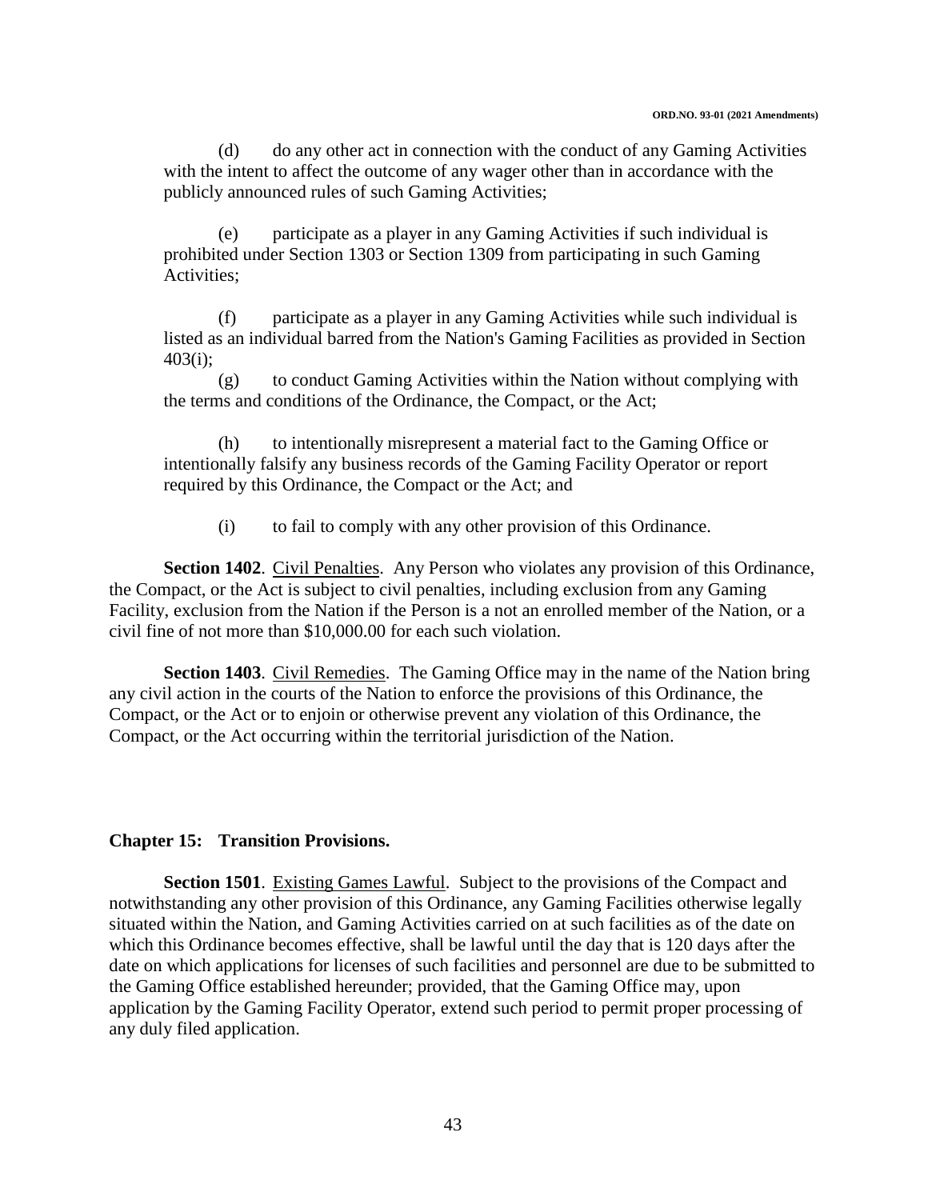(d) do any other act in connection with the conduct of any Gaming Activities with the intent to affect the outcome of any wager other than in accordance with the publicly announced rules of such Gaming Activities;

(e) participate as a player in any Gaming Activities if such individual is prohibited under Section 1303 or Section 1309 from participating in such Gaming Activities;

(f) participate as a player in any Gaming Activities while such individual is listed as an individual barred from the Nation's Gaming Facilities as provided in Section 403(i);

(g) to conduct Gaming Activities within the Nation without complying with the terms and conditions of the Ordinance, the Compact, or the Act;

(h) to intentionally misrepresent a material fact to the Gaming Office or intentionally falsify any business records of the Gaming Facility Operator or report required by this Ordinance, the Compact or the Act; and

(i) to fail to comply with any other provision of this Ordinance.

**Section 1402**. Civil Penalties. Any Person who violates any provision of this Ordinance, the Compact, or the Act is subject to civil penalties, including exclusion from any Gaming Facility, exclusion from the Nation if the Person is a not an enrolled member of the Nation, or a civil fine of not more than $10,000.00 for each such violation.

**Section 1403**. Civil Remedies. The Gaming Office may in the name of the Nation bring any civil action in the courts of the Nation to enforce the provisions of this Ordinance, the Compact, or the Act or to enjoin or otherwise prevent any violation of this Ordinance, the Compact, or the Act occurring within the territorial jurisdiction of the Nation.

## Chapter 15: Transition Provisions.

**Section 1501**. Existing Games Lawful. Subject to the provisions of the Compact and notwithstanding any other provision of this Ordinance, any Gaming Facilities otherwise legally situated within the Nation, and Gaming Activities carried on at such facilities as of the date on which this Ordinance becomes effective, shall be lawful until the day that is 120 days after the date on which applications for licenses of such facilities and personnel are due to be submitted to the Gaming Office established hereunder; provided, that the Gaming Office may, upon application by the Gaming Facility Operator, extend such period to permit proper processing of any duly filed application.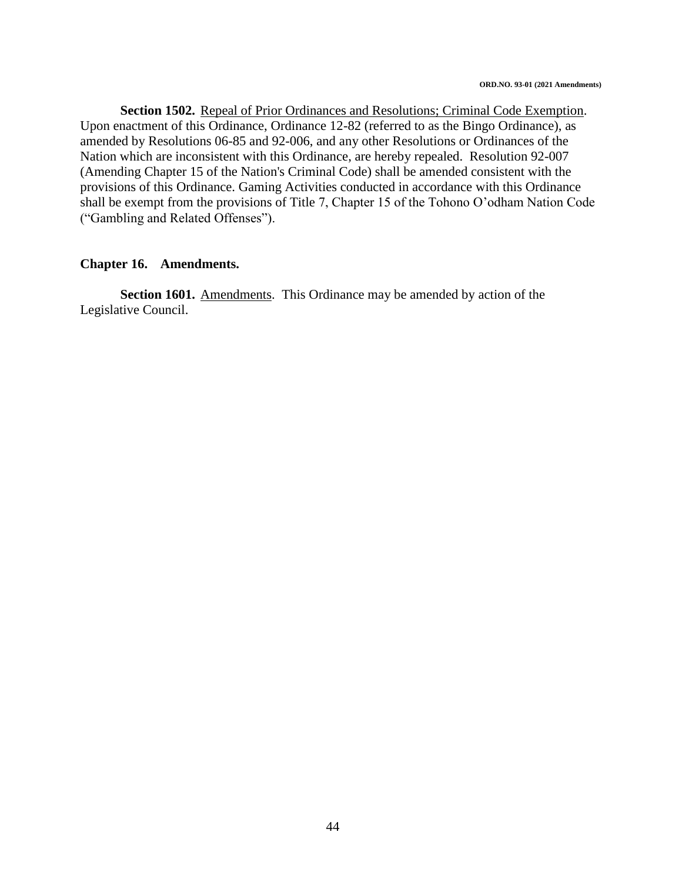**Section 1502.** Repeal of Prior Ordinances and Resolutions; Criminal Code Exemption. Upon enactment of this Ordinance, Ordinance 12-82 (referred to as the Bingo Ordinance), as amended by Resolutions 06-85 and 92-006, and any other Resolutions or Ordinances of the Nation which are inconsistent with this Ordinance, are hereby repealed. Resolution 92-007 (Amending Chapter 15 of the Nation's Criminal Code) shall be amended consistent with the provisions of this Ordinance. Gaming Activities conducted in accordance with this Ordinance shall be exempt from the provisions of Title 7, Chapter 15 of the Tohono O'odham Nation Code ("Gambling and Related Offenses").

## Chapter 16. Amendments.

**Section 1601.** Amendments. This Ordinance may be amended by action of the Legislative Council.